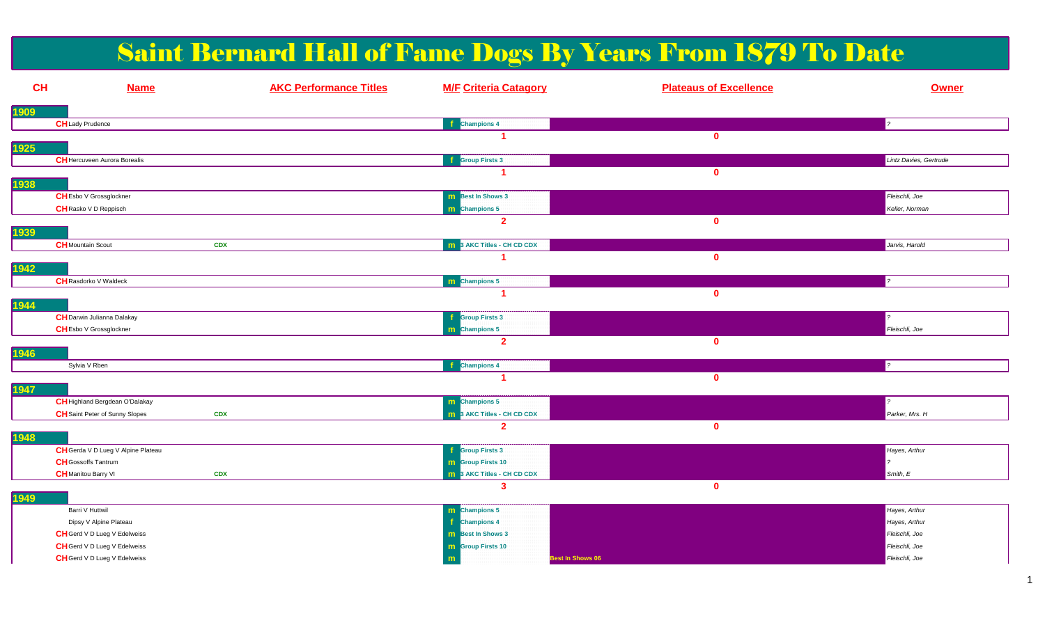# Saint Bernard Hall of Fame Dogs By Years From 1879 To Date

| CH | Name | AKC Performance Titles | M/F | Criteria Catagory | Plateaus of Excellence | Owner |
|---|---|---|---|---|---|---|
| **1909** | | | | | | |
| CH | Lady Prudence | | f | Champions 4 | | ? |
| | | | | 1 | 0 | |
| **1925** | | | | | | |
| CH | Hercuveen Aurora Borealis | | f | Group Firsts 3 | | Lintz Davies, Gertrude |
| | | | | 1 | 0 | |
| **1938** | | | | | | |
| CH | Esbo V Grossglockner | | m | Best In Shows 3 | | Fleischli, Joe |
| CH | Rasko V D Reppisch | | m | Champions 5 | | Keller, Norman |
| | | | | 2 | 0 | |
| **1939** | | | | | | |
| CH | Mountain Scout | CDX | m | 3 AKC Titles - CH CD CDX | | Jarvis, Harold |
| | | | | 1 | 0 | |
| **1942** | | | | | | |
| CH | Rasdorko V Waldeck | | m | Champions 5 | | ? |
| | | | | 1 | 0 | |
| **1944** | | | | | | |
| CH | Darwin Julianna Dalakay | | f | Group Firsts 3 | | ? |
| CH | Esbo V Grossglockner | | m | Champions 5 | | Fleischli, Joe |
| | | | | 2 | 0 | |
| **1946** | | | | | | |
| | Sylvia V Rben | | f | Champions 4 | | ? |
| | | | | 1 | 0 | |
| **1947** | | | | | | |
| CH | Highland Bergdean O'Dalakay | | m | Champions 5 | | ? |
| CH | Saint Peter of Sunny Slopes | CDX | m | 3 AKC Titles - CH CD CDX | | Parker, Mrs. H |
| | | | | 2 | 0 | |
| **1948** | | | | | | |
| CH | Gerda V D Lueg V Alpine Plateau | | f | Group Firsts 3 | | Hayes, Arthur |
| CH | Gossoffs Tantrum | | m | Group Firsts 10 | | ? |
| CH | Manitou Barry VI | CDX | m | 3 AKC Titles - CH CD CDX | | Smith, E |
| | | | | 3 | 0 | |
| **1949** | | | | | | |
| | Barri V Huttwil | | m | Champions 5 | | Hayes, Arthur |
| | Dipsy V Alpine Plateau | | f | Champions 4 | | Hayes, Arthur |
| CH | Gerd V D Lueg V Edelweiss | | m | Best In Shows 3 | | Fleischli, Joe |
| CH | Gerd V D Lueg V Edelweiss | | m | Group Firsts 10 | | Fleischli, Joe |
| CH | Gerd V D Lueg V Edelweiss | | m | | Best In Shows 06 | Fleischli, Joe |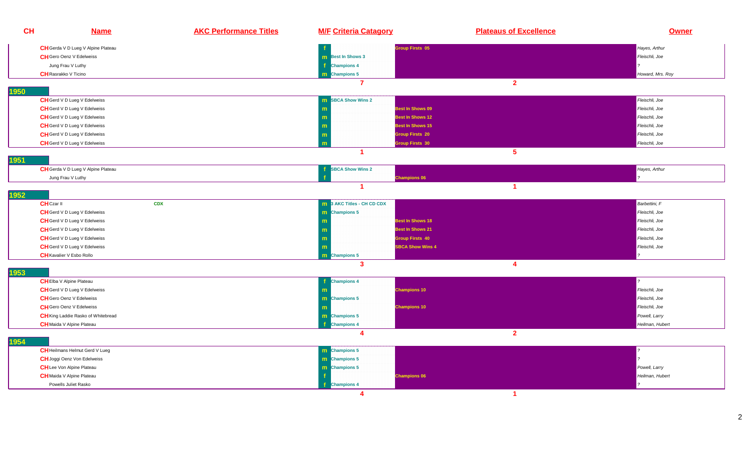| CH | Name | AKC Performance Titles | M/F | Criteria Catagory | Plateaus of Excellence | Owner |
|---|---|---|---|---|---|---|
| CH | Gerda V D Lueg V Alpine Plateau | | f | | Group Firsts 05 | Hayes, Arthur |
| CH | Gero Oenz V Edelweiss | | m | Best In Shows 3 | | Fleischli, Joe |
| | Jung Frau V Luthy | | f | Champions 4 | | ? |
| CH | Rasrakko V Ticino | | m | Champions 5 | | Howard, Mrs. Roy |
| | | | | 7 | 2 | |
| **1950** | | | | | | |
| CH | Gerd V D Lueg V Edelweiss | | m | SBCA Show Wins 2 | | Fleischli, Joe |
| CH | Gerd V D Lueg V Edelweiss | | m | | Best In Shows 09 | Fleischli, Joe |
| CH | Gerd V D Lueg V Edelweiss | | m | | Best In Shows 12 | Fleischli, Joe |
| CH | Gerd V D Lueg V Edelweiss | | m | | Best In Shows 15 | Fleischli, Joe |
| CH | Gerd V D Lueg V Edelweiss | | m | | Group Firsts 20 | Fleischli, Joe |
| CH | Gerd V D Lueg V Edelweiss | | m | | Group Firsts 30 | Fleischli, Joe |
| | | | | 1 | 5 | |
| **1951** | | | | | | |
| CH | Gerda V D Lueg V Alpine Plateau | | f | SBCA Show Wins 2 | | Hayes, Arthur |
| | Jung Frau V Luthy | | f | | Champions 06 | ? |
| | | | | 1 | 1 | |
| **1952** | | | | | | |
| CH | Czar II | CDX | m | 3 AKC Titles - CH CD CDX | | Barbettini, F |
| CH | Gerd V D Lueg V Edelweiss | | m | Champions 5 | | Fleischli, Joe |
| CH | Gerd V D Lueg V Edelweiss | | m | | Best In Shows 18 | Fleischli, Joe |
| CH | Gerd V D Lueg V Edelweiss | | m | | Best In Shows 21 | Fleischli, Joe |
| CH | Gerd V D Lueg V Edelweiss | | m | | Group Firsts 40 | Fleischli, Joe |
| CH | Gerd V D Lueg V Edelweiss | | m | | SBCA Show Wins 4 | Fleischli, Joe |
| CH | Kavalier V Esbo Rollo | | m | Champions 5 | | ? |
| | | | | 3 | 4 | |
| **1953** | | | | | | |
| CH | Elba V Alpine Plateau | | f | Champions 4 | | ? |
| CH | Gerd V D Lueg V Edelweiss | | m | | Champions 10 | Fleischli, Joe |
| CH | Gero Oenz V Edelweiss | | m | Champions 5 | | Fleischli, Joe |
| CH | Gero Oenz V Edelweiss | | m | | Champions 10 | Fleischli, Joe |
| CH | King Laddie Rasko of Whitebread | | m | Champions 5 | | Powell, Larry |
| CH | Maida V Alpine Plateau | | f | Champions 4 | | Heilman, Hubert |
| | | | | 4 | 2 | |
| **1954** | | | | | | |
| CH | Heilmans Helmut Gerd V Lueg | | m | Champions 5 | | ? |
| CH | Joggi Oenz Von Edelweiss | | m | Champions 5 | | ? |
| CH | Lee Von Alpine Plateau | | m | Champions 5 | | Powell, Larry |
| CH | Maida V Alpine Plateau | | f | | Champions 06 | Heilman, Hubert |
| | Powells Juliet Rasko | | f | Champions 4 | | ? |
| | | | | 4 | 1 | |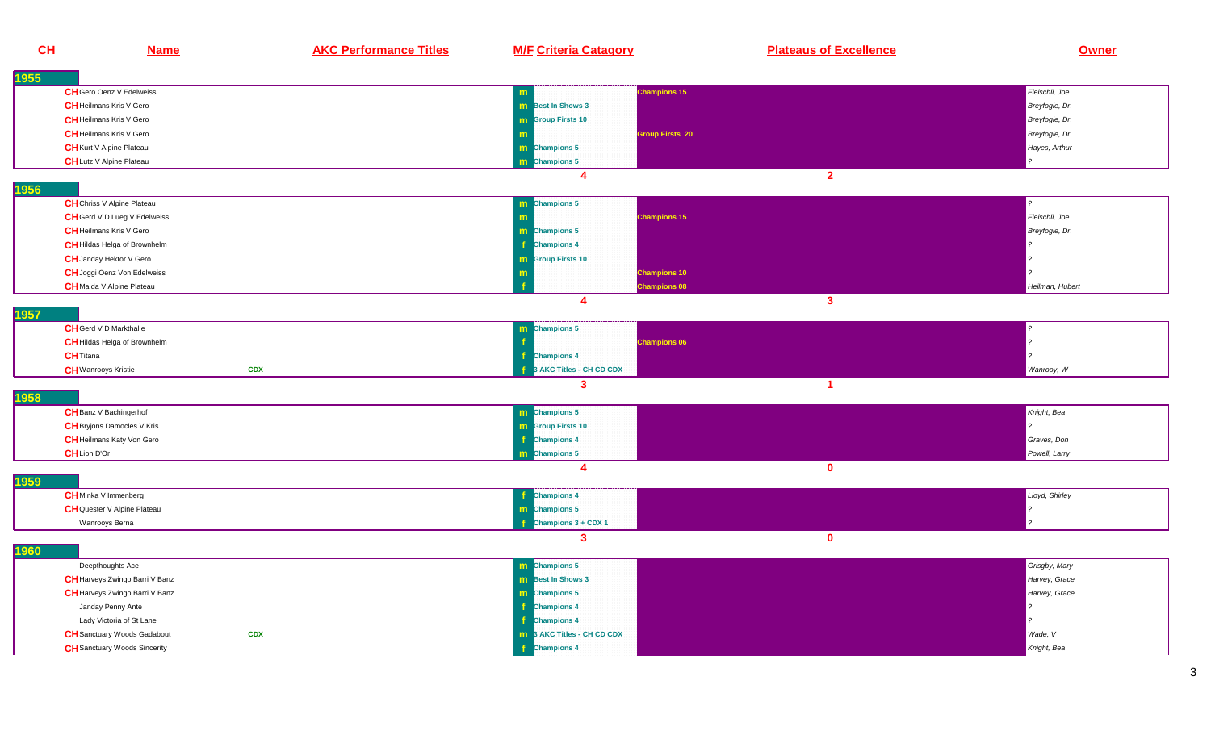| CH | Name | AKC Performance Titles | M/F | Criteria Catagory | Plateaus of Excellence | Owner |
|---|---|---|---|---|---|---|
| **1955** | | | | | | |
| CH | Gero Oenz V Edelweiss | | m | | Champions 15 | Fleischli, Joe |
| CH | Heilmans Kris V Gero | | m | Best In Shows 3 | | Breyfogle, Dr. |
| CH | Heilmans Kris V Gero | | m | Group Firsts 10 | | Breyfogle, Dr. |
| CH | Heilmans Kris V Gero | | m | | Group Firsts 20 | Breyfogle, Dr. |
| CH | Kurt V Alpine Plateau | | m | Champions 5 | | Hayes, Arthur |
| CH | Lutz V Alpine Plateau | | m | Champions 5 | | ? |
| | | | | 4 | 2 | |
| **1956** | | | | | | |
| CH | Chriss V Alpine Plateau | | m | Champions 5 | | ? |
| CH | Gerd V D Lueg V Edelweiss | | m | | Champions 15 | Fleischli, Joe |
| CH | Heilmans Kris V Gero | | m | Champions 5 | | Breyfogle, Dr. |
| CH | Hildas Helga of Brownhelm | | f | Champions 4 | | ? |
| CH | Janday Hektor V Gero | | m | Group Firsts 10 | | ? |
| CH | Joggi Oenz Von Edelweiss | | m | | Champions 10 | ? |
| CH | Maida V Alpine Plateau | | f | | Champions 08 | Heilman, Hubert |
| | | | | 4 | 3 | |
| **1957** | | | | | | |
| CH | Gerd V D Markthalle | | m | Champions 5 | | ? |
| CH | Hildas Helga of Brownhelm | | f | | Champions 06 | ? |
| CH | Titana | | f | Champions 4 | | ? |
| CH | Wanrooys Kristie | CDX | f | 3 AKC Titles - CH CD CDX | | Wanrooy, W |
| | | | | 3 | 1 | |
| **1958** | | | | | | |
| CH | Banz V Bachingerhof | | m | Champions 5 | | Knight, Bea |
| CH | Bryjons Damocles V Kris | | m | Group Firsts 10 | | ? |
| CH | Heilmans Katy Von Gero | | f | Champions 4 | | Graves, Don |
| CH | Lion D'Or | | m | Champions 5 | | Powell, Larry |
| | | | | 4 | 0 | |
| **1959** | | | | | | |
| CH | Minka V Immenberg | | f | Champions 4 | | Lloyd, Shirley |
| CH | Quester V Alpine Plateau | | m | Champions 5 | | ? |
| | Wanrooys Berna | | f | Champions 3 + CDX 1 | | ? |
| | | | | 3 | 0 | |
| **1960** | | | | | | |
| | Deepthoughts Ace | | m | Champions 5 | | Grisgby, Mary |
| CH | Harveys Zwingo Barri V Banz | | m | Best In Shows 3 | | Harvey, Grace |
| CH | Harveys Zwingo Barri V Banz | | m | Champions 5 | | Harvey, Grace |
| | Janday Penny Ante | | f | Champions 4 | | ? |
| | Lady Victoria of St Lane | | f | Champions 4 | | ? |
| CH | Sanctuary Woods Gadabout | CDX | m | 3 AKC Titles - CH CD CDX | | Wade, V |
| CH | Sanctuary Woods Sincerity | | f | Champions 4 | | Knight, Bea |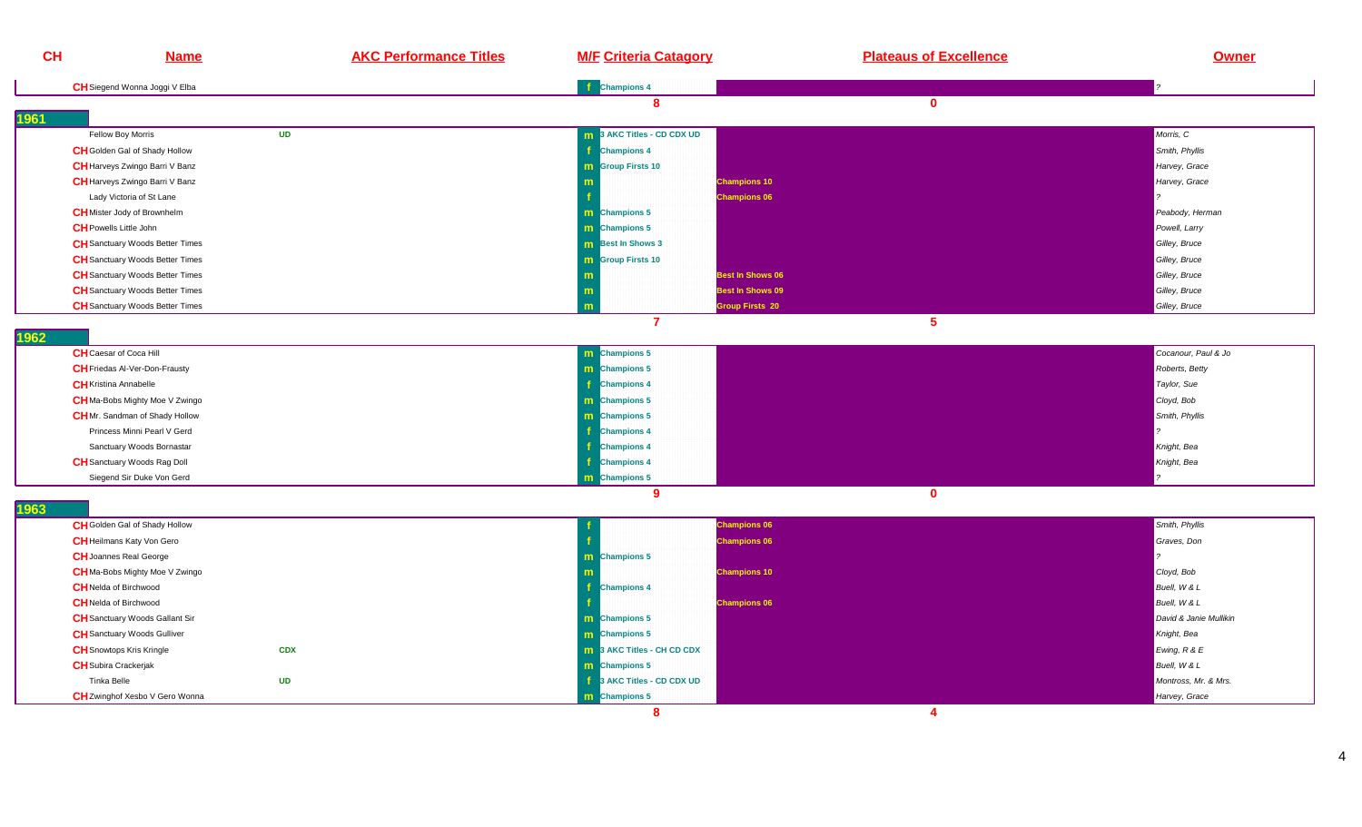| CH | Name | AKC Performance Titles | M/F | Criteria Catagory | Plateaus of Excellence | Owner |
|---|---|---|---|---|---|---|
| CH | Siegend Wonna Joggi V Elba | | f | Champions 4 | | ? |
| | | | | 8 | 0 | |

## 1961

| CH | Name | AKC Performance Titles | M/F | Criteria Catagory | Plateaus of Excellence | Owner |
|---|---|---|---|---|---|---|
| | Fellow Boy Morris | UD | m | 3 AKC Titles - CD CDX UD | | Morris, C |
| CH | Golden Gal of Shady Hollow | | f | Champions 4 | | Smith, Phyllis |
| CH | Harveys Zwingo Barri V Banz | | m | Group Firsts 10 | | Harvey, Grace |
| CH | Harveys Zwingo Barri V Banz | | m | | Champions 10 | Harvey, Grace |
| | Lady Victoria of St Lane | | f | | Champions 06 | ? |
| CH | Mister Jody of Brownhelm | | m | Champions 5 | | Peabody, Herman |
| CH | Powells Little John | | m | Champions 5 | | Powell, Larry |
| CH | Sanctuary Woods Better Times | | m | Best In Shows 3 | | Gilley, Bruce |
| CH | Sanctuary Woods Better Times | | m | Group Firsts 10 | | Gilley, Bruce |
| CH | Sanctuary Woods Better Times | | m | | Best In Shows 06 | Gilley, Bruce |
| CH | Sanctuary Woods Better Times | | m | | Best In Shows 09 | Gilley, Bruce |
| CH | Sanctuary Woods Better Times | | m | | Group Firsts 20 | Gilley, Bruce |
| | | | | 7 | 5 | |

## 1962

| CH | Name | AKC Performance Titles | M/F | Criteria Catagory | Plateaus of Excellence | Owner |
|---|---|---|---|---|---|---|
| CH | Caesar of Coca Hill | | m | Champions 5 | | Cocanour, Paul & Jo |
| CH | Friedas Al-Ver-Don-Frausty | | m | Champions 5 | | Roberts, Betty |
| CH | Kristina Annabelle | | f | Champions 4 | | Taylor, Sue |
| CH | Ma-Bobs Mighty Moe V Zwingo | | m | Champions 5 | | Cloyd, Bob |
| CH | Mr. Sandman of Shady Hollow | | m | Champions 5 | | Smith, Phyllis |
| | Princess Minni Pearl V Gerd | | f | Champions 4 | | ? |
| | Sanctuary Woods Bornastar | | f | Champions 4 | | Knight, Bea |
| CH | Sanctuary Woods Rag Doll | | f | Champions 4 | | Knight, Bea |
| | Siegend Sir Duke Von Gerd | | m | Champions 5 | | ? |
| | | | | 9 | 0 | |

## 1963

| CH | Name | AKC Performance Titles | M/F | Criteria Catagory | Plateaus of Excellence | Owner |
|---|---|---|---|---|---|---|
| CH | Golden Gal of Shady Hollow | | f | | Champions 06 | Smith, Phyllis |
| CH | Heilmans Katy Von Gero | | f | | Champions 06 | Graves, Don |
| CH | Joannes Real George | | m | Champions 5 | | ? |
| CH | Ma-Bobs Mighty Moe V Zwingo | | m | | Champions 10 | Cloyd, Bob |
| CH | Nelda of Birchwood | | f | Champions 4 | | Buell, W & L |
| CH | Nelda of Birchwood | | f | | Champions 06 | Buell, W & L |
| CH | Sanctuary Woods Gallant Sir | | m | Champions 5 | | David & Janie Mullikin |
| CH | Sanctuary Woods Gulliver | | m | Champions 5 | | Knight, Bea |
| CH | Snowtops Kris Kringle | CDX | m | 3 AKC Titles - CH CD CDX | | Ewing, R & E |
| CH | Subira Crackerjak | | m | Champions 5 | | Buell, W & L |
| | Tinka Belle | UD | f | 3 AKC Titles - CD CDX UD | | Montross, Mr. & Mrs. |
| CH | Zwinghof Xesbo V Gero Wonna | | m | Champions 5 | | Harvey, Grace |
| | | | | 8 | 4 | |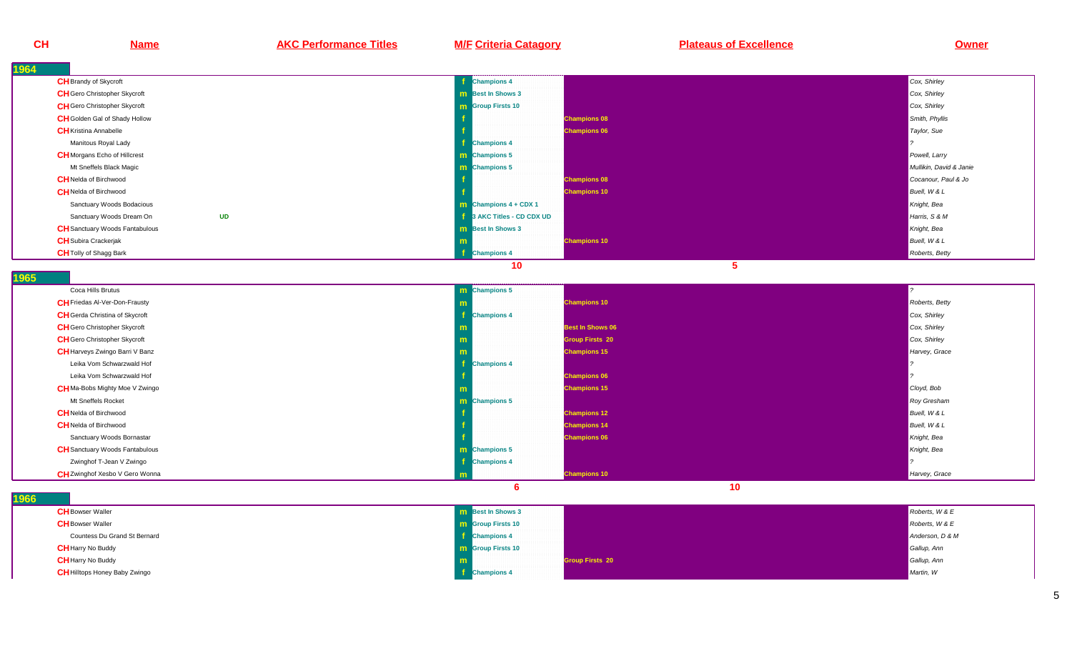| CH | Name | AKC Performance Titles | M/F | Criteria Catagory | Plateaus of Excellence | Owner |
|---|---|---|---|---|---|---|
| **1964** | | | | | | |
| CH | Brandy of Skycroft | | f | Champions 4 | | Cox, Shirley |
| CH | Gero Christopher Skycroft | | m | Best In Shows 3 | | Cox, Shirley |
| CH | Gero Christopher Skycroft | | m | Group Firsts 10 | | Cox, Shirley |
| CH | Golden Gal of Shady Hollow | | f | | Champions 08 | Smith, Phyllis |
| CH | Kristina Annabelle | | f | | Champions 06 | Taylor, Sue |
| | Manitous Royal Lady | | f | Champions 4 | | ? |
| CH | Morgans Echo of Hillcrest | | m | Champions 5 | | Powell, Larry |
| | Mt Sneffels Black Magic | | m | Champions 5 | | Mullikin, David & Janie |
| CH | Nelda of Birchwood | | f | | Champions 08 | Cocanour, Paul & Jo |
| CH | Nelda of Birchwood | | f | | Champions 10 | Buell, W & L |
| | Sanctuary Woods Bodacious | | m | Champions 4 + CDX 1 | | Knight, Bea |
| | Sanctuary Woods Dream On | UD | f | 3 AKC Titles - CD CDX UD | | Harris, S & M |
| CH | Sanctuary Woods Fantabulous | | m | Best In Shows 3 | | Knight, Bea |
| CH | Subira Crackerjak | | m | | Champions 10 | Buell, W & L |
| CH | Tolly of Shagg Bark | | f | Champions 4 | | Roberts, Betty |
| | | | | 10 | 5 | |
| **1965** | | | | | | |
| | Coca Hills Brutus | | m | Champions 5 | | ? |
| CH | Friedas Al-Ver-Don-Frausty | | m | | Champions 10 | Roberts, Betty |
| CH | Gerda Christina of Skycroft | | f | Champions 4 | | Cox, Shirley |
| CH | Gero Christopher Skycroft | | m | | Best In Shows 06 | Cox, Shirley |
| CH | Gero Christopher Skycroft | | m | | Group Firsts 20 | Cox, Shirley |
| CH | Harveys Zwingo Barri V Banz | | m | | Champions 15 | Harvey, Grace |
| | Leika Vom Schwarzwald Hof | | f | Champions 4 | | ? |
| | Leika Vom Schwarzwald Hof | | f | | Champions 06 | ? |
| CH | Ma-Bobs Mighty Moe V Zwingo | | m | | Champions 15 | Cloyd, Bob |
| | Mt Sneffels Rocket | | m | Champions 5 | | Roy Gresham |
| CH | Nelda of Birchwood | | f | | Champions 12 | Buell, W & L |
| CH | Nelda of Birchwood | | f | | Champions 14 | Buell, W & L |
| | Sanctuary Woods Bornastar | | f | | Champions 06 | Knight, Bea |
| CH | Sanctuary Woods Fantabulous | | m | Champions 5 | | Knight, Bea |
| | Zwinghof T-Jean V Zwingo | | f | Champions 4 | | ? |
| CH | Zwinghof Xesbo V Gero Wonna | | m | | Champions 10 | Harvey, Grace |
| | | | | 6 | 10 | |
| **1966** | | | | | | |
| CH | Bowser Waller | | m | Best In Shows 3 | | Roberts, W & E |
| CH | Bowser Waller | | m | Group Firsts 10 | | Roberts, W & E |
| | Countess Du Grand St Bernard | | f | Champions 4 | | Anderson, D & M |
| CH | Harry No Buddy | | m | Group Firsts 10 | | Gallup, Ann |
| CH | Harry No Buddy | | m | | Group Firsts 20 | Gallup, Ann |
| CH | Hilltops Honey Baby Zwingo | | f | Champions 4 | | Martin, W |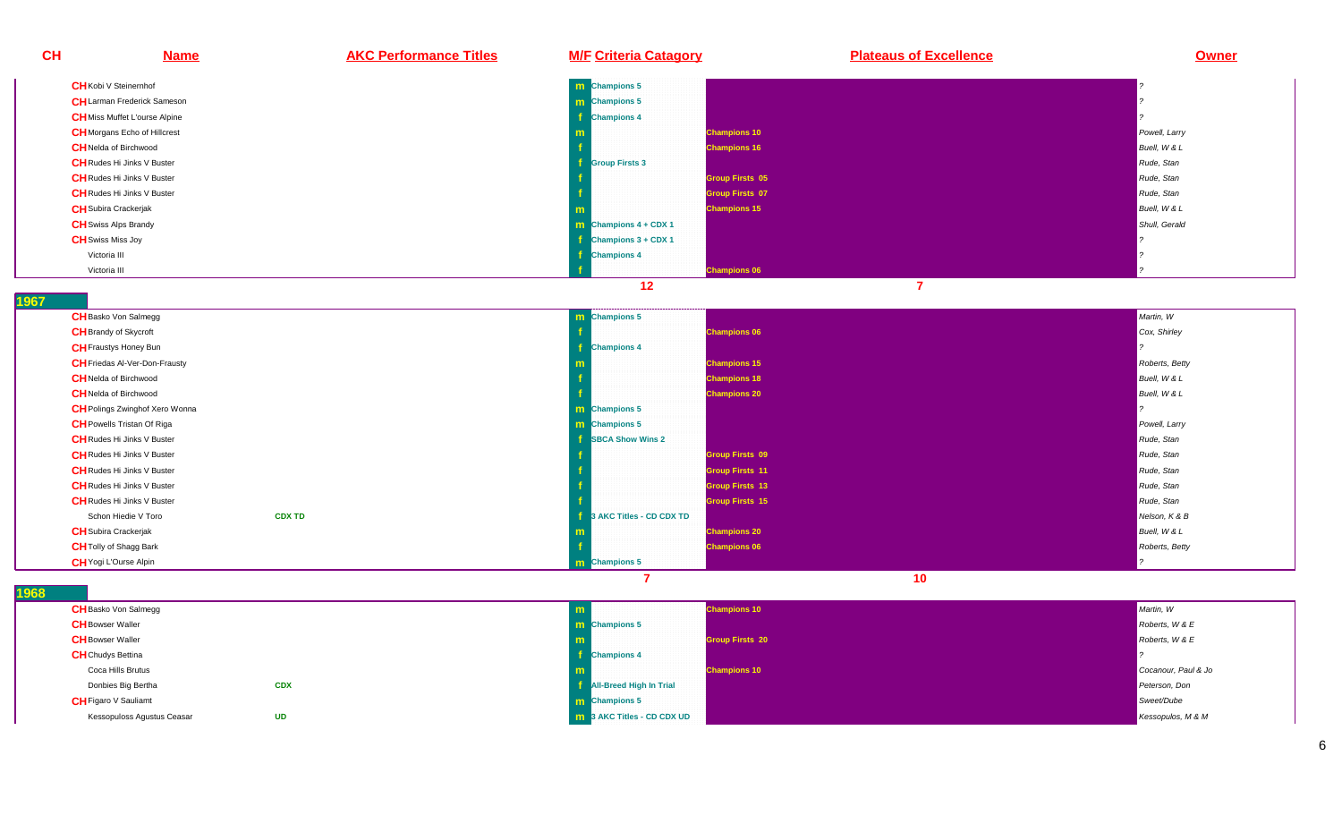| CH | Name | AKC Performance Titles | M/F | Criteria Catagory | Plateaus of Excellence | Owner |
|---|---|---|---|---|---|---|
| CH | Kobi V Steinernhof | | m | Champions 5 | | ? |
| CH | Larman Frederick Sameson | | m | Champions 5 | | ? |
| CH | Miss Muffet L'ourse Alpine | | f | Champions 4 | | ? |
| CH | Morgans Echo of Hillcrest | | m | | Champions 10 | Powell, Larry |
| CH | Nelda of Birchwood | | f | | Champions 16 | Buell, W & L |
| CH | Rudes Hi Jinks V Buster | | f | Group Firsts 3 | | Rude, Stan |
| CH | Rudes Hi Jinks V Buster | | f | | Group Firsts 05 | Rude, Stan |
| CH | Rudes Hi Jinks V Buster | | f | | Group Firsts 07 | Rude, Stan |
| CH | Subira Crackerjak | | m | | Champions 15 | Buell, W & L |
| CH | Swiss Alps Brandy | | m | Champions 4 + CDX 1 | | Shull, Gerald |
| CH | Swiss Miss Joy | | f | Champions 3 + CDX 1 | | ? |
| | Victoria III | | f | Champions 4 | | ? |
| | Victoria III | | f | | Champions 06 | ? |
| | | | | 12 | 7 | |
| **1967** | | | | | | |
| CH | Basko Von Salmegg | | m | Champions 5 | | Martin, W |
| CH | Brandy of Skycroft | | f | | Champions 06 | Cox, Shirley |
| CH | Fraustys Honey Bun | | f | Champions 4 | | ? |
| CH | Friedas Al-Ver-Don-Frausty | | m | | Champions 15 | Roberts, Betty |
| CH | Nelda of Birchwood | | f | | Champions 18 | Buell, W & L |
| CH | Nelda of Birchwood | | f | | Champions 20 | Buell, W & L |
| CH | Polings Zwinghof Xero Wonna | | m | Champions 5 | | ? |
| CH | Powells Tristan Of Riga | | m | Champions 5 | | Powell, Larry |
| CH | Rudes Hi Jinks V Buster | | f | SBCA Show Wins 2 | | Rude, Stan |
| CH | Rudes Hi Jinks V Buster | | f | | Group Firsts 09 | Rude, Stan |
| CH | Rudes Hi Jinks V Buster | | f | | Group Firsts 11 | Rude, Stan |
| CH | Rudes Hi Jinks V Buster | | f | | Group Firsts 13 | Rude, Stan |
| CH | Rudes Hi Jinks V Buster | | f | | Group Firsts 15 | Rude, Stan |
| | Schon Hiedie V Toro | CDX TD | f | 3 AKC Titles - CD CDX TD | | Nelson, K & B |
| CH | Subira Crackerjak | | m | | Champions 20 | Buell, W & L |
| CH | Tolly of Shagg Bark | | f | | Champions 06 | Roberts, Betty |
| CH | Yogi L'Ourse Alpin | | m | Champions 5 | | ? |
| | | | | 7 | 10 | |
| **1968** | | | | | | |
| CH | Basko Von Salmegg | | m | | Champions 10 | Martin, W |
| CH | Bowser Waller | | m | Champions 5 | | Roberts, W & E |
| CH | Bowser Waller | | m | | Group Firsts 20 | Roberts, W & E |
| CH | Chudys Bettina | | f | Champions 4 | | ? |
| | Coca Hills Brutus | | m | | Champions 10 | Cocanour, Paul & Jo |
| | Donbies Big Bertha | CDX | f | All-Breed High In Trial | | Peterson, Don |
| CH | Figaro V Sauliamt | | m | Champions 5 | | Sweet/Dube |
| | Kessopuloss Agustus Ceasar | UD | m | 3 AKC Titles - CD CDX UD | | Kessopulos, M & M |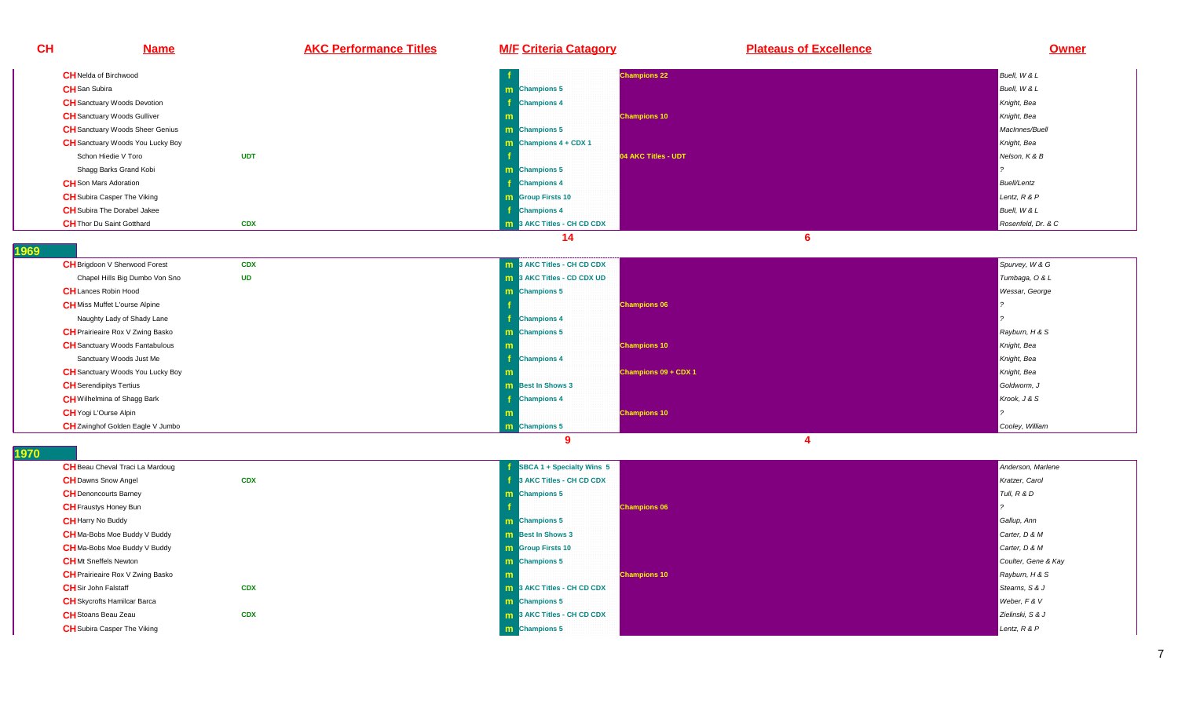| CH | Name | AKC Performance Titles | M/F | Criteria Catagory | Plateaus of Excellence | Owner |
|---|---|---|---|---|---|---|
| CH | Nelda of Birchwood | | f | | Champions 22 | Buell, W & L |
| CH | San Subira | | m | Champions 5 | | Buell, W & L |
| CH | Sanctuary Woods Devotion | | f | Champions 4 | | Knight, Bea |
| CH | Sanctuary Woods Gulliver | | m | | Champions 10 | Knight, Bea |
| CH | Sanctuary Woods Sheer Genius | | m | Champions 5 | | MacInnes/Buell |
| CH | Sanctuary Woods You Lucky Boy | | m | Champions 4 + CDX 1 | | Knight, Bea |
| | Schon Hiedie V Toro | UDT | f | | 04 AKC Titles - UDT | Nelson, K & B |
| | Shagg Barks Grand Kobi | | m | Champions 5 | | ? |
| CH | Son Mars Adoration | | f | Champions 4 | | Buell/Lentz |
| CH | Subira Casper The Viking | | m | Group Firsts 10 | | Lentz, R & P |
| CH | Subira The Dorabel Jakee | | f | Champions 4 | | Buell, W & L |
| CH | Thor Du Saint Gotthard | CDX | m | 3 AKC Titles - CH CD CDX | | Rosenfeld, Dr. & C |
| | | | | 14 | 6 | |

## 1969

| CH | Name | AKC Performance Titles | M/F | Criteria Catagory | Plateaus of Excellence | Owner |
|---|---|---|---|---|---|---|
| CH | Brigdoon V Sherwood Forest | CDX | m | 3 AKC Titles - CH CD CDX | | Spurvey, W & G |
| | Chapel Hills Big Dumbo Von Sno | UD | m | 3 AKC Titles - CD CDX UD | | Tumbaga, O & L |
| CH | Lances Robin Hood | | m | Champions 5 | | Wessar, George |
| CH | Miss Muffet L'ourse Alpine | | f | | Champions 06 | ? |
| | Naughty Lady of Shady Lane | | f | Champions 4 | | ? |
| CH | Prairieaire Rox V Zwing Basko | | m | Champions 5 | | Rayburn, H & S |
| CH | Sanctuary Woods Fantabulous | | m | | Champions 10 | Knight, Bea |
| | Sanctuary Woods Just Me | | f | Champions 4 | | Knight, Bea |
| CH | Sanctuary Woods You Lucky Boy | | m | | Champions 09 + CDX 1 | Knight, Bea |
| CH | Serendipitys Tertius | | m | Best In Shows 3 | | Goldworm, J |
| CH | Wilhelmina of Shagg Bark | | f | Champions 4 | | Krook, J & S |
| CH | Yogi L'Ourse Alpin | | m | | Champions 10 | ? |
| CH | Zwinghof Golden Eagle V Jumbo | | m | Champions 5 | | Cooley, William |
| | | | | 9 | 4 | |

## 1970

| CH | Name | AKC Performance Titles | M/F | Criteria Catagory | Plateaus of Excellence | Owner |
|---|---|---|---|---|---|---|
| CH | Beau Cheval Traci La Mardoug | | f | SBCA 1 + Specialty Wins 5 | | Anderson, Marlene |
| CH | Dawns Snow Angel | CDX | f | 3 AKC Titles - CH CD CDX | | Kratzer, Carol |
| CH | Denoncourts Barney | | m | Champions 5 | | Tull, R & D |
| CH | Fraustys Honey Bun | | f | | Champions 06 | ? |
| CH | Harry No Buddy | | m | Champions 5 | | Gallup, Ann |
| CH | Ma-Bobs Moe Buddy V Buddy | | m | Best In Shows 3 | | Carter, D & M |
| CH | Ma-Bobs Moe Buddy V Buddy | | m | Group Firsts 10 | | Carter, D & M |
| CH | Mt Sneffels Newton | | m | Champions 5 | | Coulter, Gene & Kay |
| CH | Prairieaire Rox V Zwing Basko | | m | | Champions 10 | Rayburn, H & S |
| CH | Sir John Falstaff | CDX | m | 3 AKC Titles - CH CD CDX | | Stearns, S & J |
| CH | Skycrofts Hamilcar Barca | | m | Champions 5 | | Weber, F & V |
| CH | Stoans Beau Zeau | CDX | m | 3 AKC Titles - CH CD CDX | | Zielinski, S & J |
| CH | Subira Casper The Viking | | m | Champions 5 | | Lentz, R & P |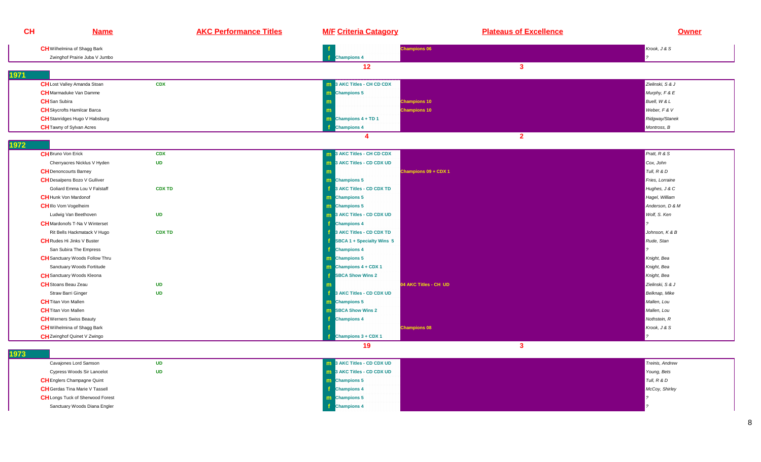| CH | Name | AKC Performance Titles | M/F | Criteria Catagory | Plateaus of Excellence | Owner |
|---|---|---|---|---|---|---|
| CH | Wilhelmina of Shagg Bark | | f | | Champions 06 | Krook, J & S |
| | Zwinghof Prairie Juba V Jumbo | | f | Champions 4 | | ? |
| | | | | 12 | 3 | |
| **1971** | | | | | | |
| CH | Lost Valley Amanda Stoan | CDX | m | 3 AKC Titles - CH CD CDX | | Zielinski, S & J |
| CH | Marmaduke Van Damme | | m | Champions 5 | | Murphy, F & E |
| CH | San Subira | | m | | Champions 10 | Buell, W & L |
| CH | Skycrofts Hamilcar Barca | | m | | Champions 10 | Weber, F & V |
| CH | Stanridges Hugo V Habsburg | | m | Champions 4 + TD 1 | | Ridgway/Stanek |
| CH | Tawny of Sylvan Acres | | f | Champions 4 | | Montross, B |
| | | | | 4 | 2 | |
| **1972** | | | | | | |
| CH | Bruno Von Erick | CDX | m | 3 AKC Titles - CH CD CDX | | Pratt, R & S |
| | Cherryacres Nicklus V Hyden | UD | m | 3 AKC Titles - CD CDX UD | | Cox, John |
| CH | Denoncourts Barney | | m | | Champions 09 + CDX 1 | Tull, R & D |
| CH | Desalpens Bozo V Gulliver | | m | Champions 5 | | Fries, Lorraine |
| | Goliard Emma Lou V Falstaff | CDX TD | f | 3 AKC Titles - CD CDX TD | | Hughes, J & C |
| CH | Hunk Von Mardonof | | m | Champions 5 | | Hagel, William |
| CH | Illo Vom Vogelheim | | m | Champions 5 | | Anderson, D & M |
| | Ludwig Van Beethoven | UD | m | 3 AKC Titles - CD CDX UD | | Wolf, S. Ken |
| CH | Mardonofs T-Na V Winterset | | f | Champions 4 | | ? |
| | Rit Bells Hackmatack V Hugo | CDX TD | f | 3 AKC Titles - CD CDX TD | | Johnson, K & B |
| CH | Rudes Hi Jinks V Buster | | f | SBCA 1 + Specialty Wins 5 | | Rude, Stan |
| | San Subira The Empress | | f | Champions 4 | | ? |
| CH | Sanctuary Woods Follow Thru | | m | Champions 5 | | Knight, Bea |
| | Sanctuary Woods Fortitude | | m | Champions 4 + CDX 1 | | Knight, Bea |
| CH | Sanctuary Woods Kleona | | f | SBCA Show Wins 2 | | Knight, Bea |
| CH | Stoans Beau Zeau | UD | m | | 04 AKC Titles - CH UD | Zielinski, S & J |
| | Straw Barri Ginger | UD | f | 3 AKC Titles - CD CDX UD | | Belknap, Mike |
| CH | Titan Von Mallen | | m | Champions 5 | | Mallen, Lou |
| CH | Titan Von Mallen | | m | SBCA Show Wins 2 | | Mallen, Lou |
| CH | Werners Swiss Beauty | | f | Champions 4 | | Nothstein, R |
| CH | Wilhelmina of Shagg Bark | | f | | Champions 08 | Krook, J & S |
| CH | Zwinghof Quinet V Zwingo | | f | Champions 3 + CDX 1 | | ? |
| | | | | 19 | 3 | |
| **1973** | | | | | | |
| | Cavajones Lord Samson | UD | m | 3 AKC Titles - CD CDX UD | | Treinis, Andrew |
| | Cypress Woods Sir Lancelot | UD | m | 3 AKC Titles - CD CDX UD | | Young, Bets |
| CH | Englers Champagne Quint | | m | Champions 5 | | Tull, R & D |
| CH | Gerdas Tina Marie V Tassell | | f | Champions 4 | | McCoy, Shirley |
| CH | Longs Tuck of Sherwood Forest | | m | Champions 5 | | ? |
| | Sanctuary Woods Diana Engler | | f | Champions 4 | | ? |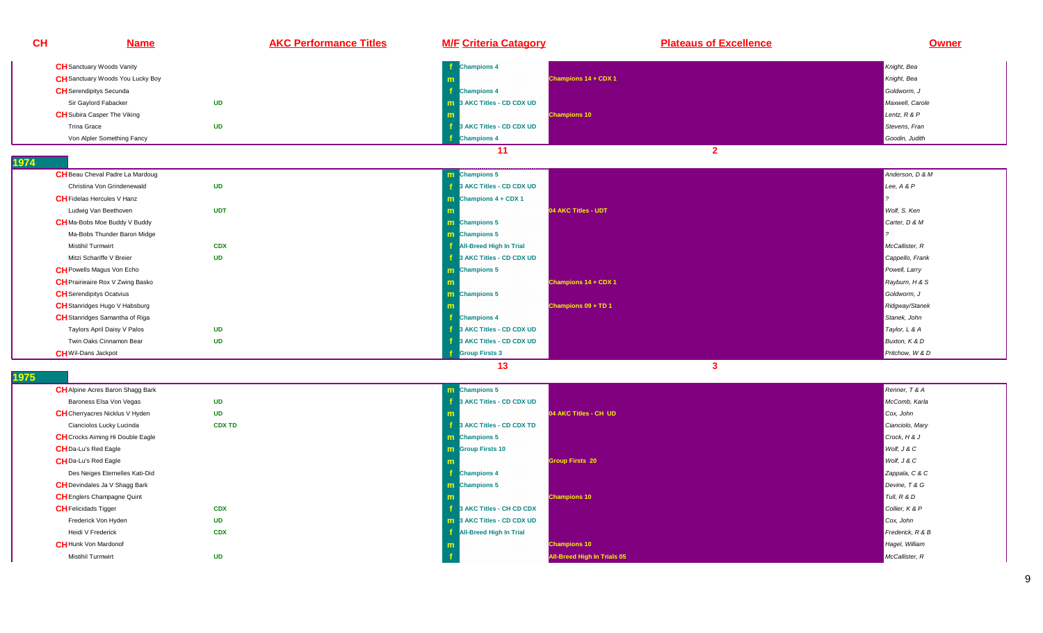| CH | Name | AKC Performance Titles | M/F | Criteria Catagory | Plateaus of Excellence | Owner |
|---|---|---|---|---|---|---|
| CH | Sanctuary Woods Vanity | | f | Champions 4 | | Knight, Bea |
| CH | Sanctuary Woods You Lucky Boy | | m | | Champions 14 + CDX 1 | Knight, Bea |
| CH | Serendipitys Secunda | | f | Champions 4 | | Goldworm, J |
| | Sir Gaylord Fabacker | UD | m | 3 AKC Titles - CD CDX UD | | Maxwell, Carole |
| CH | Subira Casper The Viking | | m | | Champions 10 | Lentz, R & P |
| | Trina Grace | UD | f | 3 AKC Titles - CD CDX UD | | Stevens, Fran |
| | Von Alpler Something Fancy | | f | Champions 4 | | Goodin, Judith |
| | | | | 11 | 2 | |

## 1974

| CH | Name | AKC Performance Titles | M/F | Criteria Catagory | Plateaus of Excellence | Owner |
|---|---|---|---|---|---|---|
| CH | Beau Cheval Padre La Mardoug | | m | Champions 5 | | Anderson, D & M |
| | Christina Von Grindenewald | UD | f | 3 AKC Titles - CD CDX UD | | Lee, A & P |
| CH | Fidelas Hercules V Hanz | | m | Champions 4 + CDX 1 | | ? |
| | Ludwig Van Beethoven | UDT | m | | 04 AKC Titles - UDT | Wolf, S. Ken |
| CH | Ma-Bobs Moe Buddy V Buddy | | m | Champions 5 | | Carter, D & M |
| | Ma-Bobs Thunder Baron Midge | | m | Champions 5 | | ? |
| | Mistihil Turmwirt | CDX | f | All-Breed High In Trial | | McCallister, R |
| | Mitzi Schariffe V Breier | UD | f | 3 AKC Titles - CD CDX UD | | Cappello, Frank |
| CH | Powells Magus Von Echo | | m | Champions 5 | | Powell, Larry |
| CH | Prairieaire Rox V Zwing Basko | | m | | Champions 14 + CDX 1 | Rayburn, H & S |
| CH | Serendipitys Ocatvius | | m | Champions 5 | | Goldworm, J |
| CH | Stanridges Hugo V Habsburg | | m | | Champions 09 + TD 1 | Ridgway/Stanek |
| CH | Stanridges Samantha of Riga | | f | Champions 4 | | Stanek, John |
| | Taylors April Daisy V Palos | UD | f | 3 AKC Titles - CD CDX UD | | Taylor, L & A |
| | Twin Oaks Cinnamon Bear | UD | f | 3 AKC Titles - CD CDX UD | | Buxton, K & D |
| CH | Wil-Dans Jackpot | | f | Group Firsts 3 | | Pritchow, W & D |
| | | | | 13 | 3 | |

## 1975

| CH | Name | AKC Performance Titles | M/F | Criteria Catagory | Plateaus of Excellence | Owner |
|---|---|---|---|---|---|---|
| CH | Alpine Acres Baron Shagg Bark | | m | Champions 5 | | Renner, T & A |
| | Baroness Elsa Von Vegas | UD | f | 3 AKC Titles - CD CDX UD | | McComb, Karla |
| CH | Cherryacres Nicklus V Hyden | UD | m | | 04 AKC Titles - CH UD | Cox, John |
| | Cianciolos Lucky Lucinda | CDX TD | f | 3 AKC Titles - CD CDX TD | | Cianciolo, Mary |
| CH | Crocks Aiming Hi Double Eagle | | m | Champions 5 | | Crock, H & J |
| CH | Da-Lu's Red Eagle | | m | Group Firsts 10 | | Wolf, J & C |
| CH | Da-Lu's Red Eagle | | m | | Group Firsts 20 | Wolf, J & C |
| | Des Neiges Eternelles Kati-Did | | f | Champions 4 | | Zappala, C & C |
| CH | Devindales Ja V Shagg Bark | | m | Champions 5 | | Devine, T & G |
| CH | Englers Champagne Quint | | m | | Champions 10 | Tull, R & D |
| CH | Felicidads Tigger | CDX | f | 3 AKC Titles - CH CD CDX | | Collier, K & P |
| | Frederick Von Hyden | UD | m | 3 AKC Titles - CD CDX UD | | Cox, John |
| | Heidi V Frederick | CDX | f | All-Breed High In Trial | | Frederick, R & B |
| CH | Hunk Von Mardonof | | m | | Champions 10 | Hagel, William |
| | Mistihil Turmwirt | UD | f | | All-Breed High In Trials 05 | McCallister, R |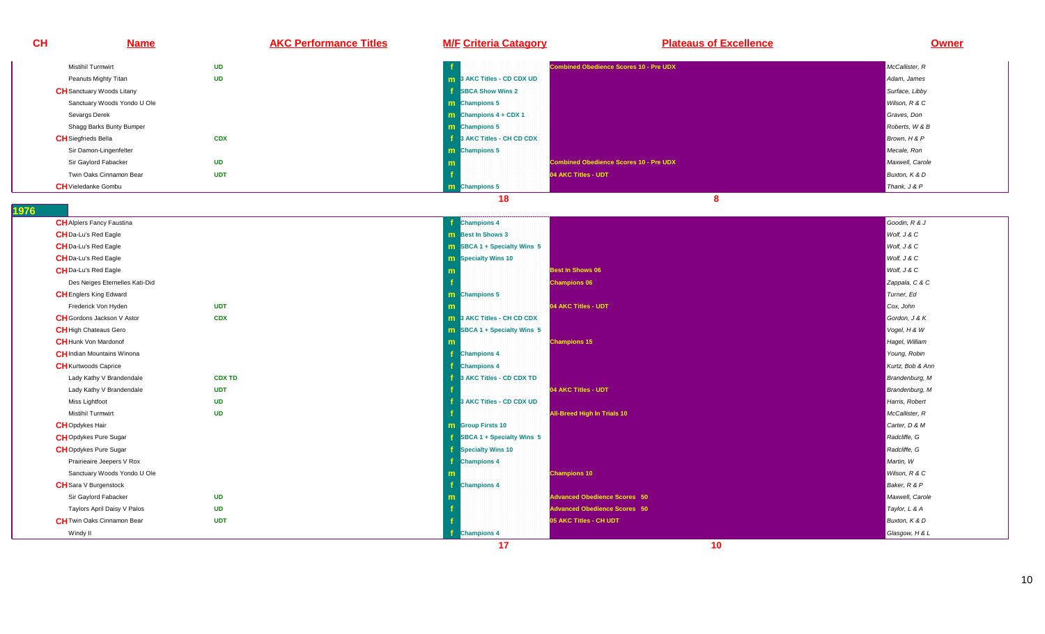| CH | Name | AKC Performance Titles | M/F | Criteria Catagory | Plateaus of Excellence | Owner |
|---|---|---|---|---|---|---|
| | Mistihil Turmwirt | UD | f | | Combined Obedience Scores 10 - Pre UDX | McCallister, R |
| | Peanuts Mighty Titan | UD | m | 3 AKC Titles - CD CDX UD | | Adam, James |
| CH | Sanctuary Woods Litany | | f | SBCA Show Wins 2 | | Surface, Libby |
| | Sanctuary Woods Yondo U Ole | | m | Champions 5 | | Wilson, R & C |
| | Sevargs Derek | | m | Champions 4 + CDX 1 | | Graves, Don |
| | Shagg Barks Bunty Bumper | | m | Champions 5 | | Roberts, W & B |
| CH | Siegfrieds Bella | CDX | f | 3 AKC Titles - CH CD CDX | | Brown, H & P |
| | Sir Damon-Lingenfelter | | m | Champions 5 | | Mecale, Ron |
| | Sir Gaylord Fabacker | UD | m | | Combined Obedience Scores 10 - Pre UDX | Maxwell, Carole |
| | Twin Oaks Cinnamon Bear | UDT | f | | 04 AKC Titles - UDT | Buxton, K & D |
| CH | Vieledanke Gombu | | m | Champions 5 | | Thank, J & P |
| | | | | 18 | 8 | |

## 1976

| CH | Name | AKC Performance Titles | M/F | Criteria Catagory | Plateaus of Excellence | Owner |
|---|---|---|---|---|---|---|
| CH | Alplers Fancy Faustina | | f | Champions 4 | | Goodin, R & J |
| CH | Da-Lu's Red Eagle | | m | Best In Shows 3 | | Wolf, J & C |
| CH | Da-Lu's Red Eagle | | m | SBCA 1 + Specialty Wins 5 | | Wolf, J & C |
| CH | Da-Lu's Red Eagle | | m | Specialty Wins 10 | | Wolf, J & C |
| CH | Da-Lu's Red Eagle | | m | | Best In Shows 06 | Wolf, J & C |
| | Des Neiges Eternelles Kati-Did | | f | | Champions 06 | Zappala, C & C |
| CH | Englers King Edward | | m | Champions 5 | | Turner, Ed |
| | Frederick Von Hyden | UDT | m | | 04 AKC Titles - UDT | Cox, John |
| CH | Gordons Jackson V Astor | CDX | m | 3 AKC Titles - CH CD CDX | | Gordon, J & K |
| CH | High Chateaus Gero | | m | SBCA 1 + Specialty Wins 5 | | Vogel, H & W |
| CH | Hunk Von Mardonof | | m | | Champions 15 | Hagel, William |
| CH | Indian Mountains Winona | | f | Champions 4 | | Young, Robin |
| CH | Kurtwoods Caprice | | f | Champions 4 | | Kurtz, Bob & Ann |
| | Lady Kathy V Brandendale | CDX TD | f | 3 AKC Titles - CD CDX TD | | Brandenburg, M |
| | Lady Kathy V Brandendale | UDT | f | | 04 AKC Titles - UDT | Brandenburg, M |
| | Miss Lightfoot | UD | f | 3 AKC Titles - CD CDX UD | | Harris, Robert |
| | Mistihil Turmwirt | UD | f | | All-Breed High In Trials 10 | McCallister, R |
| CH | Opdykes Hair | | m | Group Firsts 10 | | Carter, D & M |
| CH | Opdykes Pure Sugar | | f | SBCA 1 + Specialty Wins 5 | | Radcliffe, G |
| CH | Opdykes Pure Sugar | | f | Specialty Wins 10 | | Radcliffe, G |
| | Prairieaire Jeepers V Rox | | f | Champions 4 | | Martin, W |
| | Sanctuary Woods Yondo U Ole | | m | | Champions 10 | Wilson, R & C |
| CH | Sara V Burgenstock | | f | Champions 4 | | Baker, R & P |
| | Sir Gaylord Fabacker | UD | m | | Advanced Obedience Scores 50 | Maxwell, Carole |
| | Taylors April Daisy V Palos | UD | f | | Advanced Obedience Scores 50 | Taylor, L & A |
| CH | Twin Oaks Cinnamon Bear | UDT | f | | 05 AKC Titles - CH UDT | Buxton, K & D |
| | Windy II | | f | Champions 4 | | Glasgow, H & L |
| | | | | 17 | 10 | |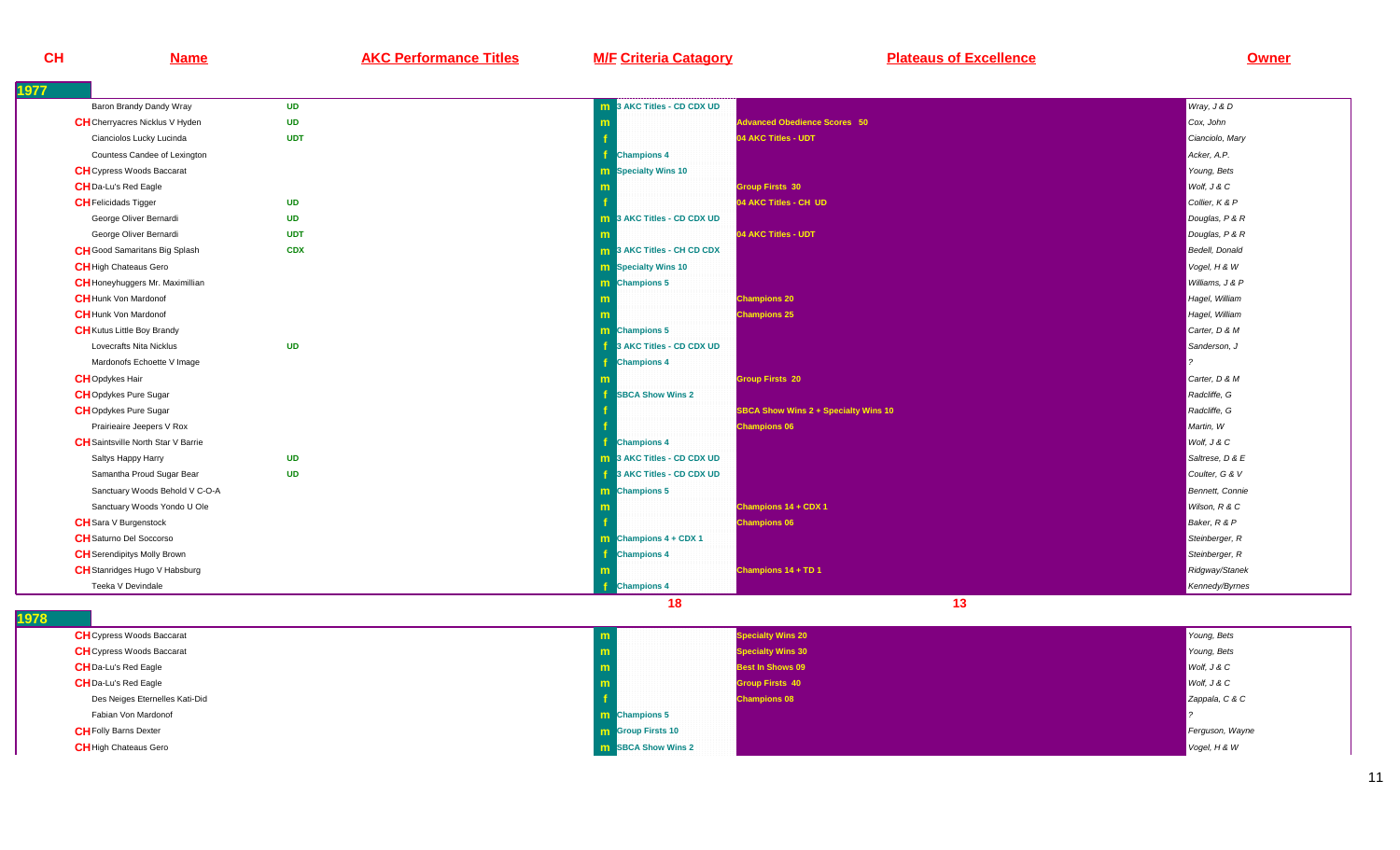| CH | Name | AKC Performance Titles | M/F | Criteria Catagory | Plateaus of Excellence | Owner |
|---|---|---|---|---|---|---|
| **1977** | | | | | | |
| | Baron Brandy Dandy Wray | UD | m | 3 AKC Titles - CD CDX UD | | Wray, J & D |
| CH | Cherryacres Nicklus V Hyden | UD | m | | Advanced Obedience Scores 50 | Cox, John |
| | Cianciolos Lucky Lucinda | UDT | f | | 04 AKC Titles - UDT | Cianciolo, Mary |
| | Countess Candee of Lexington | | f | Champions 4 | | Acker, A.P. |
| CH | Cypress Woods Baccarat | | m | Specialty Wins 10 | | Young, Bets |
| CH | Da-Lu's Red Eagle | | m | | Group Firsts 30 | Wolf, J & C |
| CH | Felicidads Tigger | UD | f | | 04 AKC Titles - CH UD | Collier, K & P |
| | George Oliver Bernardi | UD | m | 3 AKC Titles - CD CDX UD | | Douglas, P & R |
| | George Oliver Bernardi | UDT | m | | 04 AKC Titles - UDT | Douglas, P & R |
| CH | Good Samaritans Big Splash | CDX | m | 3 AKC Titles - CH CD CDX | | Bedell, Donald |
| CH | High Chateaus Gero | | m | Specialty Wins 10 | | Vogel, H & W |
| CH | Honeyhuggers Mr. Maximillian | | m | Champions 5 | | Williams, J & P |
| CH | Hunk Von Mardonof | | m | | Champions 20 | Hagel, William |
| CH | Hunk Von Mardonof | | m | | Champions 25 | Hagel, William |
| CH | Kutus Little Boy Brandy | | m | Champions 5 | | Carter, D & M |
| | Lovecrafts Nita Nicklus | UD | f | 3 AKC Titles - CD CDX UD | | Sanderson, J |
| | Mardonofs Echoette V Image | | f | Champions 4 | | ? |
| CH | Opdykes Hair | | m | | Group Firsts 20 | Carter, D & M |
| CH | Opdykes Pure Sugar | | f | SBCA Show Wins 2 | | Radcliffe, G |
| CH | Opdykes Pure Sugar | | f | | SBCA Show Wins 2 + Specialty Wins 10 | Radcliffe, G |
| | Prairieaire Jeepers V Rox | | f | | Champions 06 | Martin, W |
| CH | Saintsville North Star V Barrie | | f | Champions 4 | | Wolf, J & C |
| | Saltys Happy Harry | UD | m | 3 AKC Titles - CD CDX UD | | Saltrese, D & E |
| | Samantha Proud Sugar Bear | UD | f | 3 AKC Titles - CD CDX UD | | Coulter, G & V |
| | Sanctuary Woods Behold V C-O-A | | m | Champions 5 | | Bennett, Connie |
| | Sanctuary Woods Yondo U Ole | | m | | Champions 14 + CDX 1 | Wilson, R & C |
| CH | Sara V Burgenstock | | f | | Champions 06 | Baker, R & P |
| CH | Saturno Del Soccorso | | m | Champions 4 + CDX 1 | | Steinberger, R |
| CH | Serendipitys Molly Brown | | f | Champions 4 | | Steinberger, R |
| CH | Stanridges Hugo V Habsburg | | m | | Champions 14 + TD 1 | Ridgway/Stanek |
| | Teeka V Devindale | | f | Champions 4 | | Kennedy/Byrnes |
| | | | | 18 | 13 | |
| **1978** | | | | | | |
| CH | Cypress Woods Baccarat | | m | | Specialty Wins 20 | Young, Bets |
| CH | Cypress Woods Baccarat | | m | | Specialty Wins 30 | Young, Bets |
| CH | Da-Lu's Red Eagle | | m | | Best In Shows 09 | Wolf, J & C |
| CH | Da-Lu's Red Eagle | | m | | Group Firsts 40 | Wolf, J & C |
| | Des Neiges Eternelles Kati-Did | | f | | Champions 08 | Zappala, C & C |
| | Fabian Von Mardonof | | m | Champions 5 | | ? |
| CH | Folly Barns Dexter | | m | Group Firsts 10 | | Ferguson, Wayne |
| CH | High Chateaus Gero | | m | SBCA Show Wins 2 | | Vogel, H & W |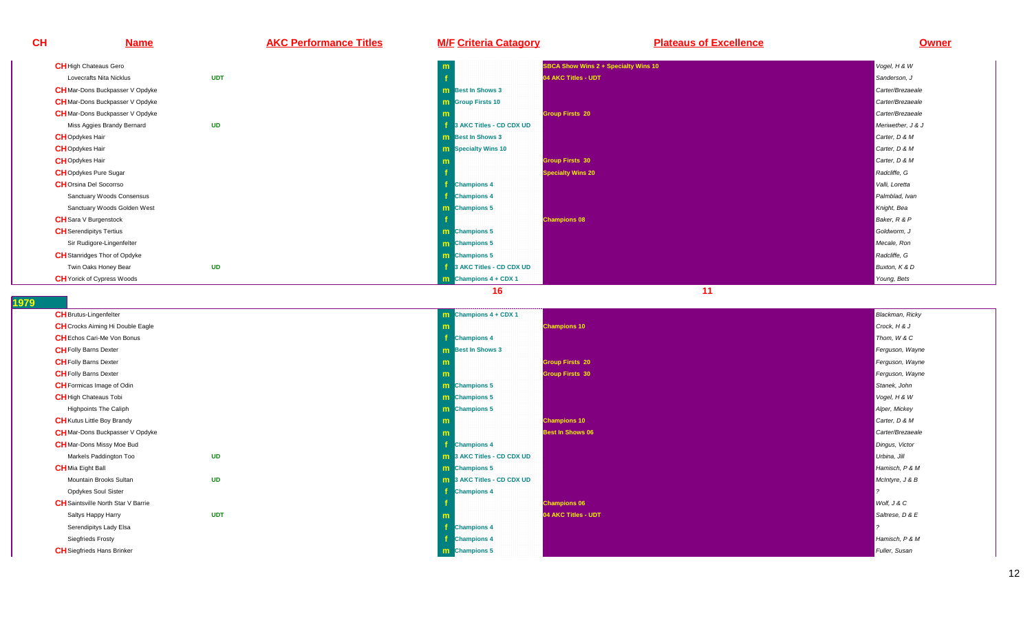| CH | Name | AKC Performance Titles | M/F | Criteria Catagory | Plateaus of Excellence | Owner |
|---|---|---|---|---|---|---|
| CH | High Chateaus Gero | | m | | SBCA Show Wins 2 + Specialty Wins 10 | Vogel, H & W |
| | Lovecrafts Nita Nicklus | UDT | f | | 04 AKC Titles - UDT | Sanderson, J |
| CH | Mar-Dons Buckpasser V Opdyke | | m | Best In Shows 3 | | Carter/Brezaeale |
| CH | Mar-Dons Buckpasser V Opdyke | | m | Group Firsts 10 | | Carter/Brezaeale |
| CH | Mar-Dons Buckpasser V Opdyke | | m | | Group Firsts 20 | Carter/Brezaeale |
| | Miss Aggies Brandy Bernard | UD | f | 3 AKC Titles - CD CDX UD | | Meriwether, J & J |
| CH | Opdykes Hair | | m | Best In Shows 3 | | Carter, D & M |
| CH | Opdykes Hair | | m | Specialty Wins 10 | | Carter, D & M |
| CH | Opdykes Hair | | m | | Group Firsts 30 | Carter, D & M |
| CH | Opdykes Pure Sugar | | f | | Specialty Wins 20 | Radcliffe, G |
| CH | Orsina Del Socorrso | | f | Champions 4 | | Valli, Loretta |
| | Sanctuary Woods Consensus | | f | Champions 4 | | Palmblad, Ivan |
| | Sanctuary Woods Golden West | | m | Champions 5 | | Knight, Bea |
| CH | Sara V Burgenstock | | f | | Champions 08 | Baker, R & P |
| CH | Serendipitys Tertius | | m | Champions 5 | | Goldworm, J |
| | Sir Rudigore-Lingenfelter | | m | Champions 5 | | Mecale, Ron |
| CH | Stanridges Thor of Opdyke | | m | Champions 5 | | Radcliffe, G |
| | Twin Oaks Honey Bear | UD | f | 3 AKC Titles - CD CDX UD | | Buxton, K & D |
| CH | Yorick of Cypress Woods | | m | Champions 4 + CDX 1 | | Young, Bets |
| | | | | 16 | 11 | |

## 1979

| CH | Name | AKC Performance Titles | M/F | Criteria Catagory | Plateaus of Excellence | Owner |
|---|---|---|---|---|---|---|
| CH | Brutus-Lingenfelter | | m | Champions 4 + CDX 1 | | Blackman, Ricky |
| CH | Crocks Aiming Hi Double Eagle | | m | | Champions 10 | Crock, H & J |
| CH | Echos Cari-Me Von Bonus | | f | Champions 4 | | Thom, W & C |
| CH | Folly Barns Dexter | | m | Best In Shows 3 | | Ferguson, Wayne |
| CH | Folly Barns Dexter | | m | | Group Firsts 20 | Ferguson, Wayne |
| CH | Folly Barns Dexter | | m | | Group Firsts 30 | Ferguson, Wayne |
| CH | Formicas Image of Odin | | m | Champions 5 | | Stanek, John |
| CH | High Chateaus Tobi | | m | Champions 5 | | Vogel, H & W |
| | Highpoints The Caliph | | m | Champions 5 | | Alper, Mickey |
| CH | Kutus Little Boy Brandy | | m | | Champions 10 | Carter, D & M |
| CH | Mar-Dons Buckpasser V Opdyke | | m | | Best In Shows 06 | Carter/Brezaeale |
| CH | Mar-Dons Missy Moe Bud | | f | Champions 4 | | Dingus, Victor |
| | Markels Paddington Too | UD | m | 3 AKC Titles - CD CDX UD | | Urbina, Jill |
| CH | Mia Eight Ball | | m | Champions 5 | | Hamisch, P & M |
| | Mountain Brooks Sultan | UD | m | 3 AKC Titles - CD CDX UD | | McIntyre, J & B |
| | Opdykes Soul Sister | | f | Champions 4 | | ? |
| CH | Saintsville North Star V Barrie | | f | | Champions 06 | Wolf, J & C |
| | Saltys Happy Harry | UDT | m | | 04 AKC Titles - UDT | Saltrese, D & E |
| | Serendipitys Lady Elsa | | f | Champions 4 | | ? |
| | Siegfrieds Frosty | | f | Champions 4 | | Hamisch, P & M |
| CH | Siegfrieds Hans Brinker | | m | Champions 5 | | Fuller, Susan |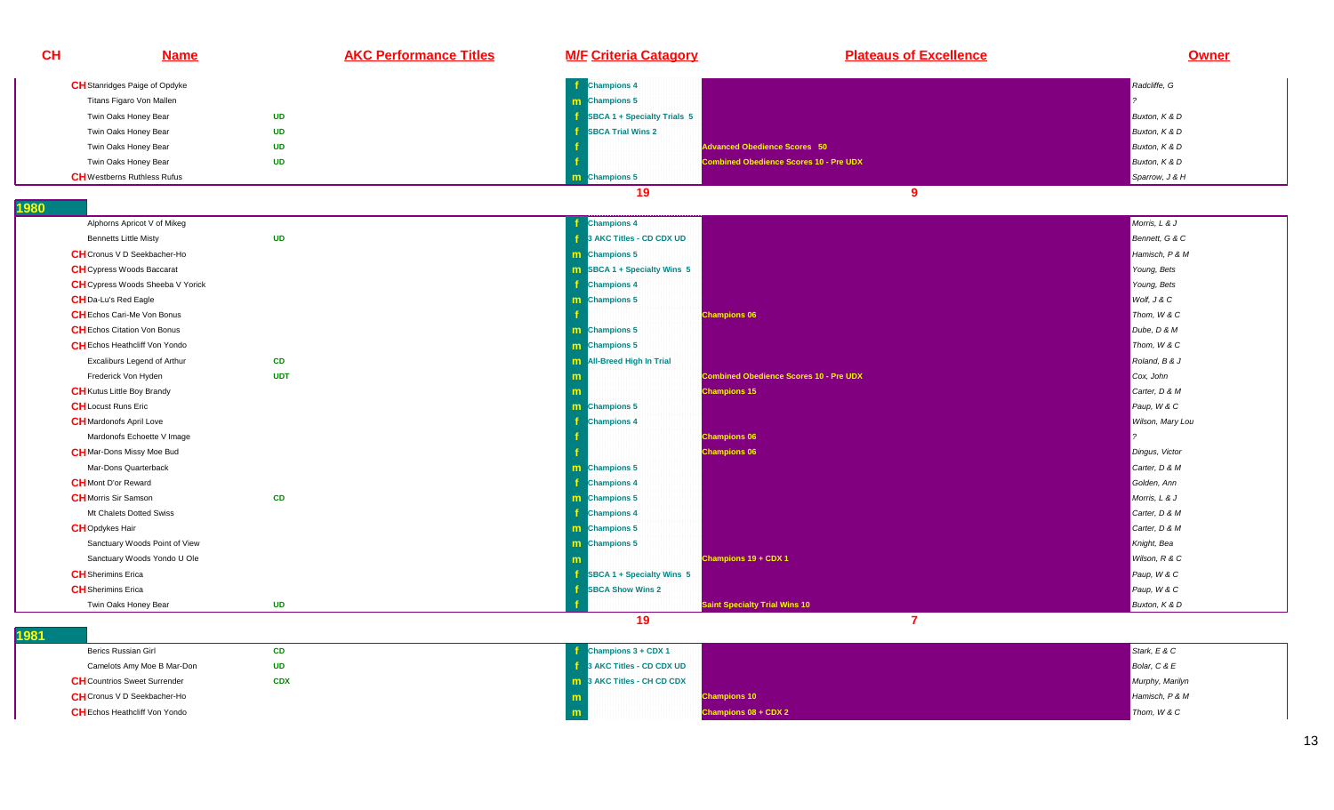| CH | Name | AKC Performance Titles | M/F | Criteria Catagory | Plateaus of Excellence | Owner |
|---|---|---|---|---|---|---|
| CH | Stanridges Paige of Opdyke | | f | Champions 4 | | Radcliffe, G |
| | Titans Figaro Von Mallen | | m | Champions 5 | | ? |
| | Twin Oaks Honey Bear | UD | f | SBCA 1 + Specialty Trials 5 | | Buxton, K & D |
| | Twin Oaks Honey Bear | UD | f | SBCA Trial Wins 2 | | Buxton, K & D |
| | Twin Oaks Honey Bear | UD | f | | Advanced Obedience Scores 50 | Buxton, K & D |
| | Twin Oaks Honey Bear | UD | f | | Combined Obedience Scores 10 - Pre UDX | Buxton, K & D |
| CH | Westberns Ruthless Rufus | | m | Champions 5 | | Sparrow, J & H |
| | | | | 19 | 9 | |

## 1980

| CH | Name | AKC Performance Titles | M/F | Criteria Catagory | Plateaus of Excellence | Owner |
|---|---|---|---|---|---|---|
| | Alphorns Apricot V of Mikeg | | f | Champions 4 | | Morris, L & J |
| | Bennetts Little Misty | UD | f | 3 AKC Titles - CD CDX UD | | Bennett, G & C |
| CH | Cronus V D Seekbacher-Ho | | m | Champions 5 | | Hamisch, P & M |
| CH | Cypress Woods Baccarat | | m | SBCA 1 + Specialty Wins 5 | | Young, Bets |
| CH | Cypress Woods Sheeba V Yorick | | f | Champions 4 | | Young, Bets |
| CH | Da-Lu's Red Eagle | | m | Champions 5 | | Wolf, J & C |
| CH | Echos Cari-Me Von Bonus | | f | | Champions 06 | Thom, W & C |
| CH | Echos Citation Von Bonus | | m | Champions 5 | | Dube, D & M |
| CH | Echos Heathcliff Von Yondo | | m | Champions 5 | | Thom, W & C |
| | Excaliburs Legend of Arthur | CD | m | All-Breed High In Trial | | Roland, B & J |
| | Frederick Von Hyden | UDT | m | | Combined Obedience Scores 10 - Pre UDX | Cox, John |
| CH | Kutus Little Boy Brandy | | m | | Champions 15 | Carter, D & M |
| CH | Locust Runs Eric | | m | Champions 5 | | Paup, W & C |
| CH | Mardonofs April Love | | f | Champions 4 | | Wilson, Mary Lou |
| | Mardonofs Echoette V Image | | f | | Champions 06 | ? |
| CH | Mar-Dons Missy Moe Bud | | f | | Champions 06 | Dingus, Victor |
| | Mar-Dons Quarterback | | m | Champions 5 | | Carter, D & M |
| CH | Mont D'or Reward | | f | Champions 4 | | Golden, Ann |
| CH | Morris Sir Samson | CD | m | Champions 5 | | Morris, L & J |
| | Mt Chalets Dotted Swiss | | f | Champions 4 | | Carter, D & M |
| CH | Opdykes Hair | | m | Champions 5 | | Carter, D & M |
| | Sanctuary Woods Point of View | | m | Champions 5 | | Knight, Bea |
| | Sanctuary Woods Yondo U Ole | | m | | Champions 19 + CDX 1 | Wilson, R & C |
| CH | Sherimins Erica | | f | SBCA 1 + Specialty Wins 5 | | Paup, W & C |
| CH | Sherimins Erica | | f | SBCA Show Wins 2 | | Paup, W & C |
| | Twin Oaks Honey Bear | UD | f | | Saint Specialty Trial Wins 10 | Buxton, K & D |
| | | | | 19 | 7 | |

## 1981

| CH | Name | AKC Performance Titles | M/F | Criteria Catagory | Plateaus of Excellence | Owner |
|---|---|---|---|---|---|---|
| | Berics Russian Girl | CD | f | Champions 3 + CDX 1 | | Stark, E & C |
| | Camelots Amy Moe B Mar-Don | UD | f | 3 AKC Titles - CD CDX UD | | Bolar, C & E |
| CH | Countrios Sweet Surrender | CDX | m | 3 AKC Titles - CH CD CDX | | Murphy, Marilyn |
| CH | Cronus V D Seekbacher-Ho | | m | | Champions 10 | Hamisch, P & M |
| CH | Echos Heathcliff Von Yondo | | m | | Champions 08 + CDX 2 | Thom, W & C |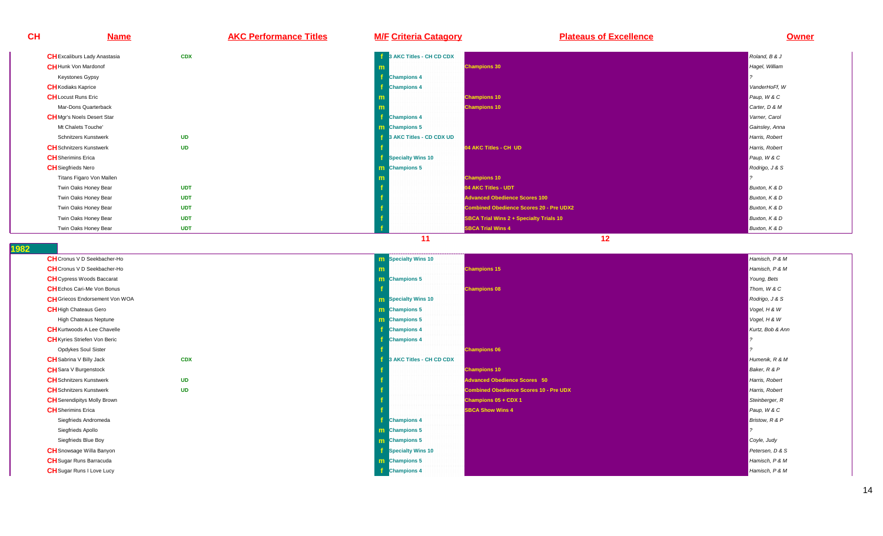| CH | Name | AKC Performance Titles | M/F | Criteria Catagory | Plateaus of Excellence | Owner |
|---|---|---|---|---|---|---|
| CH | Excaliburs Lady Anastasia | CDX | f | 3 AKC Titles - CH CD CDX | | Roland, B & J |
| CH | Hunk Von Mardonof | | m | | Champions 30 | Hagel, William |
| | Keystones Gypsy | | f | Champions 4 | | ? |
| CH | Kodiaks Kaprice | | f | Champions 4 | | VanderHoFf, W |
| CH | Locust Runs Eric | | m | | Champions 10 | Paup, W & C |
| | Mar-Dons Quarterback | | m | | Champions 10 | Carter, D & M |
| CH | Mgr's Noels Desert Star | | f | Champions 4 | | Varner, Carol |
| | Mt Chalets Touche' | | m | Champions 5 | | Gainsley, Anna |
| | Schnitzers Kunstwerk | UD | f | 3 AKC Titles - CD CDX UD | | Harris, Robert |
| CH | Schnitzers Kunstwerk | UD | f | | 04 AKC Titles - CH UD | Harris, Robert |
| CH | Sherimins Erica | | f | Specialty Wins 10 | | Paup, W & C |
| CH | Siegfrieds Nero | | m | Champions 5 | | Rodrigo, J & S |
| | Titans Figaro Von Mallen | | m | | Champions 10 | ? |
| | Twin Oaks Honey Bear | UDT | f | | 04 AKC Titles - UDT | Buxton, K & D |
| | Twin Oaks Honey Bear | UDT | f | | Advanced Obedience Scores 100 | Buxton, K & D |
| | Twin Oaks Honey Bear | UDT | f | | Combined Obedience Scores 20 - Pre UDX2 | Buxton, K & D |
| | Twin Oaks Honey Bear | UDT | f | | SBCA Trial Wins 2 + Specialty Trials 10 | Buxton, K & D |
| | Twin Oaks Honey Bear | UDT | f | | SBCA Trial Wins 4 | Buxton, K & D |
| | | | | 11 | 12 | |

## 1982

| CH | Name | AKC Performance Titles | M/F | Criteria Catagory | Plateaus of Excellence | Owner |
|---|---|---|---|---|---|---|
| CH | Cronus V D Seekbacher-Ho | | m | Specialty Wins 10 | | Hamisch, P & M |
| CH | Cronus V D Seekbacher-Ho | | m | | Champions 15 | Hamisch, P & M |
| CH | Cypress Woods Baccarat | | m | Champions 5 | | Young, Bets |
| CH | Echos Cari-Me Von Bonus | | f | | Champions 08 | Thom, W & C |
| CH | Griecos Endorsement Von WOA | | m | Specialty Wins 10 | | Rodrigo, J & S |
| CH | High Chateaus Gero | | m | Champions 5 | | Vogel, H & W |
| | High Chateaus Neptune | | m | Champions 5 | | Vogel, H & W |
| CH | Kurtwoods A Lee Chavelle | | f | Champions 4 | | Kurtz, Bob & Ann |
| CH | Kyries Striefen Von Beric | | f | Champions 4 | | ? |
| | Opdykes Soul Sister | | f | | Champions 06 | ? |
| CH | Sabrina V Billy Jack | CDX | f | 3 AKC Titles - CH CD CDX | | Humenik, R & M |
| CH | Sara V Burgenstock | | f | | Champions 10 | Baker, R & P |
| CH | Schnitzers Kunstwerk | UD | f | | Advanced Obedience Scores 50 | Harris, Robert |
| CH | Schnitzers Kunstwerk | UD | f | | Combined Obedience Scores 10 - Pre UDX | Harris, Robert |
| CH | Serendipitys Molly Brown | | f | | Champions 05 + CDX 1 | Steinberger, R |
| CH | Sherimins Erica | | f | | SBCA Show Wins 4 | Paup, W & C |
| | Siegfrieds Andromeda | | f | Champions 4 | | Bristow, R & P |
| | Siegfrieds Apollo | | m | Champions 5 | | ? |
| | Siegfrieds Blue Boy | | m | Champions 5 | | Coyle, Judy |
| CH | Snowsage Willa Banyon | | f | Specialty Wins 10 | | Petersen, D & S |
| CH | Sugar Runs Barracuda | | m | Champions 5 | | Hamisch, P & M |
| CH | Sugar Runs I Love Lucy | | f | Champions 4 | | Hamisch, P & M |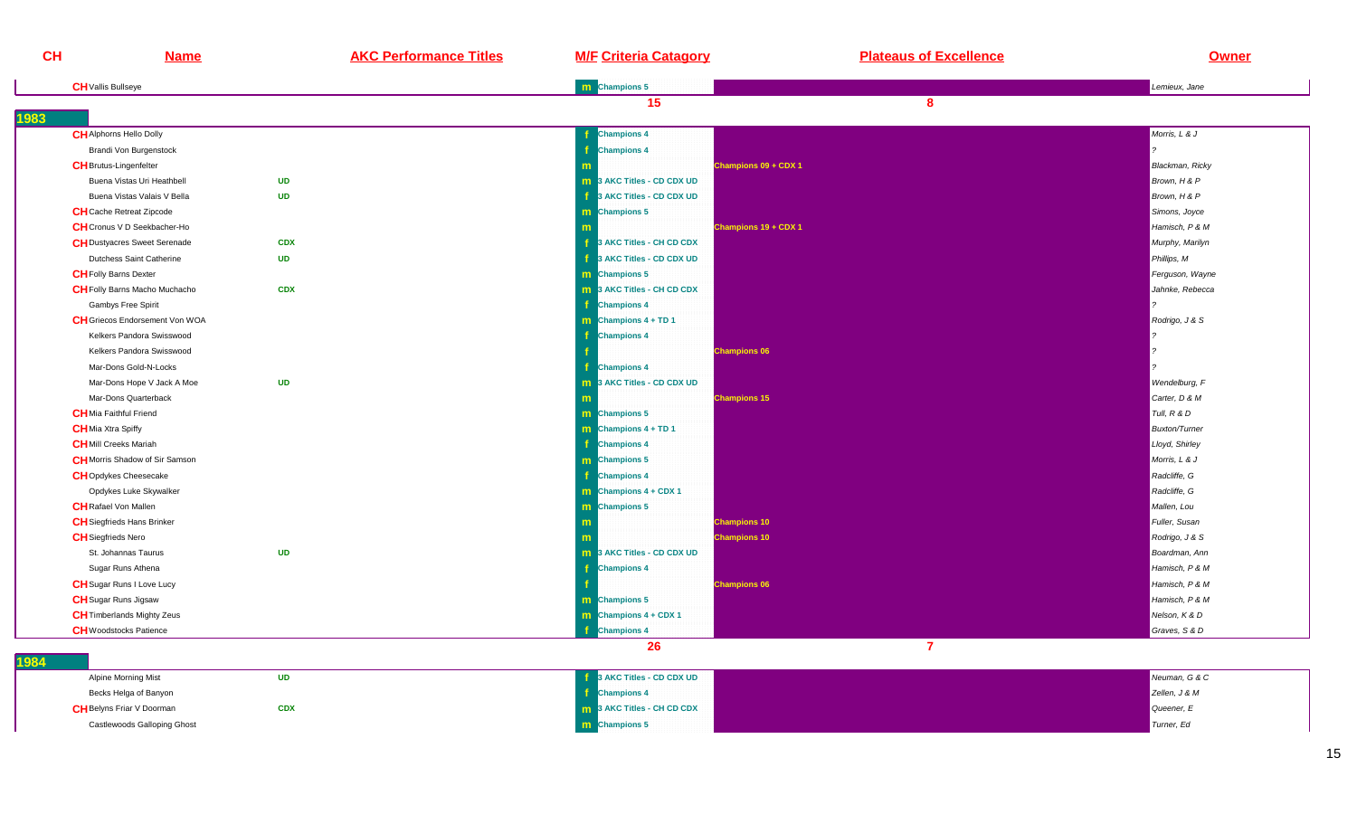| CH | Name | AKC Performance Titles | M/F | Criteria Catagory | Plateaus of Excellence | Owner |
|---|---|---|---|---|---|---|
| CH | Vallis Bullseye | | m | Champions 5 | | Lemieux, Jane |
| | | | | 15 | 8 | |
| **1983** | | | | | | |
| CH | Alphorns Hello Dolly | | f | Champions 4 | | Morris, L & J |
| | Brandi Von Burgenstock | | f | Champions 4 | | ? |
| CH | Brutus-Lingenfelter | | m | | Champions 09 + CDX 1 | Blackman, Ricky |
| | Buena Vistas Uri Heathbell | UD | m | 3 AKC Titles - CD CDX UD | | Brown, H & P |
| | Buena Vistas Valais V Bella | UD | f | 3 AKC Titles - CD CDX UD | | Brown, H & P |
| CH | Cache Retreat Zipcode | | m | Champions 5 | | Simons, Joyce |
| CH | Cronus V D Seekbacher-Ho | | m | | Champions 19 + CDX 1 | Hamisch, P & M |
| CH | Dustyacres Sweet Serenade | CDX | f | 3 AKC Titles - CH CD CDX | | Murphy, Marilyn |
| | Dutchess Saint Catherine | UD | f | 3 AKC Titles - CD CDX UD | | Phillips, M |
| CH | Folly Barns Dexter | | m | Champions 5 | | Ferguson, Wayne |
| CH | Folly Barns Macho Muchacho | CDX | m | 3 AKC Titles - CH CD CDX | | Jahnke, Rebecca |
| | Gambys Free Spirit | | f | Champions 4 | | ? |
| CH | Griecos Endorsement Von WOA | | m | Champions 4 + TD 1 | | Rodrigo, J & S |
| | Kelkers Pandora Swisswood | | f | Champions 4 | | ? |
| | Kelkers Pandora Swisswood | | f | | Champions 06 | ? |
| | Mar-Dons Gold-N-Locks | | f | Champions 4 | | ? |
| | Mar-Dons Hope V Jack A Moe | UD | m | 3 AKC Titles - CD CDX UD | | Wendelburg, F |
| | Mar-Dons Quarterback | | m | | Champions 15 | Carter, D & M |
| CH | Mia Faithful Friend | | m | Champions 5 | | Tull, R & D |
| CH | Mia Xtra Spiffy | | m | Champions 4 + TD 1 | | Buxton/Turner |
| CH | Mill Creeks Mariah | | f | Champions 4 | | Lloyd, Shirley |
| CH | Morris Shadow of Sir Samson | | m | Champions 5 | | Morris, L & J |
| CH | Opdykes Cheesecake | | f | Champions 4 | | Radcliffe, G |
| | Opdykes Luke Skywalker | | m | Champions 4 + CDX 1 | | Radcliffe, G |
| CH | Rafael Von Mallen | | m | Champions 5 | | Mallen, Lou |
| CH | Siegfrieds Hans Brinker | | m | | Champions 10 | Fuller, Susan |
| CH | Siegfrieds Nero | | m | | Champions 10 | Rodrigo, J & S |
| | St. Johannas Taurus | UD | m | 3 AKC Titles - CD CDX UD | | Boardman, Ann |
| | Sugar Runs Athena | | f | Champions 4 | | Hamisch, P & M |
| CH | Sugar Runs I Love Lucy | | f | | Champions 06 | Hamisch, P & M |
| CH | Sugar Runs Jigsaw | | m | Champions 5 | | Hamisch, P & M |
| CH | Timberlands Mighty Zeus | | m | Champions 4 + CDX 1 | | Nelson, K & D |
| CH | Woodstocks Patience | | f | Champions 4 | | Graves, S & D |
| | | | | 26 | 7 | |
| **1984** | | | | | | |
| | Alpine Morning Mist | UD | f | 3 AKC Titles - CD CDX UD | | Neuman, G & C |
| | Becks Helga of Banyon | | f | Champions 4 | | Zellen, J & M |
| CH | Belyns Friar V Doorman | CDX | m | 3 AKC Titles - CH CD CDX | | Queener, E |
| | Castlewoods Galloping Ghost | | m | Champions 5 | | Turner, Ed |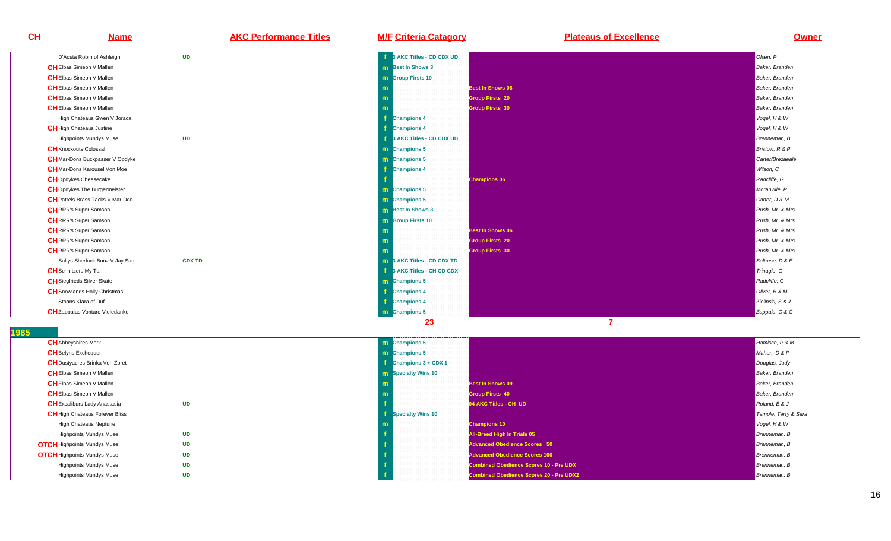| CH | Name | AKC Performance Titles | M/F | Criteria Catagory | Plateaus of Excellence | Owner |
|---|---|---|---|---|---|---|
| | D'Aosta Robin of Ashleigh | UD | f | 3 AKC Titles - CD CDX UD | | Olsen, P |
| CH | Elbas Simeon V Mallen | | m | Best In Shows 3 | | Baker, Branden |
| CH | Elbas Simeon V Mallen | | m | Group Firsts 10 | | Baker, Branden |
| CH | Elbas Simeon V Mallen | | m | | Best In Shows 06 | Baker, Branden |
| CH | Elbas Simeon V Mallen | | m | | Group Firsts 20 | Baker, Branden |
| CH | Elbas Simeon V Mallen | | m | | Group Firsts 30 | Baker, Branden |
| | High Chateaus Gwen V Joraca | | f | Champions 4 | | Vogel, H & W |
| CH | High Chateaus Justine | | f | Champions 4 | | Vogel, H & W |
| | Highpoints Mundys Muse | UD | f | 3 AKC Titles - CD CDX UD | | Brenneman, B |
| CH | Knockouts Colossal | | m | Champions 5 | | Bristow, R & P |
| CH | Mar-Dons Buckpasser V Opdyke | | m | Champions 5 | | Carter/Brezaeale |
| CH | Mar-Dons Karousel Von Moe | | f | Champions 4 | | Wilson, C |
| CH | Opdykes Cheesecake | | f | | Champions 06 | Radcliffe, G |
| CH | Opdykes The Burgermeister | | m | Champions 5 | | Moranville, P |
| CH | Patrels Brass Tacks V Mar-Don | | m | Champions 5 | | Carter, D & M |
| CH | RRR's Super Samson | | m | Best In Shows 3 | | Rush, Mr. & Mrs. |
| CH | RRR's Super Samson | | m | Group Firsts 10 | | Rush, Mr. & Mrs. |
| CH | RRR's Super Samson | | m | | Best In Shows 06 | Rush, Mr. & Mrs. |
| CH | RRR's Super Samson | | m | | Group Firsts 20 | Rush, Mr. & Mrs. |
| CH | RRR's Super Samson | | m | | Group Firsts 30 | Rush, Mr. & Mrs. |
| | Saltys Sherlock Bonz V Jay San | CDX TD | m | 3 AKC Titles - CD CDX TD | | Saltrese, D & E |
| CH | Schnitzers My Tai | | f | 3 AKC Titles - CH CD CDX | | Trinagle, G |
| CH | Siegfrieds Silver Skate | | m | Champions 5 | | Radcliffe, G |
| CH | Snowlands Holly Christmas | | f | Champions 4 | | Oliver, B & M |
| | Stoans Klara of Duf | | f | Champions 4 | | Zielinski, S & J |
| CH | Zappalas Vontare Vieledanke | | m | Champions 5 | | Zappala, C & C |
| | | | | 23 | 7 | |

## 1985

| CH | Name | AKC Performance Titles | M/F | Criteria Catagory | Plateaus of Excellence | Owner |
|---|---|---|---|---|---|---|
| CH | Abbeyshires Mork | | m | Champions 5 | | Hamisch, P & M |
| CH | Belyns Exchequer | | m | Champions 5 | | Mahon, D & P |
| CH | Dustyacres Brinka Von Zoret | | f | Champions 3 + CDX 1 | | Douglas, Judy |
| CH | Elbas Simeon V Mallen | | m | Specialty Wins 10 | | Baker, Branden |
| CH | Elbas Simeon V Mallen | | m | | Best In Shows 09 | Baker, Branden |
| CH | Elbas Simeon V Mallen | | m | | Group Firsts 40 | Baker, Branden |
| CH | Excaliburs Lady Anastasia | UD | f | | 04 AKC Titles - CH UD | Roland, B & J |
| CH | High Chateaus Forever Bliss | | f | Specialty Wins 10 | | Temple, Terry & Sara |
| | High Chateaus Neptune | | m | | Champions 10 | Vogel, H & W |
| | Highpoints Mundys Muse | UD | f | | All-Breed High In Trials 05 | Brenneman, B |
| OTCH | Highpoints Mundys Muse | UD | f | | Advanced Obedience Scores 50 | Brenneman, B |
| OTCH | Highpoints Mundys Muse | UD | f | | Advanced Obedience Scores 100 | Brenneman, B |
| | Highpoints Mundys Muse | UD | f | | Combined Obedience Scores 10 - Pre UDX | Brenneman, B |
| | Highpoints Mundys Muse | UD | f | | Combined Obedience Scores 20 - Pre UDX2 | Brenneman, B |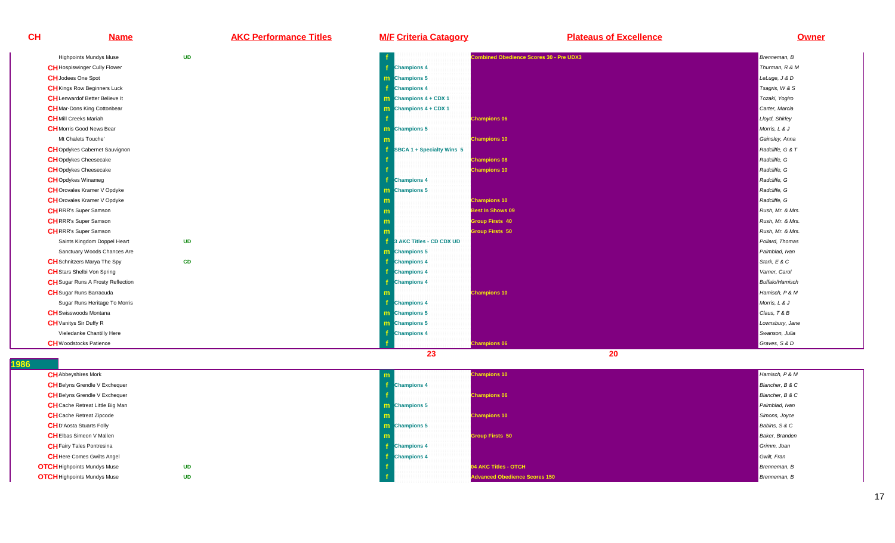| CH | Name | AKC Performance Titles | M/F | Criteria Catagory | Plateaus of Excellence | Owner |
|---|---|---|---|---|---|---|
| | Highpoints Mundys Muse | UD | f | | Combined Obedience Scores 30 - Pre UDX3 | Brenneman, B |
| CH | Hospiswinger Cully Flower | | f | Champions 4 | | Thurman, R & M |
| CH | Jodees One Spot | | m | Champions 5 | | LeLuge, J & D |
| CH | Kings Row Beginners Luck | | f | Champions 4 | | Tsagris, W & S |
| CH | Lenwardof Better Believe It | | m | Champions 4 + CDX 1 | | Tozaki, Yogiro |
| CH | Mar-Dons King Cottonbear | | m | Champions 4 + CDX 1 | | Carter, Marcia |
| CH | Mill Creeks Mariah | | f | | Champions 06 | Lloyd, Shirley |
| CH | Morris Good News Bear | | m | Champions 5 | | Morris, L & J |
| | Mt Chalets Touche' | | m | | Champions 10 | Gainsley, Anna |
| CH | Opdykes Cabernet Sauvignon | | f | SBCA 1 + Specialty Wins 5 | | Radcliffe, G & T |
| CH | Opdykes Cheesecake | | f | | Champions 08 | Radcliffe, G |
| CH | Opdykes Cheesecake | | f | | Champions 10 | Radcliffe, G |
| CH | Opdykes Winameg | | f | Champions 4 | | Radcliffe, G |
| CH | Orovales Kramer V Opdyke | | m | Champions 5 | | Radcliffe, G |
| CH | Orovales Kramer V Opdyke | | m | | Champions 10 | Radcliffe, G |
| CH | RRR's Super Samson | | m | | Best In Shows 09 | Rush, Mr. & Mrs. |
| CH | RRR's Super Samson | | m | | Group Firsts 40 | Rush, Mr. & Mrs. |
| CH | RRR's Super Samson | | m | | Group Firsts 50 | Rush, Mr. & Mrs. |
| | Saints Kingdom Doppel Heart | UD | f | 3 AKC Titles - CD CDX UD | | Pollard, Thomas |
| | Sanctuary Woods Chances Are | | m | Champions 5 | | Palmblad, Ivan |
| CH | Schnitzers Marya The Spy | CD | f | Champions 4 | | Stark, E & C |
| CH | Stars Shelbi Von Spring | | f | Champions 4 | | Varner, Carol |
| CH | Sugar Runs A Frosty Reflection | | f | Champions 4 | | Buffalo/Hamisch |
| CH | Sugar Runs Barracuda | | m | | Champions 10 | Hamisch, P & M |
| | Sugar Runs Heritage To Morris | | f | Champions 4 | | Morris, L & J |
| CH | Swisswoods Montana | | m | Champions 5 | | Claus, T & B |
| CH | Vanitys Sir Duffy R | | m | Champions 5 | | Lownsbury, Jane |
| | Vieledanke Chantilly Here | | f | Champions 4 | | Swanson, Julia |
| CH | Woodstocks Patience | | f | | Champions 06 | Graves, S & D |
| | | | | 23 | 20 | |

## 1986

| CH | Name | AKC Performance Titles | M/F | Criteria Catagory | Plateaus of Excellence | Owner |
|---|---|---|---|---|---|---|
| CH | Abbeyshires Mork | | m | | Champions 10 | Hamisch, P & M |
| CH | Belyns Grendle V Exchequer | | f | Champions 4 | | Blancher, B & C |
| CH | Belyns Grendle V Exchequer | | f | | Champions 06 | Blancher, B & C |
| CH | Cache Retreat Little Big Man | | m | Champions 5 | | Palmblad, Ivan |
| CH | Cache Retreat Zipcode | | m | | Champions 10 | Simons, Joyce |
| CH | D'Aosta Stuarts Folly | | m | Champions 5 | | Babins, S & C |
| CH | Elbas Simeon V Mallen | | m | | Group Firsts 50 | Baker, Branden |
| CH | Fairy Tales Pontresina | | f | Champions 4 | | Grimm, Joan |
| CH | Here Comes Gwilts Angel | | f | Champions 4 | | Gwilt, Fran |
| OTCH | Highpoints Mundys Muse | UD | f | | 04 AKC Titles - OTCH | Brenneman, B |
| OTCH | Highpoints Mundys Muse | UD | f | | Advanced Obedience Scores 150 | Brenneman, B |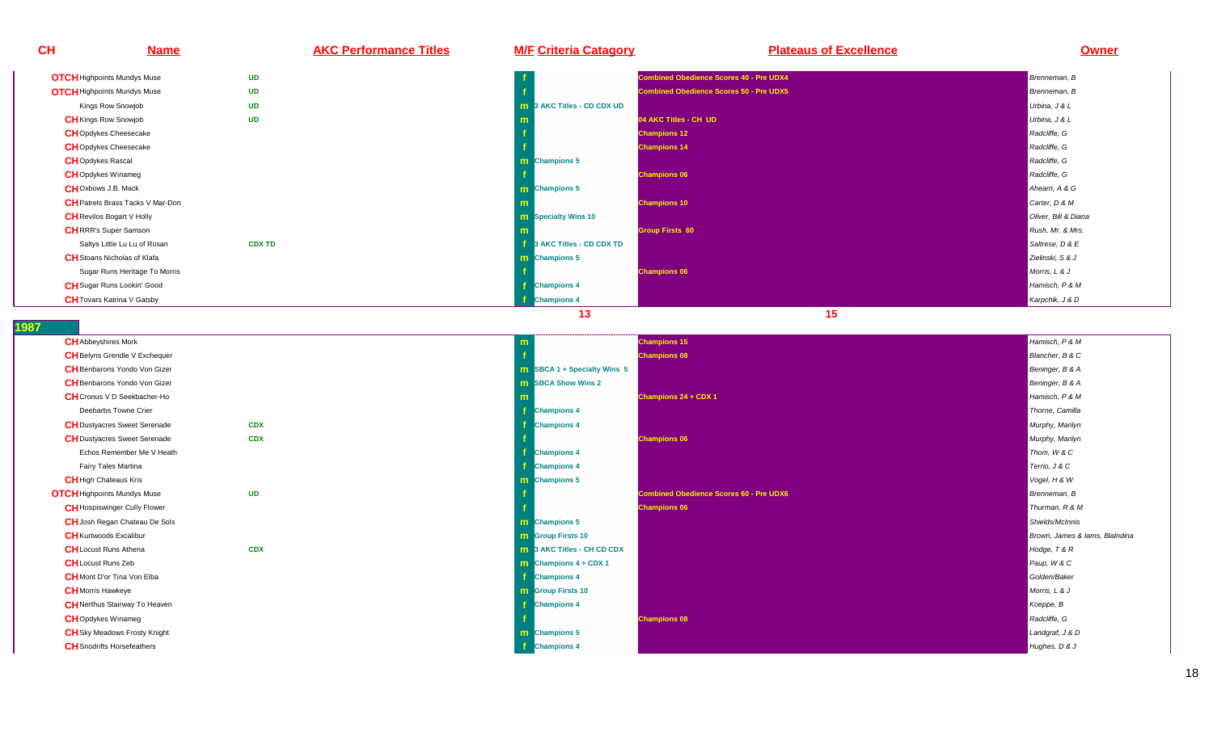| CH | Name | AKC Performance Titles | M/F | Criteria Catagory | Plateaus of Excellence | Owner |
|---|---|---|---|---|---|---|
| OTCH | Highpoints Mundys Muse | UD | f | | Combined Obedience Scores 40 - Pre UDX4 | Brenneman, B |
| OTCH | Highpoints Mundys Muse | UD | f | | Combined Obedience Scores 50 - Pre UDX5 | Brenneman, B |
| | Kings Row Snowjob | UD | m | 3 AKC Titles - CD CDX UD | | Urbina, J & L |
| CH | Kings Row Snowjob | UD | m | | 04 AKC Titles - CH UD | Urbina, J & L |
| CH | Opdykes Cheesecake | | f | | Champions 12 | Radcliffe, G |
| CH | Opdykes Cheesecake | | f | | Champions 14 | Radcliffe, G |
| CH | Opdykes Rascal | | m | Champions 5 | | Radcliffe, G |
| CH | Opdykes Winameg | | f | | Champions 06 | Radcliffe, G |
| CH | Oxbows J.B. Mack | | m | Champions 5 | | Ahearn, A & G |
| CH | Patrels Brass Tacks V Mar-Don | | m | | Champions 10 | Carter, D & M |
| CH | Revilos Bogart V Holly | | m | Specialty Wins 10 | | Oliver, Bill & Diana |
| CH | RRR's Super Samson | | m | | Group Firsts 60 | Rush, Mr. & Mrs. |
| | Saltys Little Lu Lu of Rosan | CDX TD | f | 3 AKC Titles - CD CDX TD | | Saltrese, D & E |
| CH | Stoans Nicholas of Klafa | | m | Champions 5 | | Zielinski, S & J |
| | Sugar Runs Heritage To Morris | | f | | Champions 06 | Morris, L & J |
| CH | Sugar Runs Lookin' Good | | f | Champions 4 | | Hamisch, P & M |
| CH | Tovars Katrina V Gatsby | | f | Champions 4 | | Karpchik, J & D |
| | | | | 13 | 15 | |

## 1987

| CH | Name | AKC Performance Titles | M/F | Criteria Catagory | Plateaus of Excellence | Owner |
|---|---|---|---|---|---|---|
| CH | Abbeyshires Mork | | m | | Champions 15 | Hamisch, P & M |
| CH | Belyns Grendle V Exchequer | | f | | Champions 08 | Blancher, B & C |
| CH | Benbarons Yondo Von Gizer | | m | SBCA 1 + Specialty Wins 5 | | Beninger, B & A |
| CH | Benbarons Yondo Von Gizer | | m | SBCA Show Wins 2 | | Beninger, B & A |
| CH | Cronus V D Seekbacher-Ho | | m | | Champions 24 + CDX 1 | Hamisch, P & M |
| | Deebarbs Towne Crier | | f | Champions 4 | | Thorne, Camilla |
| CH | Dustyacres Sweet Serenade | CDX | f | Champions 4 | | Murphy, Marilyn |
| CH | Dustyacres Sweet Serenade | CDX | f | | Champions 06 | Murphy, Marilyn |
| | Echos Remember Me V Heath | | f | Champions 4 | | Thom, W & C |
| | Fairy Tales Martina | | f | Champions 4 | | Terrio, J & C |
| CH | High Chateaus Kris | | m | Champions 5 | | Vogel, H & W |
| OTCH | Highpoints Mundys Muse | UD | f | | Combined Obedience Scores 60 - Pre UDX6 | Brenneman, B |
| CH | Hospiswinger Cully Flower | | f | | Champions 06 | Thurman, R & M |
| CH | Josh Regan Chateau De Sols | | m | Champions 5 | | Shields/McInnis |
| CH | Kurtwoods Excalibur | | m | Group Firsts 10 | | Brown, James & Iams, Blalndina |
| CH | Locust Runs Athena | CDX | m | 3 AKC Titles - CH CD CDX | | Hodge, T & R |
| CH | Locust Runs Zeb | | m | Champions 4 + CDX 1 | | Paup, W & C |
| CH | Mont D'or Tina Von Elba | | f | Champions 4 | | Golden/Baker |
| CH | Morris Hawkeye | | m | Group Firsts 10 | | Morris, L & J |
| CH | Nerthus Stairway To Heaven | | f | Champions 4 | | Koeppe, B |
| CH | Opdykes Winameg | | f | | Champions 08 | Radcliffe, G |
| CH | Sky Meadows Frosty Knight | | m | Champions 5 | | Landgraf, J & D |
| CH | Snodrifts Horsefeathers | | f | Champions 4 | | Hughes, D & J |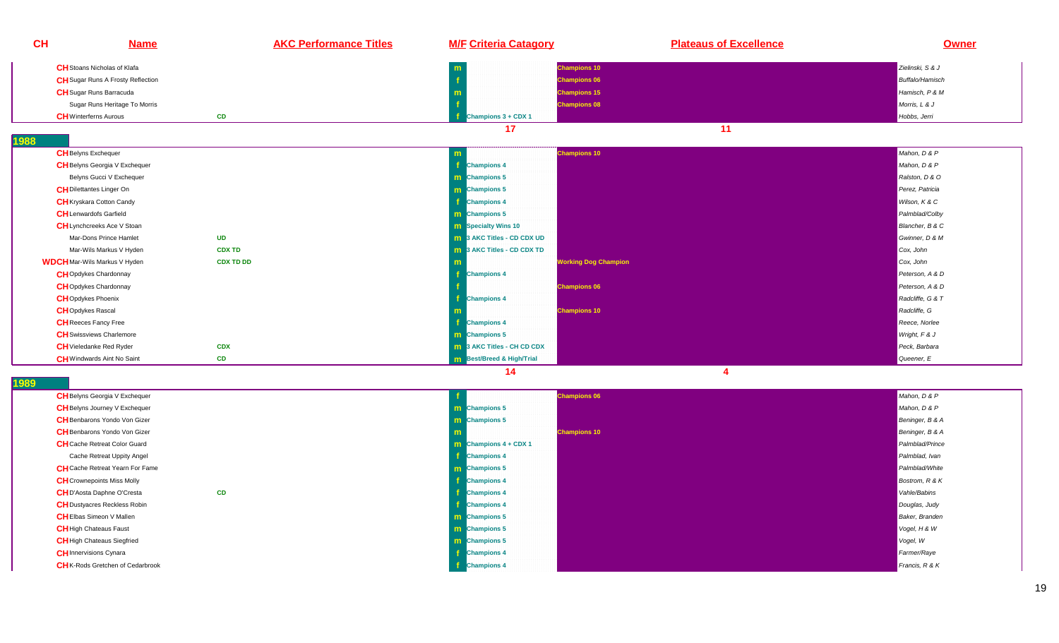| CH | Name | AKC Performance Titles | M/F | Criteria Catagory | Plateaus of Excellence | Owner |
|---|---|---|---|---|---|---|
| CH | Stoans Nicholas of Klafa | | m | | Champions 10 | Zielinski, S & J |
| CH | Sugar Runs A Frosty Reflection | | f | | Champions 06 | Buffalo/Hamisch |
| CH | Sugar Runs Barracuda | | m | | Champions 15 | Hamisch, P & M |
| | Sugar Runs Heritage To Morris | | f | | Champions 08 | Morris, L & J |
| CH | Winterferns Aurous | CD | f | Champions 3 + CDX 1 | | Hobbs, Jerri |
| | | | | 17 | 11 | |
| **1988** | | | | | | |
| CH | Belyns Exchequer | | m | | Champions 10 | Mahon, D & P |
| CH | Belyns Georgia V Exchequer | | f | Champions 4 | | Mahon, D & P |
| | Belyns Gucci V Exchequer | | m | Champions 5 | | Ralston, D & O |
| CH | Dilettantes Linger On | | m | Champions 5 | | Perez, Patricia |
| CH | Kryskara Cotton Candy | | f | Champions 4 | | Wilson, K & C |
| CH | Lenwardofs Garfield | | m | Champions 5 | | Palmblad/Colby |
| CH | Lynchcreeks Ace V Stoan | | m | Specialty Wins 10 | | Blancher, B & C |
| | Mar-Dons Prince Hamlet | UD | m | 3 AKC Titles - CD CDX UD | | Gwinner, D & M |
| | Mar-Wils Markus V Hyden | CDX TD | m | 3 AKC Titles - CD CDX TD | | Cox, John |
| WDCH | Mar-Wils Markus V Hyden | CDX TD DD | m | | Working Dog Champion | Cox, John |
| CH | Opdykes Chardonnay | | f | Champions 4 | | Peterson, A & D |
| CH | Opdykes Chardonnay | | f | | Champions 06 | Peterson, A & D |
| CH | Opdykes Phoenix | | f | Champions 4 | | Radcliffe, G & T |
| CH | Opdykes Rascal | | m | | Champions 10 | Radcliffe, G |
| CH | Reeces Fancy Free | | f | Champions 4 | | Reece, Norlee |
| CH | Swissviews Charlemore | | m | Champions 5 | | Wright, F & J |
| CH | Vieledanke Red Ryder | CDX | m | 3 AKC Titles - CH CD CDX | | Peck, Barbara |
| CH | Windwards Aint No Saint | CD | m | Best/Breed & High/Trial | | Queener, E |
| | | | | 14 | 4 | |
| **1989** | | | | | | |
| CH | Belyns Georgia V Exchequer | | f | | Champions 06 | Mahon, D & P |
| CH | Belyns Journey V Exchequer | | m | Champions 5 | | Mahon, D & P |
| CH | Benbarons Yondo Von Gizer | | m | Champions 5 | | Beninger, B & A |
| CH | Benbarons Yondo Von Gizer | | m | | Champions 10 | Beninger, B & A |
| CH | Cache Retreat Color Guard | | m | Champions 4 + CDX 1 | | Palmblad/Prince |
| | Cache Retreat Uppity Angel | | f | Champions 4 | | Palmblad, Ivan |
| CH | Cache Retreat Yearn For Fame | | m | Champions 5 | | Palmblad/White |
| CH | Crownepoints Miss Molly | | f | Champions 4 | | Bostrom, R & K |
| CH | D'Aosta Daphne O'Cresta | CD | f | Champions 4 | | Vahle/Babins |
| CH | Dustyacres Reckless Robin | | f | Champions 4 | | Douglas, Judy |
| CH | Elbas Simeon V Mallen | | m | Champions 5 | | Baker, Branden |
| CH | High Chateaus Faust | | m | Champions 5 | | Vogel, H & W |
| CH | High Chateaus Siegfried | | m | Champions 5 | | Vogel, W |
| CH | Innervisions Cynara | | f | Champions 4 | | Farmer/Raye |
| CH | K-Rods Gretchen of Cedarbrook | | f | Champions 4 | | Francis, R & K |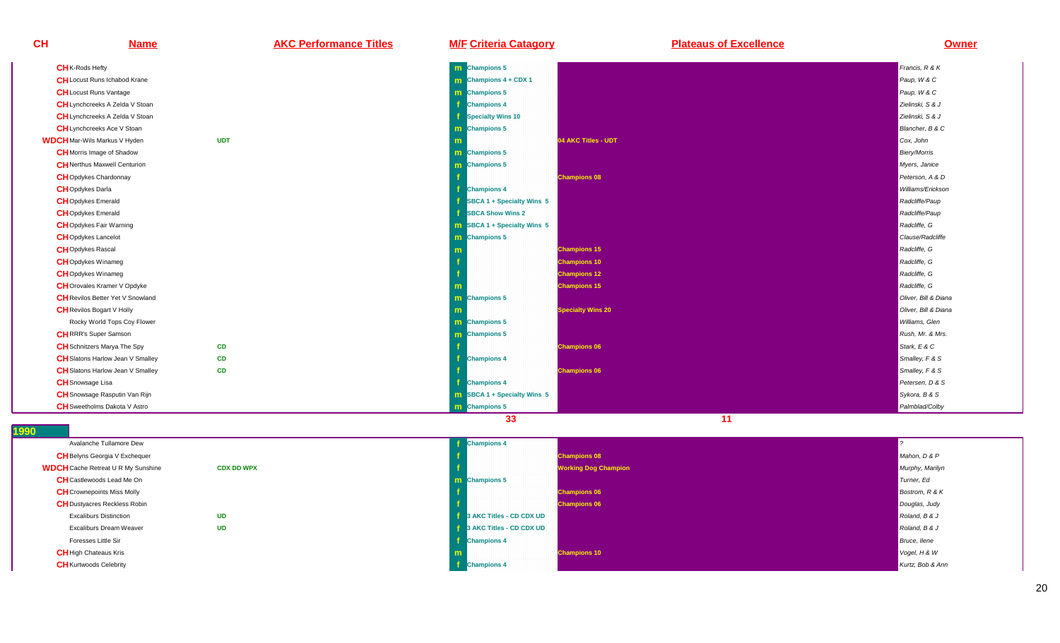| CH | Name | AKC Performance Titles | M/F | Criteria Catagory | Plateaus of Excellence | Owner |
|---|---|---|---|---|---|---|
| CH | K-Rods Hefty | | m | Champions 5 | | Francis, R & K |
| CH | Locust Runs Ichabod Krane | | m | Champions 4 + CDX 1 | | Paup, W & C |
| CH | Locust Runs Vantage | | m | Champions 5 | | Paup, W & C |
| CH | Lynchcreeks A Zelda V Stoan | | f | Champions 4 | | Zielinski, S & J |
| CH | Lynchcreeks A Zelda V Stoan | | f | Specialty Wins 10 | | Zielinski, S & J |
| CH | Lynchcreeks Ace V Stoan | | m | Champions 5 | | Blancher, B & C |
| WDCH | Mar-Wils Markus V Hyden | UDT | m | | 04 AKC Titles - UDT | Cox, John |
| CH | Morris Image of Shadow | | m | Champions 5 | | Biery/Morris |
| CH | Nerthus Maxwell Centurion | | m | Champions 5 | | Myers, Janice |
| CH | Opdykes Chardonnay | | f | | Champions 08 | Peterson, A & D |
| CH | Opdykes Darla | | f | Champions 4 | | Williams/Erickson |
| CH | Opdykes Emerald | | f | SBCA 1 + Specialty Wins 5 | | Radcliffe/Paup |
| CH | Opdykes Emerald | | f | SBCA Show Wins 2 | | Radcliffe/Paup |
| CH | Opdykes Fair Warning | | m | SBCA 1 + Specialty Wins 5 | | Radcliffe, G |
| CH | Opdykes Lancelot | | m | Champions 5 | | Clause/Radcliffe |
| CH | Opdykes Rascal | | m | | Champions 15 | Radcliffe, G |
| CH | Opdykes Winameg | | f | | Champions 10 | Radcliffe, G |
| CH | Opdykes Winameg | | f | | Champions 12 | Radcliffe, G |
| CH | Orovales Kramer V Opdyke | | m | | Champions 15 | Radcliffe, G |
| CH | Revilos Better Yet V Snowland | | m | Champions 5 | | Oliver, Bill & Diana |
| CH | Revilos Bogart V Holly | | m | | Specialty Wins 20 | Oliver, Bill & Diana |
| | Rocky World Tops Coy Flower | | m | Champions 5 | | Williams, Glen |
| CH | RRR's Super Samson | | m | Champions 5 | | Rush, Mr. & Mrs. |
| CH | Schnitzers Marya The Spy | CD | f | | Champions 06 | Stark, E & C |
| CH | Slatons Harlow Jean V Smalley | CD | f | Champions 4 | | Smalley, F & S |
| CH | Slatons Harlow Jean V Smalley | CD | f | | Champions 06 | Smalley, F & S |
| CH | Snowsage Lisa | | f | Champions 4 | | Petersen, D & S |
| CH | Snowsage Rasputin Van Rijn | | m | SBCA 1 + Specialty Wins 5 | | Sykora, B & S |
| CH | Sweetholms Dakota V Astro | | m | Champions 5 | | Palmblad/Colby |
| | | | | 33 | 11 | |

## 1990

| CH | Name | AKC Performance Titles | M/F | Criteria Catagory | Plateaus of Excellence | Owner |
|---|---|---|---|---|---|---|
| | Avalanche Tullamore Dew | | f | Champions 4 | | ? |
| CH | Belyns Georgia V Exchequer | | f | | Champions 08 | Mahon, D & P |
| WDCH | Cache Retreat U R My Sunshine | CDX DD WPX | f | | Working Dog Champion | Murphy, Marilyn |
| CH | Castlewoods Lead Me On | | m | Champions 5 | | Turner, Ed |
| CH | Crownepoints Miss Molly | | f | | Champions 06 | Bostrom, R & K |
| CH | Dustyacres Reckless Robin | | f | | Champions 06 | Douglas, Judy |
| | Excaliburs Distinction | UD | f | 3 AKC Titles - CD CDX UD | | Roland, B & J |
| | Excaliburs Dream Weaver | UD | f | 3 AKC Titles - CD CDX UD | | Roland, B & J |
| | Foresses Little Sir | | f | Champions 4 | | Bruce, Ilene |
| CH | High Chateaus Kris | | m | | Champions 10 | Vogel, H & W |
| CH | Kurtwoods Celebrity | | f | Champions 4 | | Kurtz, Bob & Ann |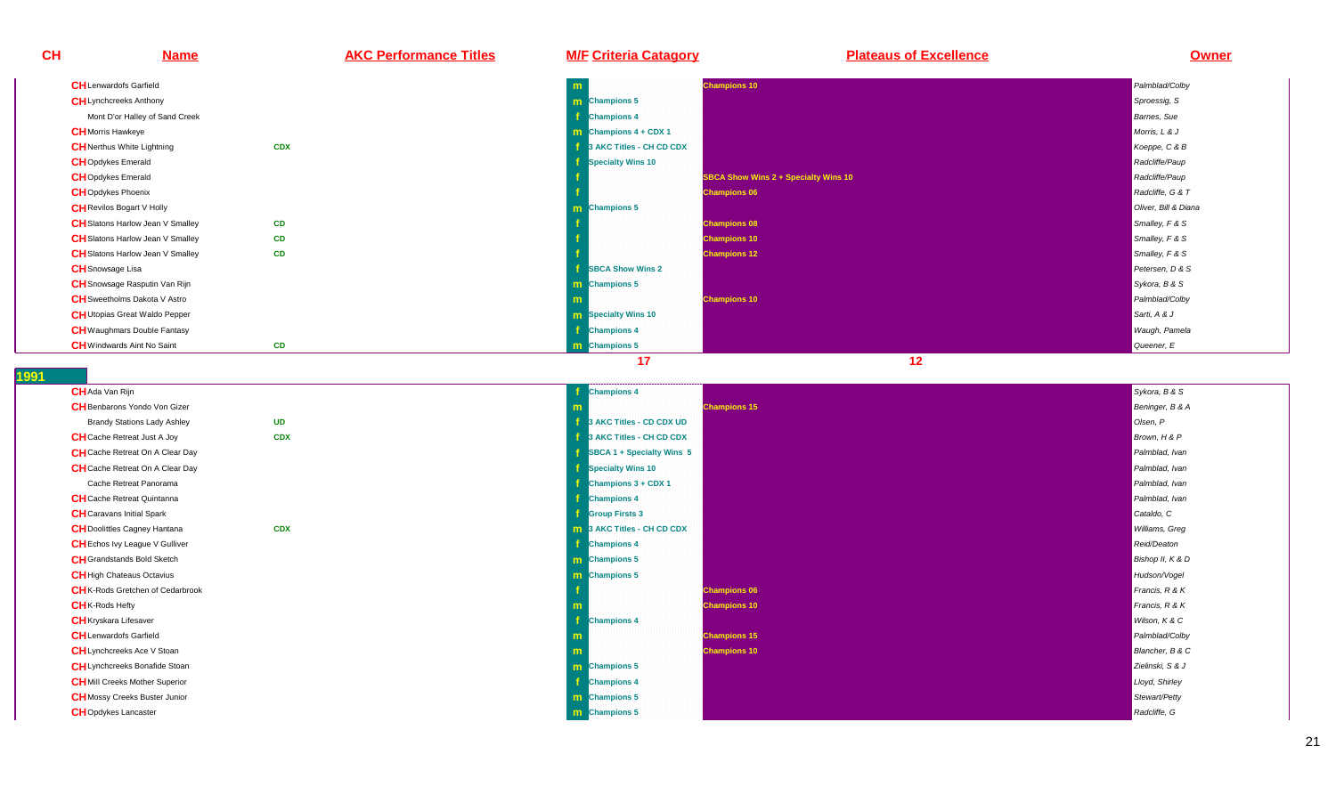| CH | Name | AKC Performance Titles | M/F | Criteria Catagory | Plateaus of Excellence | Owner |
|---|---|---|---|---|---|---|
| CH | Lenwardofs Garfield | | m | | Champions 10 | Palmblad/Colby |
| CH | Lynchcreeks Anthony | | m | Champions 5 | | Sproessig, S |
| | Mont D'or Halley of Sand Creek | | f | Champions 4 | | Barnes, Sue |
| CH | Morris Hawkeye | | m | Champions 4 + CDX 1 | | Morris, L & J |
| CH | Nerthus White Lightning | CDX | f | 3 AKC Titles - CH CD CDX | | Koeppe, C & B |
| CH | Opdykes Emerald | | f | Specialty Wins 10 | | Radcliffe/Paup |
| CH | Opdykes Emerald | | f | | SBCA Show Wins 2 + Specialty Wins 10 | Radcliffe/Paup |
| CH | Opdykes Phoenix | | f | | Champions 06 | Radcliffe, G & T |
| CH | Revilos Bogart V Holly | | m | Champions 5 | | Oliver, Bill & Diana |
| CH | Slatons Harlow Jean V Smalley | CD | f | | Champions 08 | Smalley, F & S |
| CH | Slatons Harlow Jean V Smalley | CD | f | | Champions 10 | Smalley, F & S |
| CH | Slatons Harlow Jean V Smalley | CD | f | | Champions 12 | Smalley, F & S |
| CH | Snowsage Lisa | | f | SBCA Show Wins 2 | | Petersen, D & S |
| CH | Snowsage Rasputin Van Rijn | | m | Champions 5 | | Sykora, B & S |
| CH | Sweetholms Dakota V Astro | | m | | Champions 10 | Palmblad/Colby |
| CH | Utopias Great Waldo Pepper | | m | Specialty Wins 10 | | Sarti, A & J |
| CH | Waughmars Double Fantasy | | f | Champions 4 | | Waugh, Pamela |
| CH | Windwards Aint No Saint | CD | m | Champions 5 | | Queener, E |
| | | | | 17 | 12 | |

## 1991

| CH | Name | AKC Performance Titles | M/F | Criteria Catagory | Plateaus of Excellence | Owner |
|---|---|---|---|---|---|---|
| CH | Ada Van Rijn | | f | Champions 4 | | Sykora, B & S |
| CH | Benbarons Yondo Von Gizer | | m | | Champions 15 | Beninger, B & A |
| | Brandy Stations Lady Ashley | UD | f | 3 AKC Titles - CD CDX UD | | Olsen, P |
| CH | Cache Retreat Just A Joy | CDX | f | 3 AKC Titles - CH CD CDX | | Brown, H & P |
| CH | Cache Retreat On A Clear Day | | f | SBCA 1 + Specialty Wins 5 | | Palmblad, Ivan |
| CH | Cache Retreat On A Clear Day | | f | Specialty Wins 10 | | Palmblad, Ivan |
| | Cache Retreat Panorama | | f | Champions 3 + CDX 1 | | Palmblad, Ivan |
| CH | Cache Retreat Quintanna | | f | Champions 4 | | Palmblad, Ivan |
| CH | Caravans Initial Spark | | f | Group Firsts 3 | | Cataldo, C |
| CH | Doolittles Cagney Hantana | CDX | m | 3 AKC Titles - CH CD CDX | | Williams, Greg |
| CH | Echos Ivy League V Gulliver | | f | Champions 4 | | Reid/Deaton |
| CH | Grandstands Bold Sketch | | m | Champions 5 | | Bishop II, K & D |
| CH | High Chateaus Octavius | | m | Champions 5 | | Hudson/Vogel |
| CH | K-Rods Gretchen of Cedarbrook | | f | | Champions 06 | Francis, R & K |
| CH | K-Rods Hefty | | m | | Champions 10 | Francis, R & K |
| CH | Kryskara Lifesaver | | f | Champions 4 | | Wilson, K & C |
| CH | Lenwardofs Garfield | | m | | Champions 15 | Palmblad/Colby |
| CH | Lynchcreeks Ace V Stoan | | m | | Champions 10 | Blancher, B & C |
| CH | Lynchcreeks Bonafide Stoan | | m | Champions 5 | | Zielinski, S & J |
| CH | Mill Creeks Mother Superior | | f | Champions 4 | | Lloyd, Shirley |
| CH | Mossy Creeks Buster Junior | | m | Champions 5 | | Stewart/Petty |
| CH | Opdykes Lancaster | | m | Champions 5 | | Radcliffe, G |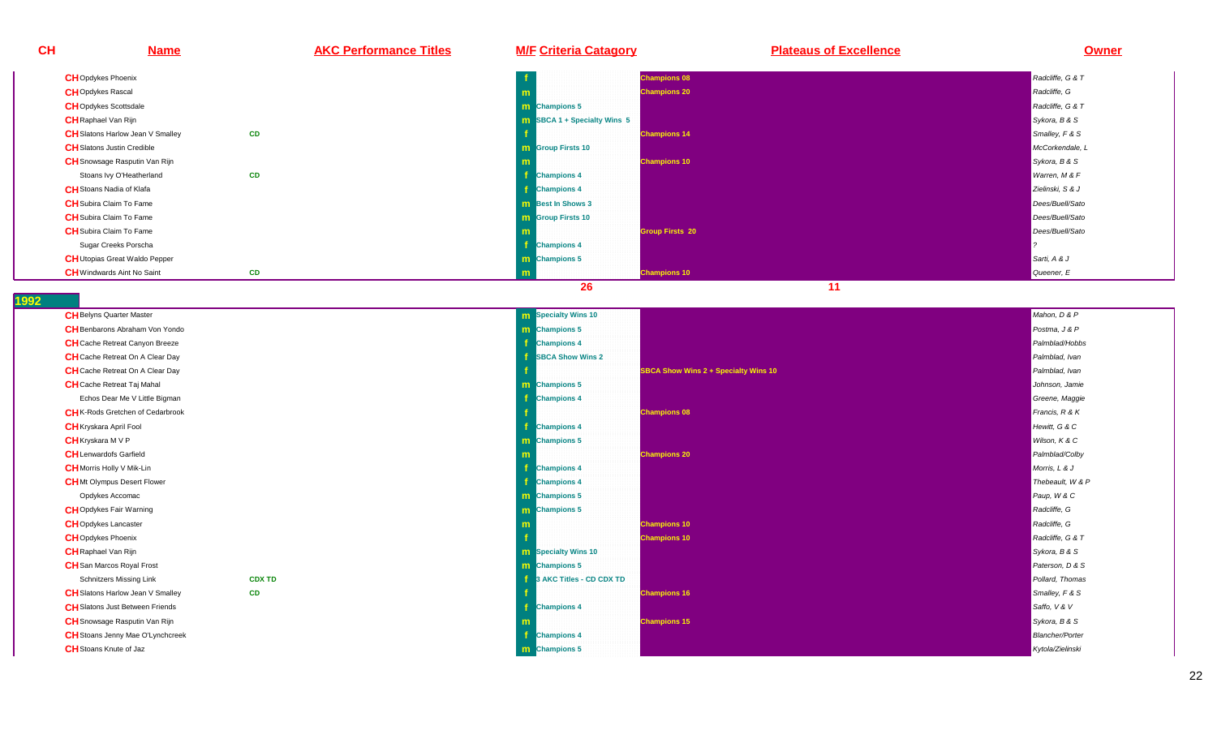| CH | Name | AKC Performance Titles | M/F | Criteria Catagory | Plateaus of Excellence | Owner |
|---|---|---|---|---|---|---|
| CH | Opdykes Phoenix | | f | | Champions 08 | Radcliffe, G & T |
| CH | Opdykes Rascal | | m | | Champions 20 | Radcliffe, G |
| CH | Opdykes Scottsdale | | m | Champions 5 | | Radcliffe, G & T |
| CH | Raphael Van Rijn | | m | SBCA 1 + Specialty Wins 5 | | Sykora, B & S |
| CH | Slatons Harlow Jean V Smalley | CD | f | | Champions 14 | Smalley, F & S |
| CH | Slatons Justin Credible | | m | Group Firsts 10 | | McCorkendale, L |
| CH | Snowsage Rasputin Van Rijn | | m | | Champions 10 | Sykora, B & S |
| | Stoans Ivy O'Heatherland | CD | f | Champions 4 | | Warren, M & F |
| CH | Stoans Nadia of Klafa | | f | Champions 4 | | Zielinski, S & J |
| CH | Subira Claim To Fame | | m | Best In Shows 3 | | Dees/Buell/Sato |
| CH | Subira Claim To Fame | | m | Group Firsts 10 | | Dees/Buell/Sato |
| CH | Subira Claim To Fame | | m | | Group Firsts 20 | Dees/Buell/Sato |
| | Sugar Creeks Porscha | | f | Champions 4 | | ? |
| CH | Utopias Great Waldo Pepper | | m | Champions 5 | | Sarti, A & J |
| CH | Windwards Aint No Saint | CD | m | | Champions 10 | Queener, E |
| | | | | 26 | 11 | |

## 1992

| CH | Name | AKC Performance Titles | M/F | Criteria Catagory | Plateaus of Excellence | Owner |
|---|---|---|---|---|---|---|
| CH | Belyns Quarter Master | | m | Specialty Wins 10 | | Mahon, D & P |
| CH | Benbarons Abraham Von Yondo | | m | Champions 5 | | Postma, J & P |
| CH | Cache Retreat Canyon Breeze | | f | Champions 4 | | Palmblad/Hobbs |
| CH | Cache Retreat On A Clear Day | | f | SBCA Show Wins 2 | | Palmblad, Ivan |
| CH | Cache Retreat On A Clear Day | | f | | SBCA Show Wins 2 + Specialty Wins 10 | Palmblad, Ivan |
| CH | Cache Retreat Taj Mahal | | m | Champions 5 | | Johnson, Jamie |
| | Echos Dear Me V Little Bigman | | f | Champions 4 | | Greene, Maggie |
| CH | K-Rods Gretchen of Cedarbrook | | f | | Champions 08 | Francis, R & K |
| CH | Kryskara April Fool | | f | Champions 4 | | Hewitt, G & C |
| CH | Kryskara M V P | | m | Champions 5 | | Wilson, K & C |
| CH | Lenwardofs Garfield | | m | | Champions 20 | Palmblad/Colby |
| CH | Morris Holly V Mik-Lin | | f | Champions 4 | | Morris, L & J |
| CH | Mt Olympus Desert Flower | | f | Champions 4 | | Thebeault, W & P |
| | Opdykes Accomac | | m | Champions 5 | | Paup, W & C |
| CH | Opdykes Fair Warning | | m | Champions 5 | | Radcliffe, G |
| CH | Opdykes Lancaster | | m | | Champions 10 | Radcliffe, G |
| CH | Opdykes Phoenix | | f | | Champions 10 | Radcliffe, G & T |
| CH | Raphael Van Rijn | | m | Specialty Wins 10 | | Sykora, B & S |
| CH | San Marcos Royal Frost | | m | Champions 5 | | Paterson, D & S |
| | Schnitzers Missing Link | CDX TD | f | 3 AKC Titles - CD CDX TD | | Pollard, Thomas |
| CH | Slatons Harlow Jean V Smalley | CD | f | | Champions 16 | Smalley, F & S |
| CH | Slatons Just Between Friends | | f | Champions 4 | | Saffo, V & V |
| CH | Snowsage Rasputin Van Rijn | | m | | Champions 15 | Sykora, B & S |
| CH | Stoans Jenny Mae O'Lynchcreek | | f | Champions 4 | | Blancher/Porter |
| CH | Stoans Knute of Jaz | | m | Champions 5 | | Kytola/Zielinski |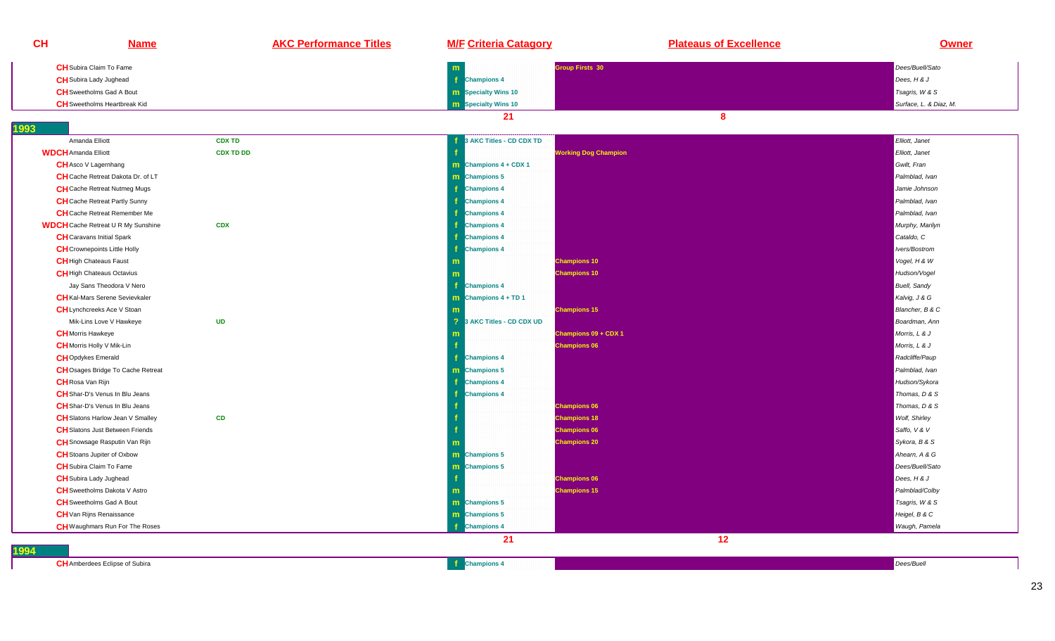| CH | Name | AKC Performance Titles | M/F | Criteria Catagory | Plateaus of Excellence | Owner |
|---|---|---|---|---|---|---|
| CH | Subira Claim To Fame | | m | | Group Firsts 30 | Dees/Buell/Sato |
| CH | Subira Lady Jughead | | f | Champions 4 | | Dees, H & J |
| CH | Sweetholms Gad A Bout | | m | Specialty Wins 10 | | Tsagris, W & S |
| CH | Sweetholms Heartbreak Kid | | m | Specialty Wins 10 | | Surface, L. & Diaz, M. |
| | | | | 21 | 8 | |
| **1993** | | | | | | |
| | Amanda Elliott | CDX TD | f | 3 AKC Titles - CD CDX TD | | Elliott, Janet |
| WDCH | Amanda Elliott | CDX TD DD | f | | Working Dog Champion | Elliott, Janet |
| CH | Asco V Lagernhang | | m | Champions 4 + CDX 1 | | Gwilt, Fran |
| CH | Cache Retreat Dakota Dr. of LT | | m | Champions 5 | | Palmblad, Ivan |
| CH | Cache Retreat Nutmeg Mugs | | f | Champions 4 | | Jamie Johnson |
| CH | Cache Retreat Partly Sunny | | f | Champions 4 | | Palmblad, Ivan |
| CH | Cache Retreat Remember Me | | f | Champions 4 | | Palmblad, Ivan |
| WDCH | Cache Retreat U R My Sunshine | CDX | f | Champions 4 | | Murphy, Marilyn |
| CH | Caravans Initial Spark | | f | Champions 4 | | Cataldo, C |
| CH | Crownepoints Little Holly | | f | Champions 4 | | Ivers/Bostrom |
| CH | High Chateaus Faust | | m | | Champions 10 | Vogel, H & W |
| CH | High Chateaus Octavius | | m | | Champions 10 | Hudson/Vogel |
| | Jay Sans Theodora V Nero | | f | Champions 4 | | Buell, Sandy |
| CH | Kal-Mars Serene Sevievkaler | | m | Champions 4 + TD 1 | | Kalvig, J & G |
| CH | Lynchcreeks Ace V Stoan | | m | | Champions 15 | Blancher, B & C |
| | Mik-Lins Love V Hawkeye | UD | ? | 3 AKC Titles - CD CDX UD | | Boardman, Ann |
| CH | Morris Hawkeye | | m | | Champions 09 + CDX 1 | Morris, L & J |
| CH | Morris Holly V Mik-Lin | | f | | Champions 06 | Morris, L & J |
| CH | Opdykes Emerald | | f | Champions 4 | | Radcliffe/Paup |
| CH | Osages Bridge To Cache Retreat | | m | Champions 5 | | Palmblad, Ivan |
| CH | Rosa Van Rijn | | f | Champions 4 | | Hudson/Sykora |
| CH | Shar-D's Venus In Blu Jeans | | f | Champions 4 | | Thomas, D & S |
| CH | Shar-D's Venus In Blu Jeans | | f | | Champions 06 | Thomas, D & S |
| CH | Slatons Harlow Jean V Smalley | CD | f | | Champions 18 | Wolf, Shirley |
| CH | Slatons Just Between Friends | | f | | Champions 06 | Saffo, V & V |
| CH | Snowsage Rasputin Van Rijn | | m | | Champions 20 | Sykora, B & S |
| CH | Stoans Jupiter of Oxbow | | m | Champions 5 | | Ahearn, A & G |
| CH | Subira Claim To Fame | | m | Champions 5 | | Dees/Buell/Sato |
| CH | Subira Lady Jughead | | f | | Champions 06 | Dees, H & J |
| CH | Sweetholms Dakota V Astro | | m | | Champions 15 | Palmblad/Colby |
| CH | Sweetholms Gad A Bout | | m | Champions 5 | | Tsagris, W & S |
| CH | Van Rijns Renaissance | | m | Champions 5 | | Heigel, B & C |
| CH | Waughmars Run For The Roses | | f | Champions 4 | | Waugh, Pamela |
| | | | | 21 | 12 | |
| **1994** | | | | | | |
| CH | Amberdees Eclipse of Subira | | f | Champions 4 | | Dees/Buell |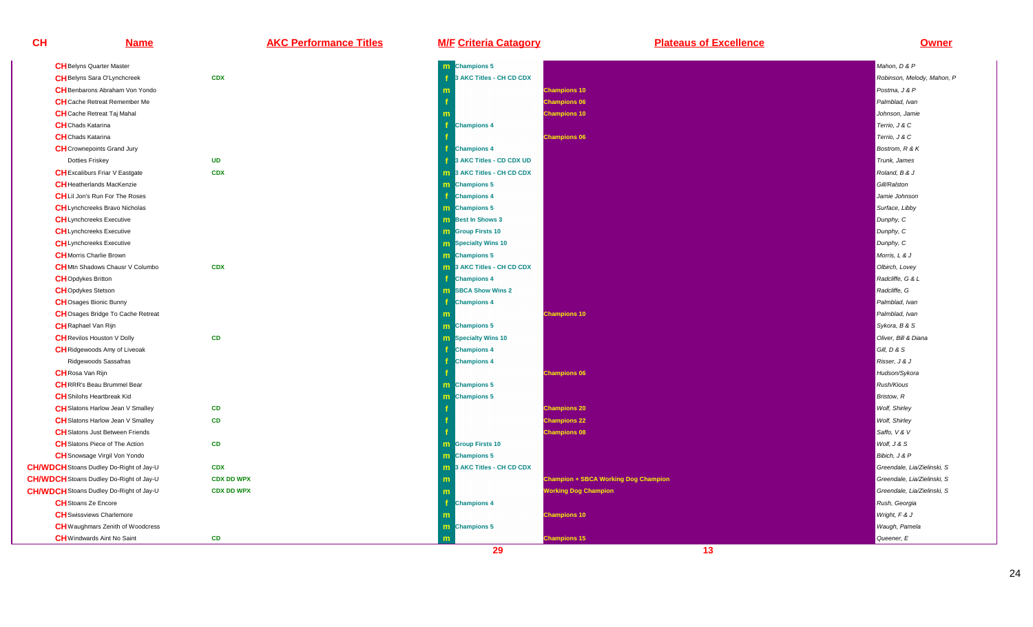| CH | Name | AKC Performance Titles | M/F | Criteria Catagory | Plateaus of Excellence | Owner |
|---|---|---|---|---|---|---|
| CH | Belyns Quarter Master | | m | Champions 5 | | Mahon, D & P |
| CH | Belyns Sara O'Lynchcreek | CDX | f | 3 AKC Titles - CH CD CDX | | Robinson, Melody, Mahon, P |
| CH | Benbarons Abraham Von Yondo | | m | | Champions 10 | Postma, J & P |
| CH | Cache Retreat Remember Me | | f | | Champions 06 | Palmblad, Ivan |
| CH | Cache Retreat Taj Mahal | | m | | Champions 10 | Johnson, Jamie |
| CH | Chads Katarina | | f | Champions 4 | | Terrio, J & C |
| CH | Chads Katarina | | f | | Champions 06 | Terrio, J & C |
| CH | Crownepoints Grand Jury | | f | Champions 4 | | Bostrom, R & K |
| | Dotties Friskey | UD | f | 3 AKC Titles - CD CDX UD | | Trunk, James |
| CH | Excaliburs Friar V Eastgate | CDX | m | 3 AKC Titles - CH CD CDX | | Roland, B & J |
| CH | Heatherlands MacKenzie | | m | Champions 5 | | Gill/Ralston |
| CH | Lil Jon's Run For The Roses | | f | Champions 4 | | Jamie Johnson |
| CH | Lynchcreeks Bravo Nicholas | | m | Champions 5 | | Surface, Libby |
| CH | Lynchcreeks Executive | | m | Best In Shows 3 | | Dunphy, C |
| CH | Lynchcreeks Executive | | m | Group Firsts 10 | | Dunphy, C |
| CH | Lynchcreeks Executive | | m | Specialty Wins 10 | | Dunphy, C |
| CH | Morris Charlie Brown | | m | Champions 5 | | Morris, L & J |
| CH | Mtn Shadows Chausr V Columbo | CDX | m | 3 AKC Titles - CH CD CDX | | Olbirch, Lovey |
| CH | Opdykes Britton | | f | Champions 4 | | Radcliffe, G & L |
| CH | Opdykes Stetson | | m | SBCA Show Wins 2 | | Radcliffe, G |
| CH | Osages Bionic Bunny | | f | Champions 4 | | Palmblad, Ivan |
| CH | Osages Bridge To Cache Retreat | | m | | Champions 10 | Palmblad, Ivan |
| CH | Raphael Van Rijn | | m | Champions 5 | | Sykora, B & S |
| CH | Revilos Houston V Dolly | CD | m | Specialty Wins 10 | | Oliver, Bill & Diana |
| CH | Ridgewoods Amy of Liveoak | | f | Champions 4 | | Gill, D & S |
| | Ridgewoods Sassafras | | f | Champions 4 | | Risser, J & J |
| CH | Rosa Van Rijn | | f | | Champions 06 | Hudson/Sykora |
| CH | RRR's Beau Brummel Bear | | m | Champions 5 | | Rush/Kious |
| CH | Shilohs Heartbreak Kid | | m | Champions 5 | | Bristow, R |
| CH | Slatons Harlow Jean V Smalley | CD | f | | Champions 20 | Wolf, Shirley |
| CH | Slatons Harlow Jean V Smalley | CD | f | | Champions 22 | Wolf, Shirley |
| CH | Slatons Just Between Friends | | f | | Champions 08 | Saffo, V & V |
| CH | Slatons Piece of The Action | CD | m | Group Firsts 10 | | Wolf, J & S |
| CH | Snowsage Virgil Von Yondo | | m | Champions 5 | | Bibich, J & P |
| CH/WDCH | Stoans Dudley Do-Right of Jay-U | CDX | m | 3 AKC Titles - CH CD CDX | | Greendale, Lia/Zielinski, S |
| CH/WDCH | Stoans Dudley Do-Right of Jay-U | CDX DD WPX | m | | Champion + SBCA Working Dog Champion | Greendale, Lia/Zielinski, S |
| CH/WDCH | Stoans Dudley Do-Right of Jay-U | CDX DD WPX | m | | Working Dog Champion | Greendale, Lia/Zielinski, S |
| CH | Stoans Ze Encore | | f | Champions 4 | | Rush, Georgia |
| CH | Swissviews Charlemore | | m | | Champions 10 | Wright, F & J |
| CH | Waughmars Zenith of Woodcress | | m | Champions 5 | | Waugh, Pamela |
| CH | Windwards Aint No Saint | CD | m | | Champions 15 | Queener, E |
| | | | | 29 | 13 | |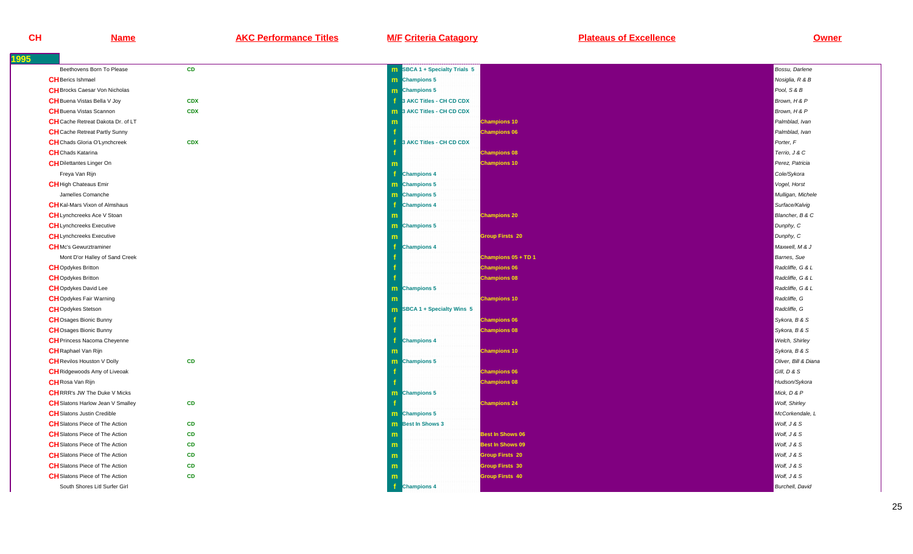| CH | Name | AKC Performance Titles | M/F | Criteria Catagory | Plateaus of Excellence | Owner |
|---|---|---|---|---|---|---|
| **1995** | | | | | | |
| | Beethovens Born To Please | CD | m | SBCA 1 + Specialty Trials 5 | | Bossu, Darlene |
| CH | Berics Ishmael | | m | Champions 5 | | Nosiglia, R & B |
| CH | Brocks Caesar Von Nicholas | | m | Champions 5 | | Pool, S & B |
| CH | Buena Vistas Bella V Joy | CDX | f | 3 AKC Titles - CH CD CDX | | Brown, H & P |
| CH | Buena Vistas Scannon | CDX | m | 3 AKC Titles - CH CD CDX | | Brown, H & P |
| CH | Cache Retreat Dakota Dr. of LT | | m | | Champions 10 | Palmblad, Ivan |
| CH | Cache Retreat Partly Sunny | | f | | Champions 06 | Palmblad, Ivan |
| CH | Chads Gloria O'Lynchcreek | CDX | f | 3 AKC Titles - CH CD CDX | | Porter, F |
| CH | Chads Katarina | | f | | Champions 08 | Terrio, J & C |
| CH | Dilettantes Linger On | | m | | Champions 10 | Perez, Patricia |
| | Freya Van Rijn | | f | Champions 4 | | Cole/Sykora |
| CH | High Chateaus Emir | | m | Champions 5 | | Vogel, Horst |
| | Jamelles Comanche | | m | Champions 5 | | Mulligan, Michele |
| CH | Kal-Mars Vixon of Almshaus | | f | Champions 4 | | Surface/Kalvig |
| CH | Lynchcreeks Ace V Stoan | | m | | Champions 20 | Blancher, B & C |
| CH | Lynchcreeks Executive | | m | Champions 5 | | Dunphy, C |
| CH | Lynchcreeks Executive | | m | | Group Firsts 20 | Dunphy, C |
| CH | Mc's Gewurztraminer | | f | Champions 4 | | Maxwell, M & J |
| | Mont D'or Halley of Sand Creek | | f | | Champions 05 + TD 1 | Barnes, Sue |
| CH | Opdykes Britton | | f | | Champions 06 | Radcliffe, G & L |
| CH | Opdykes Britton | | f | | Champions 08 | Radcliffe, G & L |
| CH | Opdykes David Lee | | m | Champions 5 | | Radcliffe, G & L |
| CH | Opdykes Fair Warning | | m | | Champions 10 | Radcliffe, G |
| CH | Opdykes Stetson | | m | SBCA 1 + Specialty Wins 5 | | Radcliffe, G |
| CH | Osages Bionic Bunny | | f | | Champions 06 | Sykora, B & S |
| CH | Osages Bionic Bunny | | f | | Champions 08 | Sykora, B & S |
| CH | Princess Nacoma Cheyenne | | f | Champions 4 | | Welch, Shirley |
| CH | Raphael Van Rijn | | m | | Champions 10 | Sykora, B & S |
| CH | Revilos Houston V Dolly | CD | m | Champions 5 | | Oliver, Bill & Diana |
| CH | Ridgewoods Amy of Liveoak | | f | | Champions 06 | Gill, D & S |
| CH | Rosa Van Rijn | | f | | Champions 08 | Hudson/Sykora |
| CH | RRR's JW The Duke V Micks | | m | Champions 5 | | Mick, D & P |
| CH | Slatons Harlow Jean V Smalley | CD | f | | Champions 24 | Wolf, Shirley |
| CH | Slatons Justin Credible | | m | Champions 5 | | McCorkendale, L |
| CH | Slatons Piece of The Action | CD | m | Best In Shows 3 | | Wolf, J & S |
| CH | Slatons Piece of The Action | CD | m | | Best In Shows 06 | Wolf, J & S |
| CH | Slatons Piece of The Action | CD | m | | Best In Shows 09 | Wolf, J & S |
| CH | Slatons Piece of The Action | CD | m | | Group Firsts 20 | Wolf, J & S |
| CH | Slatons Piece of The Action | CD | m | | Group Firsts 30 | Wolf, J & S |
| CH | Slatons Piece of The Action | CD | m | | Group Firsts 40 | Wolf, J & S |
| | South Shores Litl Surfer Girl | | f | Champions 4 | | Burchell, David |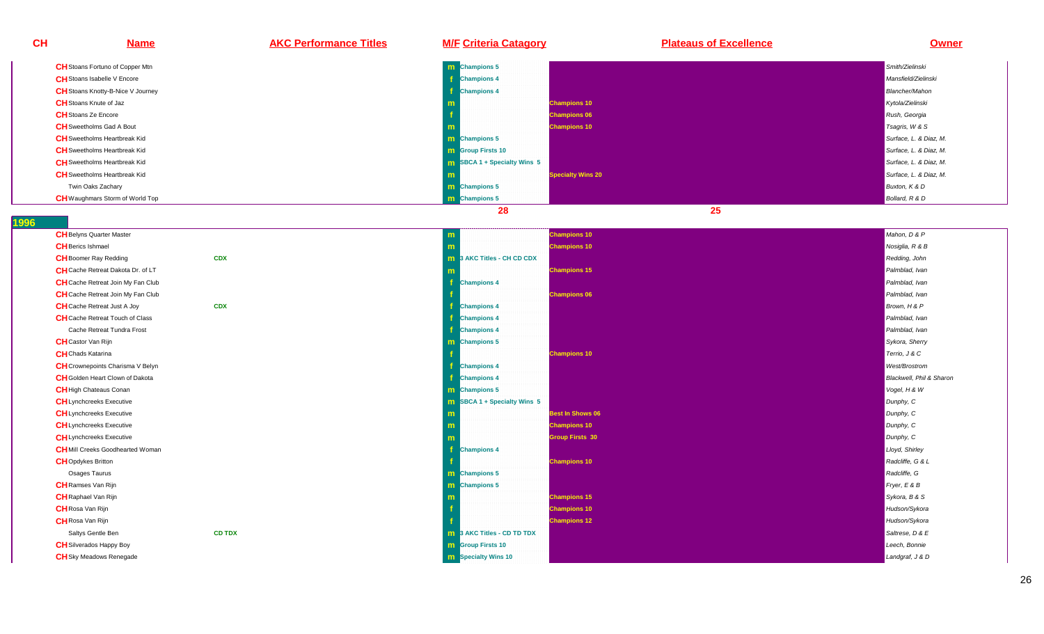| CH | Name | AKC Performance Titles | M/F | Criteria Catagory | Plateaus of Excellence | Owner |
|---|---|---|---|---|---|---|
| CH | Stoans Fortuno of Copper Mtn | | m | Champions 5 | | Smith/Zielinski |
| CH | Stoans Isabelle V Encore | | f | Champions 4 | | Mansfield/Zielinski |
| CH | Stoans Knotty-B-Nice V Journey | | f | Champions 4 | | Blancher/Mahon |
| CH | Stoans Knute of Jaz | | m | | Champions 10 | Kytola/Zielinski |
| CH | Stoans Ze Encore | | f | | Champions 06 | Rush, Georgia |
| CH | Sweetholms Gad A Bout | | m | | Champions 10 | Tsagris, W & S |
| CH | Sweetholms Heartbreak Kid | | m | Champions 5 | | Surface, L. & Diaz, M. |
| CH | Sweetholms Heartbreak Kid | | m | Group Firsts 10 | | Surface, L. & Diaz, M. |
| CH | Sweetholms Heartbreak Kid | | m | SBCA 1 + Specialty Wins 5 | | Surface, L. & Diaz, M. |
| CH | Sweetholms Heartbreak Kid | | m | | Specialty Wins 20 | Surface, L. & Diaz, M. |
| | Twin Oaks Zachary | | m | Champions 5 | | Buxton, K & D |
| CH | Waughmars Storm of World Top | | m | Champions 5 | | Bollard, R & D |
| | | | | 28 | 25 | |

## 1996

| CH | Name | AKC Performance Titles | M/F | Criteria Catagory | Plateaus of Excellence | Owner |
|---|---|---|---|---|---|---|
| CH | Belyns Quarter Master | | m | | Champions 10 | Mahon, D & P |
| CH | Berics Ishmael | | m | | Champions 10 | Nosiglia, R & B |
| CH | Boomer Ray Redding | CDX | m | 3 AKC Titles - CH CD CDX | | Redding, John |
| CH | Cache Retreat Dakota Dr. of LT | | m | | Champions 15 | Palmblad, Ivan |
| CH | Cache Retreat Join My Fan Club | | f | Champions 4 | | Palmblad, Ivan |
| CH | Cache Retreat Join My Fan Club | | f | | Champions 06 | Palmblad, Ivan |
| CH | Cache Retreat Just A Joy | CDX | f | Champions 4 | | Brown, H & P |
| CH | Cache Retreat Touch of Class | | f | Champions 4 | | Palmblad, Ivan |
| | Cache Retreat Tundra Frost | | f | Champions 4 | | Palmblad, Ivan |
| CH | Castor Van Rijn | | m | Champions 5 | | Sykora, Sherry |
| CH | Chads Katarina | | f | | Champions 10 | Terrio, J & C |
| CH | Crownepoints Charisma V Belyn | | f | Champions 4 | | West/Brostrom |
| CH | Golden Heart Clown of Dakota | | f | Champions 4 | | Blackwell, Phil & Sharon |
| CH | High Chateaus Conan | | m | Champions 5 | | Vogel, H & W |
| CH | Lynchcreeks Executive | | m | SBCA 1 + Specialty Wins 5 | | Dunphy, C |
| CH | Lynchcreeks Executive | | m | | Best In Shows 06 | Dunphy, C |
| CH | Lynchcreeks Executive | | m | | Champions 10 | Dunphy, C |
| CH | Lynchcreeks Executive | | m | | Group Firsts 30 | Dunphy, C |
| CH | Mill Creeks Goodhearted Woman | | f | Champions 4 | | Lloyd, Shirley |
| CH | Opdykes Britton | | f | | Champions 10 | Radcliffe, G & L |
| | Osages Taurus | | m | Champions 5 | | Radcliffe, G |
| CH | Ramses Van Rijn | | m | Champions 5 | | Fryer, E & B |
| CH | Raphael Van Rijn | | m | | Champions 15 | Sykora, B & S |
| CH | Rosa Van Rijn | | f | | Champions 10 | Hudson/Sykora |
| CH | Rosa Van Rijn | | f | | Champions 12 | Hudson/Sykora |
| | Saltys Gentle Ben | CD TDX | m | 3 AKC Titles - CD TD TDX | | Saltrese, D & E |
| CH | Silverados Happy Boy | | m | Group Firsts 10 | | Leech, Bonnie |
| CH | Sky Meadows Renegade | | m | Specialty Wins 10 | | Landgraf, J & D |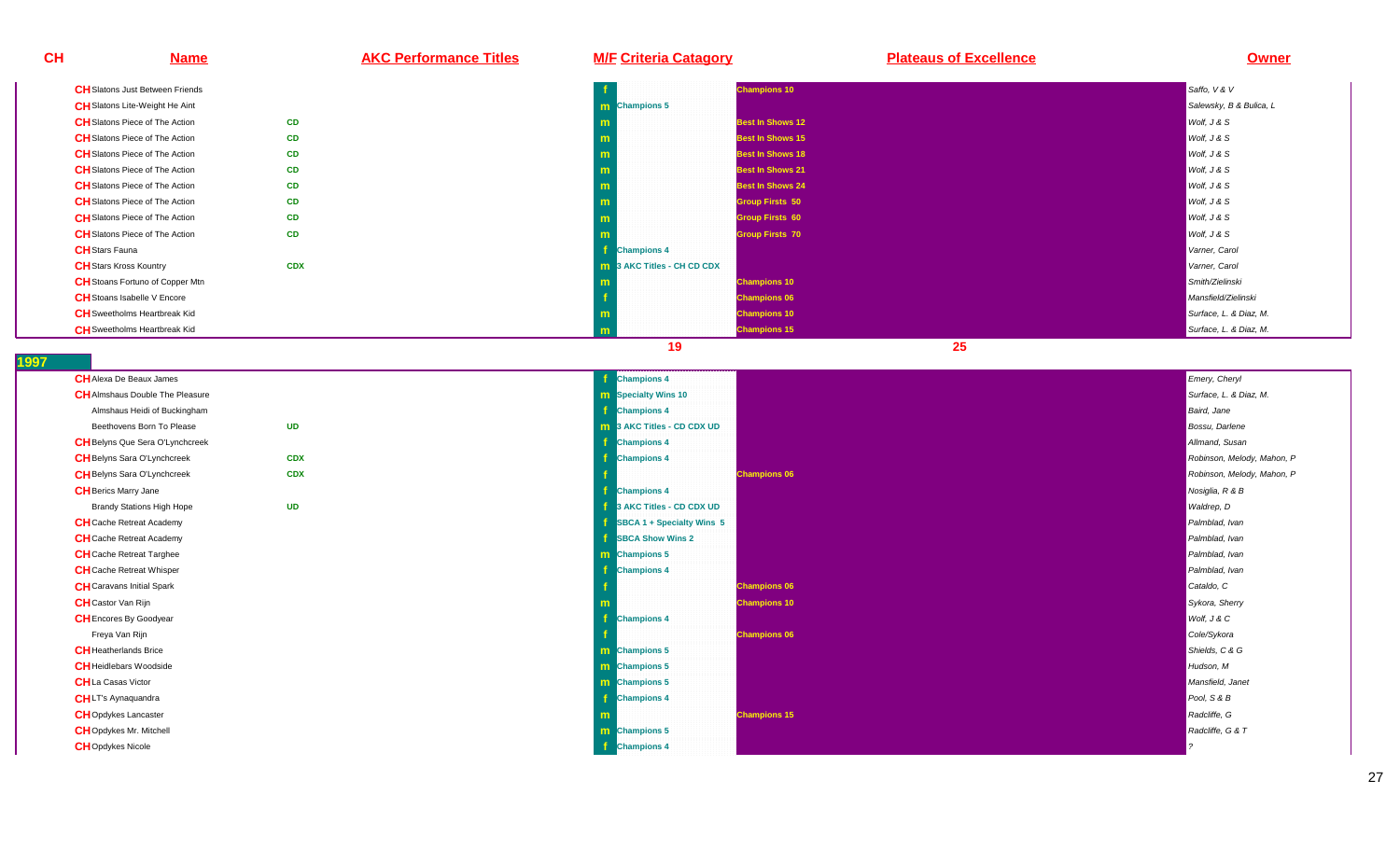| CH | Name | AKC Performance Titles | M/F | Criteria Catagory | Plateaus of Excellence | Owner |
|---|---|---|---|---|---|---|
| CH | Slatons Just Between Friends | | f | | Champions 10 | Saffo, V & V |
| CH | Slatons Lite-Weight He Aint | | m | Champions 5 | | Salewsky, B & Bulica, L |
| CH | Slatons Piece of The Action | CD | m | | Best In Shows 12 | Wolf, J & S |
| CH | Slatons Piece of The Action | CD | m | | Best In Shows 15 | Wolf, J & S |
| CH | Slatons Piece of The Action | CD | m | | Best In Shows 18 | Wolf, J & S |
| CH | Slatons Piece of The Action | CD | m | | Best In Shows 21 | Wolf, J & S |
| CH | Slatons Piece of The Action | CD | m | | Best In Shows 24 | Wolf, J & S |
| CH | Slatons Piece of The Action | CD | m | | Group Firsts 50 | Wolf, J & S |
| CH | Slatons Piece of The Action | CD | m | | Group Firsts 60 | Wolf, J & S |
| CH | Slatons Piece of The Action | CD | m | | Group Firsts 70 | Wolf, J & S |
| CH | Stars Fauna | | f | Champions 4 | | Varner, Carol |
| CH | Stars Kross Kountry | CDX | m | 3 AKC Titles - CH CD CDX | | Varner, Carol |
| CH | Stoans Fortuno of Copper Mtn | | m | | Champions 10 | Smith/Zielinski |
| CH | Stoans Isabelle V Encore | | f | | Champions 06 | Mansfield/Zielinski |
| CH | Sweetholms Heartbreak Kid | | m | | Champions 10 | Surface, L. & Diaz, M. |
| CH | Sweetholms Heartbreak Kid | | m | | Champions 15 | Surface, L. & Diaz, M. |
| | | | | 19 | 25 | |

## 1997

| CH | Name | AKC Performance Titles | M/F | Criteria Catagory | Plateaus of Excellence | Owner |
|---|---|---|---|---|---|---|
| CH | Alexa De Beaux James | | f | Champions 4 | | Emery, Cheryl |
| CH | Almshaus Double The Pleasure | | m | Specialty Wins 10 | | Surface, L. & Diaz, M. |
| | Almshaus Heidi of Buckingham | | f | Champions 4 | | Baird, Jane |
| | Beethovens Born To Please | UD | m | 3 AKC Titles - CD CDX UD | | Bossu, Darlene |
| CH | Belyns Que Sera O'Lynchcreek | | f | Champions 4 | | Allmand, Susan |
| CH | Belyns Sara O'Lynchcreek | CDX | f | Champions 4 | | Robinson, Melody, Mahon, P |
| CH | Belyns Sara O'Lynchcreek | CDX | f | | Champions 06 | Robinson, Melody, Mahon, P |
| CH | Berics Marry Jane | | f | Champions 4 | | Nosiglia, R & B |
| | Brandy Stations High Hope | UD | f | 3 AKC Titles - CD CDX UD | | Waldrep, D |
| CH | Cache Retreat Academy | | f | SBCA 1 + Specialty Wins 5 | | Palmblad, Ivan |
| CH | Cache Retreat Academy | | f | SBCA Show Wins 2 | | Palmblad, Ivan |
| CH | Cache Retreat Targhee | | m | Champions 5 | | Palmblad, Ivan |
| CH | Cache Retreat Whisper | | f | Champions 4 | | Palmblad, Ivan |
| CH | Caravans Initial Spark | | f | | Champions 06 | Cataldo, C |
| CH | Castor Van Rijn | | m | | Champions 10 | Sykora, Sherry |
| CH | Encores By Goodyear | | f | Champions 4 | | Wolf, J & C |
| | Freya Van Rijn | | f | | Champions 06 | Cole/Sykora |
| CH | Heatherlands Brice | | m | Champions 5 | | Shields, C & G |
| CH | Heidlebars Woodside | | m | Champions 5 | | Hudson, M |
| CH | La Casas Victor | | m | Champions 5 | | Mansfield, Janet |
| CH | LT's Aynaquandra | | f | Champions 4 | | Pool, S & B |
| CH | Opdykes Lancaster | | m | | Champions 15 | Radcliffe, G |
| CH | Opdykes Mr. Mitchell | | m | Champions 5 | | Radcliffe, G & T |
| CH | Opdykes Nicole | | f | Champions 4 | | ? |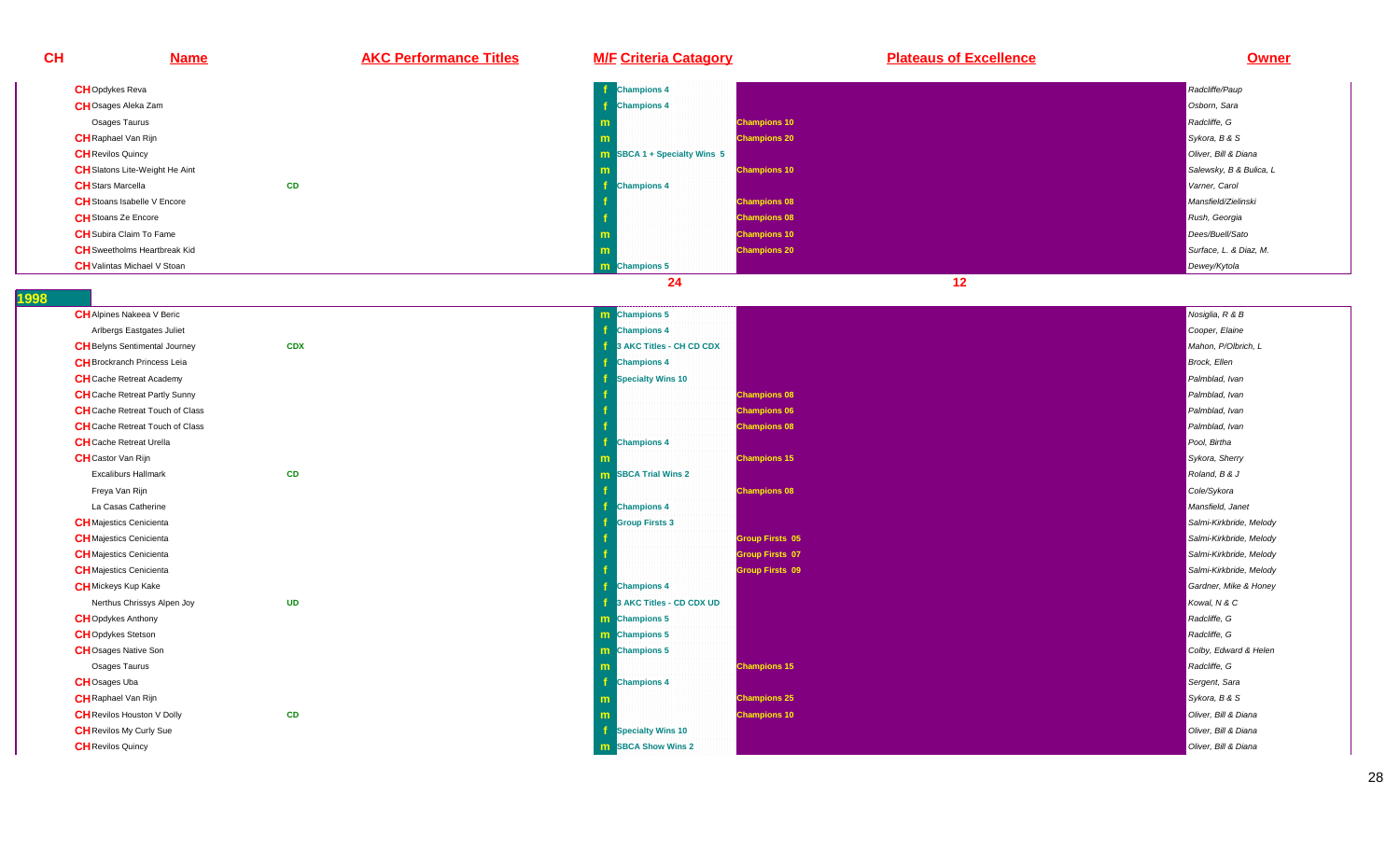| CH | Name | AKC Performance Titles | M/F | Criteria Catagory | Plateaus of Excellence | Owner |
|---|---|---|---|---|---|---|
| CH | Opdykes Reva | | f | Champions 4 | | Radcliffe/Paup |
| CH | Osages Aleka Zam | | f | Champions 4 | | Osborn, Sara |
| | Osages Taurus | | m | | Champions 10 | Radcliffe, G |
| CH | Raphael Van Rijn | | m | | Champions 20 | Sykora, B & S |
| CH | Revilos Quincy | | m | SBCA 1 + Specialty Wins 5 | | Oliver, Bill & Diana |
| CH | Slatons Lite-Weight He Aint | | m | | Champions 10 | Salewsky, B & Bulica, L |
| CH | Stars Marcella | CD | f | Champions 4 | | Varner, Carol |
| CH | Stoans Isabelle V Encore | | f | | Champions 08 | Mansfield/Zielinski |
| CH | Stoans Ze Encore | | f | | Champions 08 | Rush, Georgia |
| CH | Subira Claim To Fame | | m | | Champions 10 | Dees/Buell/Sato |
| CH | Sweetholms Heartbreak Kid | | m | | Champions 20 | Surface, L. & Diaz, M. |
| CH | Valintas Michael V Stoan | | m | Champions 5 | | Dewey/Kytola |
| | | | | 24 | 12 | |

## 1998

| CH | Name | AKC Performance Titles | M/F | Criteria Catagory | Plateaus of Excellence | Owner |
|---|---|---|---|---|---|---|
| CH | Alpines Nakeea V Beric | | m | Champions 5 | | Nosiglia, R & B |
| | Arlbergs Eastgates Juliet | | f | Champions 4 | | Cooper, Elaine |
| CH | Belyns Sentimental Journey | CDX | f | 3 AKC Titles - CH CD CDX | | Mahon, P/Olbrich, L |
| CH | Brockranch Princess Leia | | f | Champions 4 | | Brock, Ellen |
| CH | Cache Retreat Academy | | f | Specialty Wins 10 | | Palmblad, Ivan |
| CH | Cache Retreat Partly Sunny | | f | | Champions 08 | Palmblad, Ivan |
| CH | Cache Retreat Touch of Class | | f | | Champions 06 | Palmblad, Ivan |
| CH | Cache Retreat Touch of Class | | f | | Champions 08 | Palmblad, Ivan |
| CH | Cache Retreat Urella | | f | Champions 4 | | Pool, Birtha |
| CH | Castor Van Rijn | | m | | Champions 15 | Sykora, Sherry |
| | Excaliburs Hallmark | CD | m | SBCA Trial Wins 2 | | Roland, B & J |
| | Freya Van Rijn | | f | | Champions 08 | Cole/Sykora |
| | La Casas Catherine | | f | Champions 4 | | Mansfield, Janet |
| CH | Majestics Cenicienta | | f | Group Firsts 3 | | Salmi-Kirkbride, Melody |
| CH | Majestics Cenicienta | | f | | Group Firsts 05 | Salmi-Kirkbride, Melody |
| CH | Majestics Cenicienta | | f | | Group Firsts 07 | Salmi-Kirkbride, Melody |
| CH | Majestics Cenicienta | | f | | Group Firsts 09 | Salmi-Kirkbride, Melody |
| CH | Mickeys Kup Kake | | f | Champions 4 | | Gardner, Mike & Honey |
| | Nerthus Chrissys Alpen Joy | UD | f | 3 AKC Titles - CD CDX UD | | Kowal, N & C |
| CH | Opdykes Anthony | | m | Champions 5 | | Radcliffe, G |
| CH | Opdykes Stetson | | m | Champions 5 | | Radcliffe, G |
| CH | Osages Native Son | | m | Champions 5 | | Colby, Edward & Helen |
| | Osages Taurus | | m | | Champions 15 | Radcliffe, G |
| CH | Osages Uba | | f | Champions 4 | | Sergent, Sara |
| CH | Raphael Van Rijn | | m | | Champions 25 | Sykora, B & S |
| CH | Revilos Houston V Dolly | CD | m | | Champions 10 | Oliver, Bill & Diana |
| CH | Revilos My Curly Sue | | f | Specialty Wins 10 | | Oliver, Bill & Diana |
| CH | Revilos Quincy | | m | SBCA Show Wins 2 | | Oliver, Bill & Diana |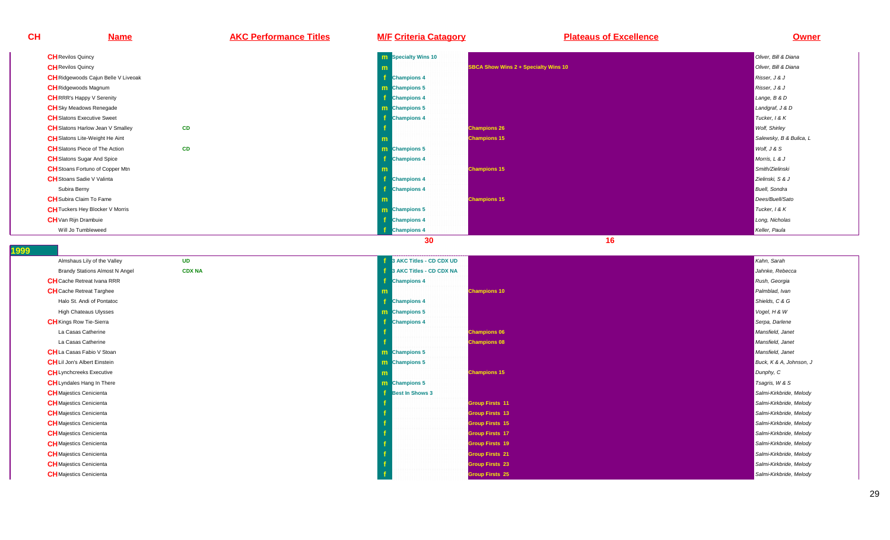| CH | Name | AKC Performance Titles | M/F | Criteria Catagory | Plateaus of Excellence | Owner |
|---|---|---|---|---|---|---|
| CH | Revilos Quincy | | m | Specialty Wins 10 | | Oliver, Bill & Diana |
| CH | Revilos Quincy | | m | | SBCA Show Wins 2 + Specialty Wins 10 | Oliver, Bill & Diana |
| CH | Ridgewoods Cajun Belle V Liveoak | | f | Champions 4 | | Risser, J & J |
| CH | Ridgewoods Magnum | | m | Champions 5 | | Risser, J & J |
| CH | RRR's Happy V Serenity | | f | Champions 4 | | Lange, B & D |
| CH | Sky Meadows Renegade | | m | Champions 5 | | Landgraf, J & D |
| CH | Slatons Executive Sweet | | f | Champions 4 | | Tucker, I & K |
| CH | Slatons Harlow Jean V Smalley | CD | f | | Champions 26 | Wolf, Shirley |
| CH | Slatons Lite-Weight He Aint | | m | | Champions 15 | Salewsky, B & Bulica, L |
| CH | Slatons Piece of The Action | CD | m | Champions 5 | | Wolf, J & S |
| CH | Slatons Sugar And Spice | | f | Champions 4 | | Morris, L & J |
| CH | Stoans Fortuno of Copper Mtn | | m | | Champions 15 | Smith/Zielinski |
| CH | Stoans Sadie V Valinta | | f | Champions 4 | | Zielinski, S & J |
| | Subira Berny | | f | Champions 4 | | Buell, Sondra |
| CH | Subira Claim To Fame | | m | | Champions 15 | Dees/Buell/Sato |
| CH | Tuckers Hey Blocker V Morris | | m | Champions 5 | | Tucker, I & K |
| CH | Van Rijn Drambuie | | f | Champions 4 | | Long, Nicholas |
| | Will Jo Tumbleweed | | f | Champions 4 | | Keller, Paula |
| | | | | 30 | 16 | |

## 1999

| CH | Name | AKC Performance Titles | M/F | Criteria Catagory | Plateaus of Excellence | Owner |
|---|---|---|---|---|---|---|
| | Almshaus Lily of the Valley | UD | f | 3 AKC Titles - CD CDX UD | | Kahn, Sarah |
| | Brandy Stations Almost N Angel | CDX NA | f | 3 AKC Titles - CD CDX NA | | Jahnke, Rebecca |
| CH | Cache Retreat Ivana RRR | | f | Champions 4 | | Rush, Georgia |
| CH | Cache Retreat Targhee | | m | | Champions 10 | Palmblad, Ivan |
| | Halo St. Andi of Pontatoc | | f | Champions 4 | | Shields, C & G |
| | High Chateaus Ulysses | | m | Champions 5 | | Vogel, H & W |
| CH | Kings Row Tie-Sierra | | f | Champions 4 | | Serpa, Darlene |
| | La Casas Catherine | | f | | Champions 06 | Mansfield, Janet |
| | La Casas Catherine | | f | | Champions 08 | Mansfield, Janet |
| CH | La Casas Fabio V Stoan | | m | Champions 5 | | Mansfield, Janet |
| CH | Lil Jon's Albert Einstein | | m | Champions 5 | | Buck, K & A, Johnson, J |
| CH | Lynchcreeks Executive | | m | | Champions 15 | Dunphy, C |
| CH | Lyndales Hang In There | | m | Champions 5 | | Tsagris, W & S |
| CH | Majestics Cenicienta | | f | Best In Shows 3 | | Salmi-Kirkbride, Melody |
| CH | Majestics Cenicienta | | f | | Group Firsts 11 | Salmi-Kirkbride, Melody |
| CH | Majestics Cenicienta | | f | | Group Firsts 13 | Salmi-Kirkbride, Melody |
| CH | Majestics Cenicienta | | f | | Group Firsts 15 | Salmi-Kirkbride, Melody |
| CH | Majestics Cenicienta | | f | | Group Firsts 17 | Salmi-Kirkbride, Melody |
| CH | Majestics Cenicienta | | f | | Group Firsts 19 | Salmi-Kirkbride, Melody |
| CH | Majestics Cenicienta | | f | | Group Firsts 21 | Salmi-Kirkbride, Melody |
| CH | Majestics Cenicienta | | f | | Group Firsts 23 | Salmi-Kirkbride, Melody |
| CH | Majestics Cenicienta | | f | | Group Firsts 25 | Salmi-Kirkbride, Melody |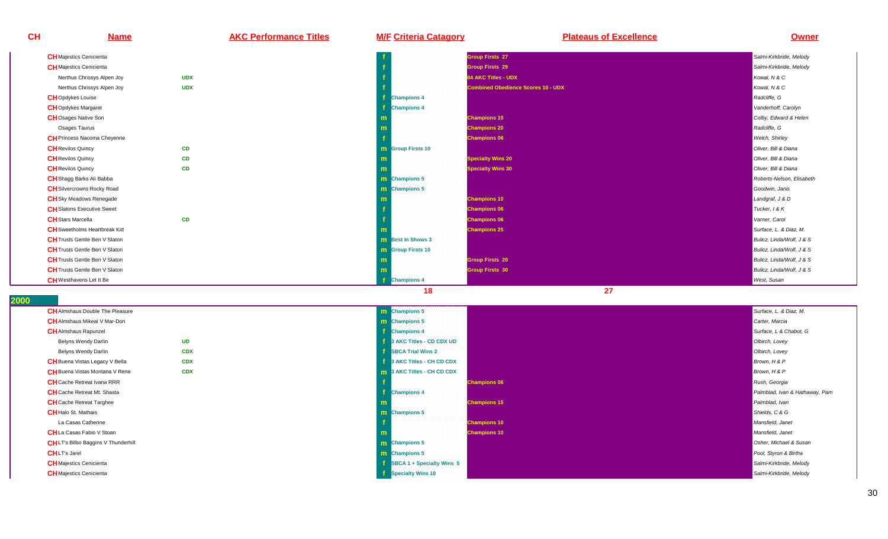| CH | Name | AKC Performance Titles | M/F | Criteria Catagory | Plateaus of Excellence | Owner |
|---|---|---|---|---|---|---|
| CH | Majestics Cenicienta | | f | | Group Firsts 27 | Salmi-Kirkbride, Melody |
| CH | Majestics Cenicienta | | f | | Group Firsts 29 | Salmi-Kirkbride, Melody |
| | Nerthus Chrissys Alpen Joy | UDX | f | | 04 AKC Titles - UDX | Kowal, N & C |
| | Nerthus Chrissys Alpen Joy | UDX | f | | Combined Obedience Scores 10 - UDX | Kowal, N & C |
| CH | Opdykes Louise | | f | Champions 4 | | Radcliffe, G |
| CH | Opdykes Margaret | | f | Champions 4 | | Vanderhoff, Carolyn |
| CH | Osages Native Son | | m | | Champions 10 | Colby, Edward & Helen |
| | Osages Taurus | | m | | Champions 20 | Radcliffe, G |
| CH | Princess Nacoma Cheyenne | | f | | Champions 06 | Welch, Shirley |
| CH | Revilos Quincy | CD | m | Group Firsts 10 | | Oliver, Bill & Diana |
| CH | Revilos Quincy | CD | m | | Specialty Wins 20 | Oliver, Bill & Diana |
| CH | Revilos Quincy | CD | m | | Specialty Wins 30 | Oliver, Bill & Diana |
| CH | Shagg Barks Ali Babba | | m | Champions 5 | | Roberts-Nelson, Elisabeth |
| CH | Silvercrowns Rocky Road | | m | Champions 5 | | Goodwin, Janis |
| CH | Sky Meadows Renegade | | m | | Champions 10 | Landgraf, J & D |
| CH | Slatons Executive Sweet | | f | | Champions 06 | Tucker, I & K |
| CH | Stars Marcella | CD | f | | Champions 06 | Varner, Carol |
| CH | Sweetholms Heartbreak Kid | | m | | Champions 25 | Surface, L. & Diaz, M. |
| CH | Trusts Gentle Ben V Slaton | | m | Best In Shows 3 | | Bulicz, Linda/Wolf, J & S |
| CH | Trusts Gentle Ben V Slaton | | m | Group Firsts 10 | | Bulicz, Linda/Wolf, J & S |
| CH | Trusts Gentle Ben V Slaton | | m | | Group Firsts 20 | Bulicz, Linda/Wolf, J & S |
| CH | Trusts Gentle Ben V Slaton | | m | | Group Firsts 30 | Bulicz, Linda/Wolf, J & S |
| CH | Westhavens Let It Be | | f | Champions 4 | | West, Susan |
| | | | | 18 | 27 | |

## 2000

| CH | Name | AKC Performance Titles | M/F | Criteria Catagory | Plateaus of Excellence | Owner |
|---|---|---|---|---|---|---|
| CH | Almshaus Double The Pleasure | | m | Champions 5 | | Surface, L. & Diaz, M. |
| CH | Almshaus Mikeal V Mar-Don | | m | Champions 5 | | Carter, Marcia |
| CH | Almshaus Rapunzel | | f | Champions 4 | | Surface, L & Chabot, G |
| | Belyns Wendy Darlin | UD | f | 3 AKC Titles - CD CDX UD | | Olbirch, Lovey |
| | Belyns Wendy Darlin | CDX | f | SBCA Trial Wins 2 | | Olbirch, Lovey |
| CH | Buena Vistas Legacy V Bella | CDX | f | 3 AKC Titles - CH CD CDX | | Brown, H & P |
| CH | Buena Vistas Montana V Rene | CDX | m | 3 AKC Titles - CH CD CDX | | Brown, H & P |
| CH | Cache Retreat Ivana RRR | | f | | Champions 06 | Rush, Georgia |
| CH | Cache Retreat Mt. Shasta | | f | Champions 4 | | Palmblad, Ivan & Hathaway, Pam |
| CH | Cache Retreat Targhee | | m | | Champions 15 | Palmblad, Ivan |
| CH | Halo St. Mathais | | m | Champions 5 | | Shields, C & G |
| | La Casas Catherine | | f | | Champions 10 | Mansfield, Janet |
| CH | La Casas Fabio V Stoan | | m | | Champions 10 | Mansfield, Janet |
| CH | LT's Bilbo Baggins V Thunderhill | | m | Champions 5 | | Osher, Michael & Susan |
| CH | LT's Jarel | | m | Champions 5 | | Pool, Styron & Birtha |
| CH | Majestics Cenicienta | | f | SBCA 1 + Specialty Wins 5 | | Salmi-Kirkbride, Melody |
| CH | Majestics Cenicienta | | f | Specialty Wins 10 | | Salmi-Kirkbride, Melody |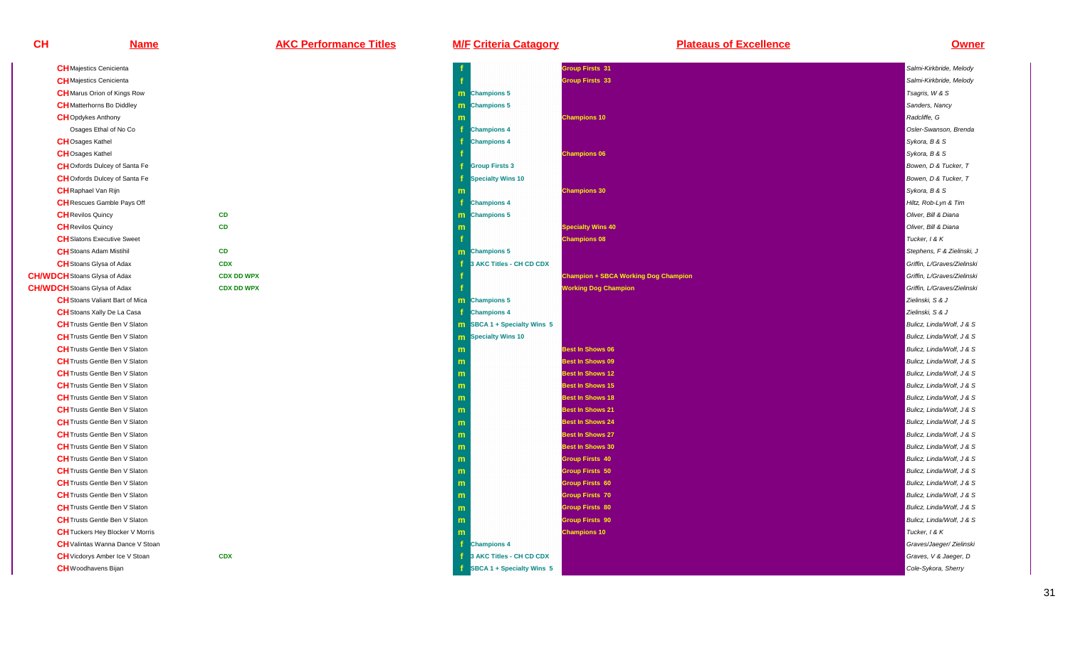| CH | Name | AKC Performance Titles | M/F | Criteria Catagory | Plateaus of Excellence | Owner |
|---|---|---|---|---|---|---|
| CH | Majestics Cenicienta | | f | | Group Firsts 31 | Salmi-Kirkbride, Melody |
| CH | Majestics Cenicienta | | f | | Group Firsts 33 | Salmi-Kirkbride, Melody |
| CH | Marus Orion of Kings Row | | m | Champions 5 | | Tsagris, W & S |
| CH | Matterhorns Bo Diddley | | m | Champions 5 | | Sanders, Nancy |
| CH | Opdykes Anthony | | m | | Champions 10 | Radcliffe, G |
| | Osages Ethal of No Co | | f | Champions 4 | | Osler-Swanson, Brenda |
| CH | Osages Kathel | | f | Champions 4 | | Sykora, B & S |
| CH | Osages Kathel | | f | | Champions 06 | Sykora, B & S |
| CH | Oxfords Dulcey of Santa Fe | | f | Group Firsts 3 | | Bowen, D & Tucker, T |
| CH | Oxfords Dulcey of Santa Fe | | f | Specialty Wins 10 | | Bowen, D & Tucker, T |
| CH | Raphael Van Rijn | | m | | Champions 30 | Sykora, B & S |
| CH | Rescues Gamble Pays Off | | f | Champions 4 | | Hiltz, Rob-Lyn & Tim |
| CH | Revilos Quincy | CD | m | Champions 5 | | Oliver, Bill & Diana |
| CH | Revilos Quincy | CD | m | | Specialty Wins 40 | Oliver, Bill & Diana |
| CH | Slatons Executive Sweet | | f | | Champions 08 | Tucker, I & K |
| CH | Stoans Adam Mistihil | CD | m | Champions 5 | | Stephens, F & Zielinski, J |
| CH | Stoans Glysa of Adax | CDX | f | 3 AKC Titles - CH CD CDX | | Griffin, L/Graves/Zielinski |
| CH/WDCH | Stoans Glysa of Adax | CDX DD WPX | f | | Champion + SBCA Working Dog Champion | Griffin, L/Graves/Zielinski |
| CH/WDCH | Stoans Glysa of Adax | CDX DD WPX | f | | Working Dog Champion | Griffin, L/Graves/Zielinski |
| CH | Stoans Valiant Bart of Mica | | m | Champions 5 | | Zielinski, S & J |
| CH | Stoans Xally De La Casa | | f | Champions 4 | | Zielinski, S & J |
| CH | Trusts Gentle Ben V Slaton | | m | SBCA 1 + Specialty Wins 5 | | Bulicz, Linda/Wolf, J & S |
| CH | Trusts Gentle Ben V Slaton | | m | Specialty Wins 10 | | Bulicz, Linda/Wolf, J & S |
| CH | Trusts Gentle Ben V Slaton | | m | | Best In Shows 06 | Bulicz, Linda/Wolf, J & S |
| CH | Trusts Gentle Ben V Slaton | | m | | Best In Shows 09 | Bulicz, Linda/Wolf, J & S |
| CH | Trusts Gentle Ben V Slaton | | m | | Best In Shows 12 | Bulicz, Linda/Wolf, J & S |
| CH | Trusts Gentle Ben V Slaton | | m | | Best In Shows 15 | Bulicz, Linda/Wolf, J & S |
| CH | Trusts Gentle Ben V Slaton | | m | | Best In Shows 18 | Bulicz, Linda/Wolf, J & S |
| CH | Trusts Gentle Ben V Slaton | | m | | Best In Shows 21 | Bulicz, Linda/Wolf, J & S |
| CH | Trusts Gentle Ben V Slaton | | m | | Best In Shows 24 | Bulicz, Linda/Wolf, J & S |
| CH | Trusts Gentle Ben V Slaton | | m | | Best In Shows 27 | Bulicz, Linda/Wolf, J & S |
| CH | Trusts Gentle Ben V Slaton | | m | | Best In Shows 30 | Bulicz, Linda/Wolf, J & S |
| CH | Trusts Gentle Ben V Slaton | | m | | Group Firsts 40 | Bulicz, Linda/Wolf, J & S |
| CH | Trusts Gentle Ben V Slaton | | m | | Group Firsts 50 | Bulicz, Linda/Wolf, J & S |
| CH | Trusts Gentle Ben V Slaton | | m | | Group Firsts 60 | Bulicz, Linda/Wolf, J & S |
| CH | Trusts Gentle Ben V Slaton | | m | | Group Firsts 70 | Bulicz, Linda/Wolf, J & S |
| CH | Trusts Gentle Ben V Slaton | | m | | Group Firsts 80 | Bulicz, Linda/Wolf, J & S |
| CH | Trusts Gentle Ben V Slaton | | m | | Group Firsts 90 | Bulicz, Linda/Wolf, J & S |
| CH | Tuckers Hey Blocker V Morris | | m | | Champions 10 | Tucker, I & K |
| CH | Valintas Wanna Dance V Stoan | | f | Champions 4 | | Graves/Jaeger/ Zielinski |
| CH | Vicdorys Amber Ice V Stoan | CDX | f | 3 AKC Titles - CH CD CDX | | Graves, V & Jaeger, D |
| CH | Woodhavens Bijan | | f | SBCA 1 + Specialty Wins 5 | | Cole-Sykora, Sherry |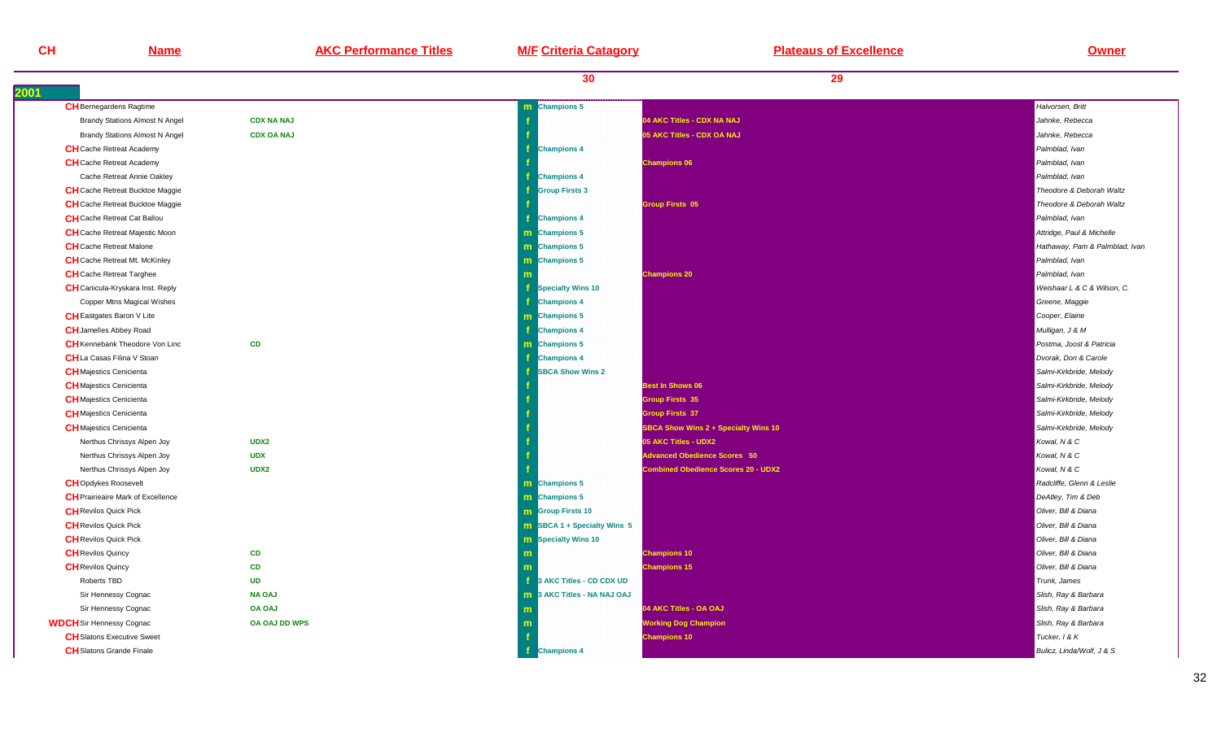| CH | Name | AKC Performance Titles | M/F | Criteria Catagory | Plateaus of Excellence | Owner |
|---|---|---|---|---|---|---|
| | | | | 30 | 29 | |
| **2001** | | | | | | |
| CH | Bernegardens Ragtime | | m | Champions 5 | | Halvorsen, Britt |
| | Brandy Stations Almost N Angel | CDX NA NAJ | f | | 04 AKC Titles - CDX NA NAJ | Jahnke, Rebecca |
| | Brandy Stations Almost N Angel | CDX OA NAJ | f | | 05 AKC Titles - CDX OA NAJ | Jahnke, Rebecca |
| CH | Cache Retreat Academy | | f | Champions 4 | | Palmblad, Ivan |
| CH | Cache Retreat Academy | | f | | Champions 06 | Palmblad, Ivan |
| | Cache Retreat Annie Oakley | | f | Champions 4 | | Palmblad, Ivan |
| CH | Cache Retreat Bucktoe Maggie | | f | Group Firsts 3 | | Theodore & Deborah Waltz |
| CH | Cache Retreat Bucktoe Maggie | | f | | Group Firsts 05 | Theodore & Deborah Waltz |
| CH | Cache Retreat Cat Ballou | | f | Champions 4 | | Palmblad, Ivan |
| CH | Cache Retreat Majestic Moon | | m | Champions 5 | | Attridge, Paul & Michelle |
| CH | Cache Retreat Malone | | m | Champions 5 | | Hathaway, Pam & Palmblad, Ivan |
| CH | Cache Retreat Mt. McKinley | | m | Champions 5 | | Palmblad, Ivan |
| CH | Cache Retreat Targhee | | m | | Champions 20 | Palmblad, Ivan |
| CH | Canicula-Kryskara Inst. Reply | | f | Specialty Wins 10 | | Weishaar L & C & Wilson, C. |
| | Copper Mtns Magical Wishes | | f | Champions 4 | | Greene, Maggie |
| CH | Eastgates Baron V Lite | | m | Champions 5 | | Cooper, Elaine |
| CH | Jamelles Abbey Road | | f | Champions 4 | | Mulligan, J & M |
| CH | Kennebank Theodore Von Linc | CD | m | Champions 5 | | Postma, Joost & Patricia |
| CH | La Casas Filina V Stoan | | f | Champions 4 | | Dvorak, Don & Carole |
| CH | Majestics Cenicienta | | f | SBCA Show Wins 2 | | Salmi-Kirkbride, Melody |
| CH | Majestics Cenicienta | | f | | Best In Shows 06 | Salmi-Kirkbride, Melody |
| CH | Majestics Cenicienta | | f | | Group Firsts 35 | Salmi-Kirkbride, Melody |
| CH | Majestics Cenicienta | | f | | Group Firsts 37 | Salmi-Kirkbride, Melody |
| CH | Majestics Cenicienta | | f | | SBCA Show Wins 2 + Specialty Wins 10 | Salmi-Kirkbride, Melody |
| | Nerthus Chrissys Alpen Joy | UDX2 | f | | 05 AKC Titles - UDX2 | Kowal, N & C |
| | Nerthus Chrissys Alpen Joy | UDX | f | | Advanced Obedience Scores 50 | Kowal, N & C |
| | Nerthus Chrissys Alpen Joy | UDX2 | f | | Combined Obedience Scores 20 - UDX2 | Kowal, N & C |
| CH | Opdykes Roosevelt | | m | Champions 5 | | Radcliffe, Glenn & Leslie |
| CH | Prairieaire Mark of Excellence | | m | Champions 5 | | DeAtley, Tim & Deb |
| CH | Revilos Quick Pick | | m | Group Firsts 10 | | Oliver, Bill & Diana |
| CH | Revilos Quick Pick | | m | SBCA 1 + Specialty Wins 5 | | Oliver, Bill & Diana |
| CH | Revilos Quick Pick | | m | Specialty Wins 10 | | Oliver, Bill & Diana |
| CH | Revilos Quincy | CD | m | | Champions 10 | Oliver, Bill & Diana |
| CH | Revilos Quincy | CD | m | | Champions 15 | Oliver, Bill & Diana |
| | Roberts TBD | UD | f | 3 AKC Titles - CD CDX UD | | Trunk, James |
| | Sir Hennessy Cognac | NA OAJ | m | 3 AKC Titles - NA NAJ OAJ | | Slish, Ray & Barbara |
| | Sir Hennessy Cognac | OA OAJ | m | | 04 AKC Titles - OA OAJ | Slish, Ray & Barbara |
| WDCH | Sir Hennessy Cognac | OA OAJ DD WPS | m | | Working Dog Champion | Slish, Ray & Barbara |
| CH | Slatons Executive Sweet | | f | | Champions 10 | Tucker, I & K |
| CH | Slatons Grande Finale | | f | Champions 4 | | Bulicz, Linda/Wolf, J & S |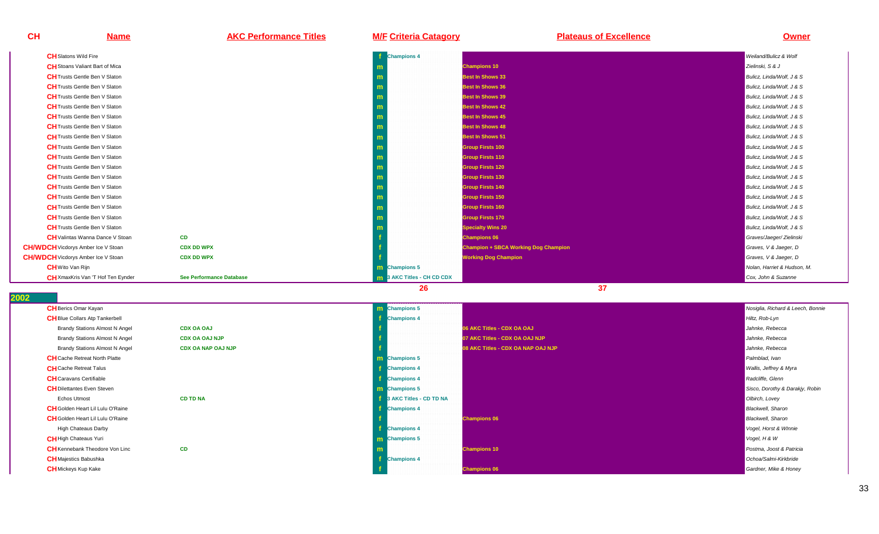| CH | Name | AKC Performance Titles | M/F | Criteria Catagory | Plateaus of Excellence | Owner |
|---|---|---|---|---|---|---|
| CH | Slatons Wild Fire | | f | Champions 4 | | Weiland/Bulicz & Wolf |
| CH | Stoans Valiant Bart of Mica | | m | | Champions 10 | Zielinski, S & J |
| CH | Trusts Gentle Ben V Slaton | | m | | Best In Shows 33 | Bulicz, Linda/Wolf, J & S |
| CH | Trusts Gentle Ben V Slaton | | m | | Best In Shows 36 | Bulicz, Linda/Wolf, J & S |
| CH | Trusts Gentle Ben V Slaton | | m | | Best In Shows 39 | Bulicz, Linda/Wolf, J & S |
| CH | Trusts Gentle Ben V Slaton | | m | | Best In Shows 42 | Bulicz, Linda/Wolf, J & S |
| CH | Trusts Gentle Ben V Slaton | | m | | Best In Shows 45 | Bulicz, Linda/Wolf, J & S |
| CH | Trusts Gentle Ben V Slaton | | m | | Best In Shows 48 | Bulicz, Linda/Wolf, J & S |
| CH | Trusts Gentle Ben V Slaton | | m | | Best In Shows 51 | Bulicz, Linda/Wolf, J & S |
| CH | Trusts Gentle Ben V Slaton | | m | | Group Firsts 100 | Bulicz, Linda/Wolf, J & S |
| CH | Trusts Gentle Ben V Slaton | | m | | Group Firsts 110 | Bulicz, Linda/Wolf, J & S |
| CH | Trusts Gentle Ben V Slaton | | m | | Group Firsts 120 | Bulicz, Linda/Wolf, J & S |
| CH | Trusts Gentle Ben V Slaton | | m | | Group Firsts 130 | Bulicz, Linda/Wolf, J & S |
| CH | Trusts Gentle Ben V Slaton | | m | | Group Firsts 140 | Bulicz, Linda/Wolf, J & S |
| CH | Trusts Gentle Ben V Slaton | | m | | Group Firsts 150 | Bulicz, Linda/Wolf, J & S |
| CH | Trusts Gentle Ben V Slaton | | m | | Group Firsts 160 | Bulicz, Linda/Wolf, J & S |
| CH | Trusts Gentle Ben V Slaton | | m | | Group Firsts 170 | Bulicz, Linda/Wolf, J & S |
| CH | Trusts Gentle Ben V Slaton | | m | | Specialty Wins 20 | Bulicz, Linda/Wolf, J & S |
| CH | Valintas Wanna Dance V Stoan | CD | f | | Champions 06 | Graves/Jaeger/ Zielinski |
| CH/WDCH | Vicdorys Amber Ice V Stoan | CDX DD WPX | f | | Champion + SBCA Working Dog Champion | Graves, V & Jaeger, D |
| CH/WDCH | Vicdorys Amber Ice V Stoan | CDX DD WPX | f | | Working Dog Champion | Graves, V & Jaeger, D |
| CH | Wito Van Rijn | | m | Champions 5 | | Nolan, Harriet & Hudson, M. |
| CH | XmaxKris Van 'T Hof Ten Eynder | See Performance Database | m | 3 AKC Titles - CH CD CDX | | Cox, John & Suzanne |
| | | | | 26 | 37 | |
| **2002** | | | | | | |
| CH | Berics Omar Kayan | | m | Champions 5 | | Nosiglia, Richard & Leech, Bonnie |
| CH | Blue Collars Atp Tankerbell | | f | Champions 4 | | Hiltz, Rob-Lyn |
| | Brandy Stations Almost N Angel | CDX OA OAJ | f | | 06 AKC Titles - CDX OA OAJ | Jahnke, Rebecca |
| | Brandy Stations Almost N Angel | CDX OA OAJ NJP | f | | 07 AKC Titles - CDX OA OAJ NJP | Jahnke, Rebecca |
| | Brandy Stations Almost N Angel | CDX OA NAP OAJ NJP | f | | 08 AKC Titles - CDX OA NAP OAJ NJP | Jahnke, Rebecca |
| CH | Cache Retreat North Platte | | m | Champions 5 | | Palmblad, Ivan |
| CH | Cache Retreat Talus | | f | Champions 4 | | Wallis, Jeffrey & Myra |
| CH | Caravans Certifiable | | f | Champions 4 | | Radcliffe, Glenn |
| CH | Dilettantes Even Steven | | m | Champions 5 | | Sisco, Dorothy & Darakjy, Robin |
| | Echos Utmost | CD TD NA | f | 3 AKC Titles - CD TD NA | | Olbirch, Lovey |
| CH | Golden Heart Lil Lulu O'Raine | | f | Champions 4 | | Blackwell, Sharon |
| CH | Golden Heart Lil Lulu O'Raine | | f | | Champions 06 | Blackwell, Sharon |
| | High Chateaus Darby | | f | Champions 4 | | Vogel, Horst & WInnie |
| CH | High Chateaus Yuri | | m | Champions 5 | | Vogel, H & W |
| CH | Kennebank Theodore Von Linc | CD | m | | Champions 10 | Postma, Joost & Patricia |
| CH | Majestics Babushka | | f | Champions 4 | | Ochoa/Salmi-Kirkbride |
| CH | Mickeys Kup Kake | | f | | Champions 06 | Gardner, Mike & Honey |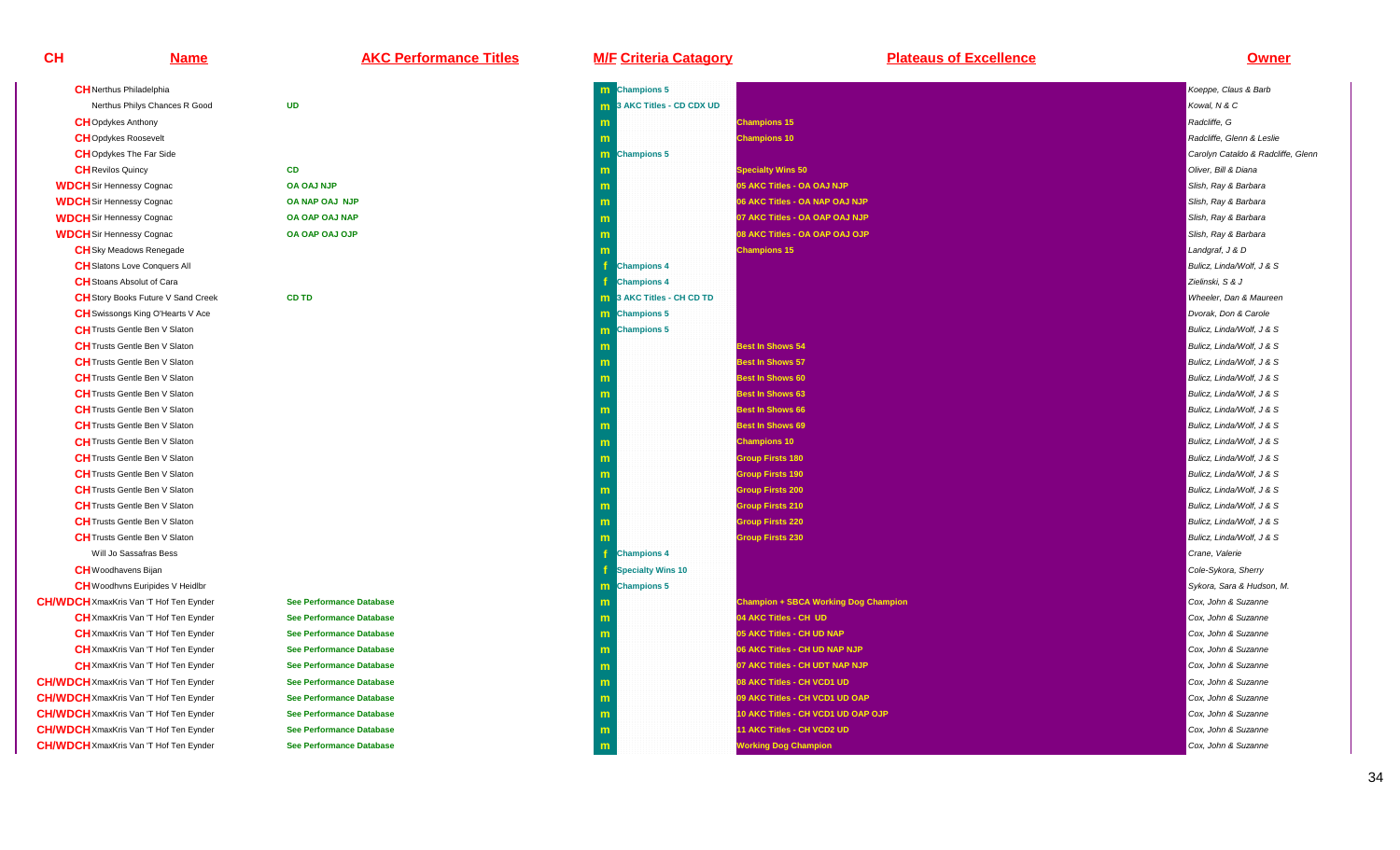| CH | Name | AKC Performance Titles | M/F | Criteria Catagory | Plateaus of Excellence | Owner |
|---|---|---|---|---|---|---|
| CH | Nerthus Philadelphia | | m | Champions 5 | | Koeppe, Claus & Barb |
| | Nerthus Philys Chances R Good | UD | m | 3 AKC Titles - CD CDX UD | | Kowal, N & C |
| CH | Opdykes Anthony | | m | | Champions 15 | Radcliffe, G |
| CH | Opdykes Roosevelt | | m | | Champions 10 | Radcliffe, Glenn & Leslie |
| CH | Opdykes The Far Side | | m | Champions 5 | | Carolyn Cataldo & Radcliffe, Glenn |
| CH | Revilos Quincy | CD | m | | Specialty Wins 50 | Oliver, Bill & Diana |
| WDCH | Sir Hennessy Cognac | OA OAJ NJP | m | | 05 AKC Titles - OA OAJ NJP | Slish, Ray & Barbara |
| WDCH | Sir Hennessy Cognac | OA NAP OAJ NJP | m | | 06 AKC Titles - OA NAP OAJ NJP | Slish, Ray & Barbara |
| WDCH | Sir Hennessy Cognac | OA OAP OAJ NAP | m | | 07 AKC Titles - OA OAP OAJ NJP | Slish, Ray & Barbara |
| WDCH | Sir Hennessy Cognac | OA OAP OAJ OJP | m | | 08 AKC Titles - OA OAP OAJ OJP | Slish, Ray & Barbara |
| CH | Sky Meadows Renegade | | m | | Champions 15 | Landgraf, J & D |
| CH | Slatons Love Conquers All | | f | Champions 4 | | Bulicz, Linda/Wolf, J & S |
| CH | Stoans Absolut of Cara | | f | Champions 4 | | Zielinski, S & J |
| CH | Story Books Future V Sand Creek | CD TD | m | 3 AKC Titles - CH CD TD | | Wheeler, Dan & Maureen |
| CH | Swissongs King O'Hearts V Ace | | m | Champions 5 | | Dvorak, Don & Carole |
| CH | Trusts Gentle Ben V Slaton | | m | Champions 5 | | Bulicz, Linda/Wolf, J & S |
| CH | Trusts Gentle Ben V Slaton | | m | | Best In Shows 54 | Bulicz, Linda/Wolf, J & S |
| CH | Trusts Gentle Ben V Slaton | | m | | Best In Shows 57 | Bulicz, Linda/Wolf, J & S |
| CH | Trusts Gentle Ben V Slaton | | m | | Best In Shows 60 | Bulicz, Linda/Wolf, J & S |
| CH | Trusts Gentle Ben V Slaton | | m | | Best In Shows 63 | Bulicz, Linda/Wolf, J & S |
| CH | Trusts Gentle Ben V Slaton | | m | | Best In Shows 66 | Bulicz, Linda/Wolf, J & S |
| CH | Trusts Gentle Ben V Slaton | | m | | Best In Shows 69 | Bulicz, Linda/Wolf, J & S |
| CH | Trusts Gentle Ben V Slaton | | m | | Champions 10 | Bulicz, Linda/Wolf, J & S |
| CH | Trusts Gentle Ben V Slaton | | m | | Group Firsts 180 | Bulicz, Linda/Wolf, J & S |
| CH | Trusts Gentle Ben V Slaton | | m | | Group Firsts 190 | Bulicz, Linda/Wolf, J & S |
| CH | Trusts Gentle Ben V Slaton | | m | | Group Firsts 200 | Bulicz, Linda/Wolf, J & S |
| CH | Trusts Gentle Ben V Slaton | | m | | Group Firsts 210 | Bulicz, Linda/Wolf, J & S |
| CH | Trusts Gentle Ben V Slaton | | m | | Group Firsts 220 | Bulicz, Linda/Wolf, J & S |
| CH | Trusts Gentle Ben V Slaton | | m | | Group Firsts 230 | Bulicz, Linda/Wolf, J & S |
| | Will Jo Sassafras Bess | | f | Champions 4 | | Crane, Valerie |
| CH | Woodhavens Bijan | | f | Specialty Wins 10 | | Cole-Sykora, Sherry |
| CH | Woodhvns Euripides V Heidlbr | | m | Champions 5 | | Sykora, Sara & Hudson, M. |
| CH/WDCH | XmaxKris Van 'T Hof Ten Eynder | See Performance Database | m | | Champion + SBCA Working Dog Champion | Cox, John & Suzanne |
| CH | XmaxKris Van 'T Hof Ten Eynder | See Performance Database | m | | 04 AKC Titles - CH UD | Cox, John & Suzanne |
| CH | XmaxKris Van 'T Hof Ten Eynder | See Performance Database | m | | 05 AKC Titles - CH UD NAP | Cox, John & Suzanne |
| CH | XmaxKris Van 'T Hof Ten Eynder | See Performance Database | m | | 06 AKC Titles - CH UD NAP NJP | Cox, John & Suzanne |
| CH | XmaxKris Van 'T Hof Ten Eynder | See Performance Database | m | | 07 AKC Titles - CH UDT NAP NJP | Cox, John & Suzanne |
| CH/WDCH | XmaxKris Van 'T Hof Ten Eynder | See Performance Database | m | | 08 AKC Titles - CH VCD1 UD | Cox, John & Suzanne |
| CH/WDCH | XmaxKris Van 'T Hof Ten Eynder | See Performance Database | m | | 09 AKC Titles - CH VCD1 UD OAP | Cox, John & Suzanne |
| CH/WDCH | XmaxKris Van 'T Hof Ten Eynder | See Performance Database | m | | 10 AKC Titles - CH VCD1 UD OAP OJP | Cox, John & Suzanne |
| CH/WDCH | XmaxKris Van 'T Hof Ten Eynder | See Performance Database | m | | 11 AKC Titles - CH VCD2 UD | Cox, John & Suzanne |
| CH/WDCH | XmaxKris Van 'T Hof Ten Eynder | See Performance Database | m | | Working Dog Champion | Cox, John & Suzanne |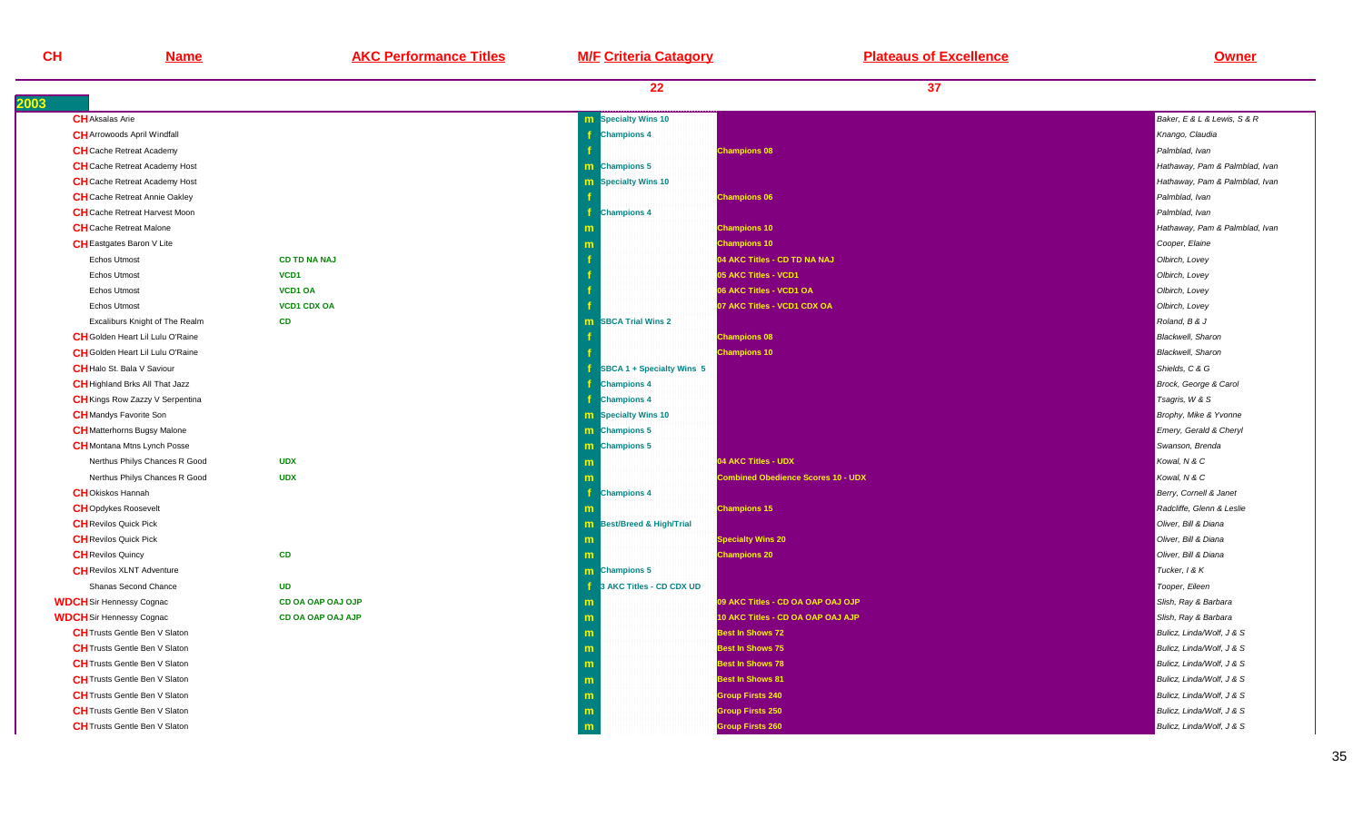| CH | Name | AKC Performance Titles | M/F | Criteria Catagory | Plateaus of Excellence | Owner |
|---|---|---|---|---|---|---|
| | | | | 22 | 37 | |
| **2003** | | | | | | |
| CH | Aksalas Arie | | m | Specialty Wins 10 | | Baker, E & L & Lewis, S & R |
| CH | Arrowoods April Windfall | | f | Champions 4 | | Knango, Claudia |
| CH | Cache Retreat Academy | | f | | Champions 08 | Palmblad, Ivan |
| CH | Cache Retreat Academy Host | | m | Champions 5 | | Hathaway, Pam & Palmblad, Ivan |
| CH | Cache Retreat Academy Host | | m | Specialty Wins 10 | | Hathaway, Pam & Palmblad, Ivan |
| CH | Cache Retreat Annie Oakley | | f | | Champions 06 | Palmblad, Ivan |
| CH | Cache Retreat Harvest Moon | | f | Champions 4 | | Palmblad, Ivan |
| CH | Cache Retreat Malone | | m | | Champions 10 | Hathaway, Pam & Palmblad, Ivan |
| CH | Eastgates Baron V Lite | | m | | Champions 10 | Cooper, Elaine |
| | Echos Utmost | CD TD NA NAJ | f | | 04 AKC Titles - CD TD NA NAJ | Olbirch, Lovey |
| | Echos Utmost | VCD1 | f | | 05 AKC Titles - VCD1 | Olbirch, Lovey |
| | Echos Utmost | VCD1 OA | f | | 06 AKC Titles - VCD1 OA | Olbirch, Lovey |
| | Echos Utmost | VCD1 CDX OA | f | | 07 AKC Titles - VCD1 CDX OA | Olbirch, Lovey |
| | Excaliburs Knight of The Realm | CD | m | SBCA Trial Wins 2 | | Roland, B & J |
| CH | Golden Heart Lil Lulu O'Raine | | f | | Champions 08 | Blackwell, Sharon |
| CH | Golden Heart Lil Lulu O'Raine | | f | | Champions 10 | Blackwell, Sharon |
| CH | Halo St. Bala V Saviour | | f | SBCA 1 + Specialty Wins 5 | | Shields, C & G |
| CH | Highland Brks All That Jazz | | f | Champions 4 | | Brock, George & Carol |
| CH | Kings Row Zazzy V Serpentina | | f | Champions 4 | | Tsagris, W & S |
| CH | Mandys Favorite Son | | m | Specialty Wins 10 | | Brophy, Mike & Yvonne |
| CH | Matterhorns Bugsy Malone | | m | Champions 5 | | Emery, Gerald & Cheryl |
| CH | Montana Mtns Lynch Posse | | m | Champions 5 | | Swanson, Brenda |
| | Nerthus Philys Chances R Good | UDX | m | | 04 AKC Titles - UDX | Kowal, N & C |
| | Nerthus Philys Chances R Good | UDX | m | | Combined Obedience Scores 10 - UDX | Kowal, N & C |
| CH | Okiskos Hannah | | f | Champions 4 | | Berry, Cornell & Janet |
| CH | Opdykes Roosevelt | | m | | Champions 15 | Radcliffe, Glenn & Leslie |
| CH | Revilos Quick Pick | | m | Best/Breed & High/Trial | | Oliver, Bill & Diana |
| CH | Revilos Quick Pick | | m | | Specialty Wins 20 | Oliver, Bill & Diana |
| CH | Revilos Quincy | CD | m | | Champions 20 | Oliver, Bill & Diana |
| CH | Revilos XLNT Adventure | | m | Champions 5 | | Tucker, I & K |
| | Shanas Second Chance | UD | f | 3 AKC Titles - CD CDX UD | | Tooper, Eileen |
| WDCH | Sir Hennessy Cognac | CD OA OAP OAJ OJP | m | | 09 AKC Titles - CD OA OAP OAJ OJP | Slish, Ray & Barbara |
| WDCH | Sir Hennessy Cognac | CD OA OAP OAJ AJP | m | | 10 AKC Titles - CD OA OAP OAJ AJP | Slish, Ray & Barbara |
| CH | Trusts Gentle Ben V Slaton | | m | | Best In Shows 72 | Bulicz, Linda/Wolf, J & S |
| CH | Trusts Gentle Ben V Slaton | | m | | Best In Shows 75 | Bulicz, Linda/Wolf, J & S |
| CH | Trusts Gentle Ben V Slaton | | m | | Best In Shows 78 | Bulicz, Linda/Wolf, J & S |
| CH | Trusts Gentle Ben V Slaton | | m | | Best In Shows 81 | Bulicz, Linda/Wolf, J & S |
| CH | Trusts Gentle Ben V Slaton | | m | | Group Firsts 240 | Bulicz, Linda/Wolf, J & S |
| CH | Trusts Gentle Ben V Slaton | | m | | Group Firsts 250 | Bulicz, Linda/Wolf, J & S |
| CH | Trusts Gentle Ben V Slaton | | m | | Group Firsts 260 | Bulicz, Linda/Wolf, J & S |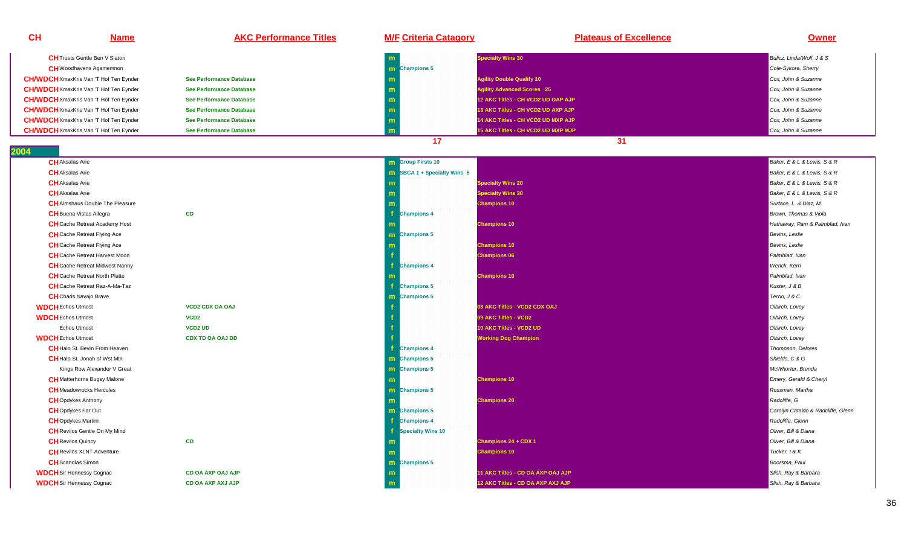| CH | Name | AKC Performance Titles | M/F | Criteria Catagory | Plateaus of Excellence | Owner |
|---|---|---|---|---|---|---|
| CH | Trusts Gentle Ben V Slaton | | m | | Specialty Wins 30 | Bulicz, Linda/Wolf, J & S |
| CH | Woodhavens Agamemnon | | m | Champions 5 | | Cole-Sykora, Sherry |
| CH/WDCH | XmaxKris Van 'T Hof Ten Eynder | See Performance Database | m | | Agility Double Qualify 10 | Cox, John & Suzanne |
| CH/WDCH | XmaxKris Van 'T Hof Ten Eynder | See Performance Database | m | | Agility Advanced Scores 25 | Cox, John & Suzanne |
| CH/WDCH | XmaxKris Van 'T Hof Ten Eynder | See Performance Database | m | | 12 AKC Titles - CH VCD2 UD OAP AJP | Cox, John & Suzanne |
| CH/WDCH | XmaxKris Van 'T Hof Ten Eynder | See Performance Database | m | | 13 AKC Titles - CH VCD2 UD AXP AJP | Cox, John & Suzanne |
| CH/WDCH | XmaxKris Van 'T Hof Ten Eynder | See Performance Database | m | | 14 AKC Titles - CH VCD2 UD MXP AJP | Cox, John & Suzanne |
| CH/WDCH | XmaxKris Van 'T Hof Ten Eynder | See Performance Database | m | | 15 AKC Titles - CH VCD2 UD MXP MJP | Cox, John & Suzanne |
| | | | | 17 | 31 | |
| **2004** | | | | | | |
| CH | Aksalas Arie | | m | Group Firsts 10 | | Baker, E & L & Lewis, S & R |
| CH | Aksalas Arie | | m | SBCA 1 + Specialty Wins 5 | | Baker, E & L & Lewis, S & R |
| CH | Aksalas Arie | | m | | Specialty Wins 20 | Baker, E & L & Lewis, S & R |
| CH | Aksalas Arie | | m | | Specialty Wins 30 | Baker, E & L & Lewis, S & R |
| CH | Almshaus Double The Pleasure | | m | | Champions 10 | Surface, L. & Diaz, M. |
| CH | Buena Vistas Allegra | CD | f | Champions 4 | | Brown, Thomas & Viola |
| CH | Cache Retreat Academy Host | | m | | Champions 10 | Hathaway, Pam & Palmblad, Ivan |
| CH | Cache Retreat Flying Ace | | m | Champions 5 | | Bevins, Leslie |
| CH | Cache Retreat Flying Ace | | m | | Champions 10 | Bevins, Leslie |
| CH | Cache Retreat Harvest Moon | | f | | Champions 06 | Palmblad, Ivan |
| CH | Cache Retreat Midwest Nanny | | f | Champions 4 | | Wenck, Kerri |
| CH | Cache Retreat North Platte | | m | | Champions 10 | Palmblad, Ivan |
| CH | Cache Retreat Raz-A-Ma-Taz | | f | Champions 5 | | Kuster, J & B |
| CH | Chads Navajo Brave | | m | Champions 5 | | Terrio, J & C |
| WDCH | Echos Utmost | VCD2 CDX OA OAJ | f | | 08 AKC Titles - VCD2 CDX OAJ | Olbirch, Lovey |
| WDCH | Echos Utmost | VCD2 | f | | 09 AKC Titles - VCD2 | Olbirch, Lovey |
| | Echos Utmost | VCD2 UD | f | | 10 AKC Titles - VCD2 UD | Olbirch, Lovey |
| WDCH | Echos Utmost | CDX TD OA OAJ DD | f | | Working Dog Champion | Olbirch, Lovey |
| CH | Halo St. Bevin From Heaven | | f | Champions 4 | | Thompson, Delores |
| CH | Halo St. Jonah of Wst Mtn | | m | Champions 5 | | Shields, C & G |
| | Kings Row Alexander V Great | | m | Champions 5 | | McWhorter, Brenda |
| CH | Matterhorns Bugsy Malone | | m | | Champions 10 | Emery, Gerald & Cheryl |
| CH | Meadowrocks Hercules | | m | Champions 5 | | Rossman, Martha |
| CH | Opdykes Anthony | | m | | Champions 20 | Radcliffe, G |
| CH | Opdykes Far Out | | m | Champions 5 | | Carolyn Cataldo & Radcliffe, Glenn |
| CH | Opdykes Martini | | f | Champions 4 | | Radcliffe, Glenn |
| CH | Revilos Gentle On My Mind | | f | Specialty Wins 10 | | Oliver, Bill & Diana |
| CH | Revilos Quincy | CD | m | | Champions 24 + CDX 1 | Oliver, Bill & Diana |
| CH | Revilos XLNT Adventure | | m | | Champions 10 | Tucker, I & K |
| CH | Scandias Simon | | m | Champions 5 | | Boorsma, Paul |
| WDCH | Sir Hennessy Cognac | CD OA AXP OAJ AJP | m | | 11 AKC Titles - CD OA AXP OAJ AJP | Slish, Ray & Barbara |
| WDCH | Sir Hennessy Cognac | CD OA AXP AXJ AJP | m | | 12 AKC Titles - CD OA AXP AXJ AJP | Slish, Ray & Barbara |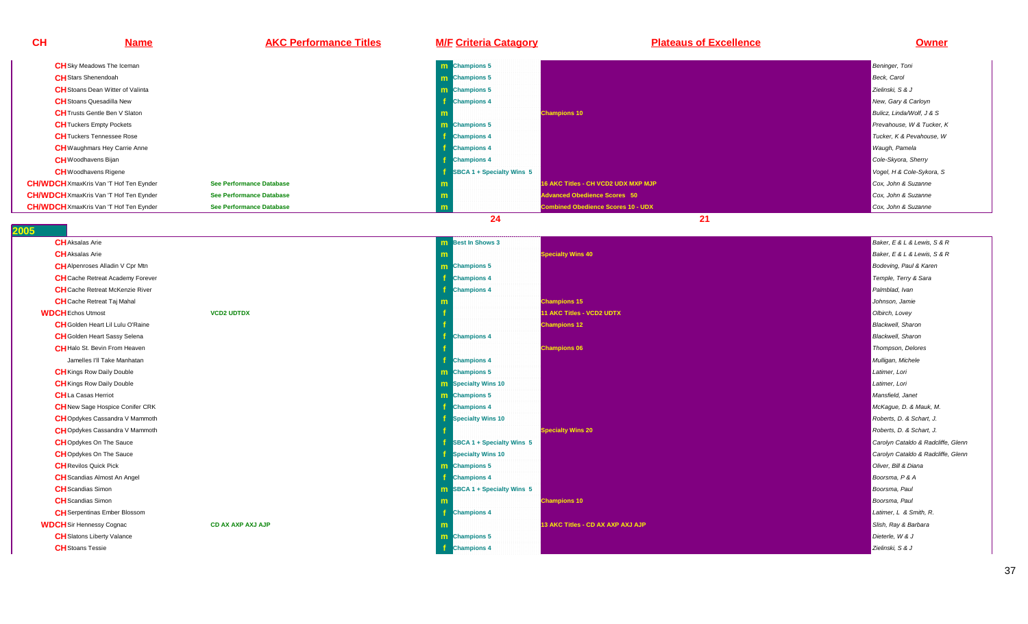| CH | Name | AKC Performance Titles | M/F | Criteria Catagory | Plateaus of Excellence | Owner |
|---|---|---|---|---|---|---|
| CH | Sky Meadows The Iceman | | m | Champions 5 | | Beninger, Toni |
| CH | Stars Shenendoah | | m | Champions 5 | | Beck, Carol |
| CH | Stoans Dean Witter of Valinta | | m | Champions 5 | | Zielinski, S & J |
| CH | Stoans Quesadilla New | | f | Champions 4 | | New, Gary & Carloyn |
| CH | Trusts Gentle Ben V Slaton | | m | | Champions 10 | Bulicz, Linda/Wolf, J & S |
| CH | Tuckers Empty Pockets | | m | Champions 5 | | Prevahouse, W & Tucker, K |
| CH | Tuckers Tennessee Rose | | f | Champions 4 | | Tucker, K & Pevahouse, W |
| CH | Waughmars Hey Carrie Anne | | f | Champions 4 | | Waugh, Pamela |
| CH | Woodhavens Bijan | | f | Champions 4 | | Cole-Skyora, Sherry |
| CH | Woodhavens Rigene | | f | SBCA 1 + Specialty Wins 5 | | Vogel, H & Cole-Sykora, S |
| CH/WDCH | XmaxKris Van 'T Hof Ten Eynder | See Performance Database | m | | 16 AKC Titles - CH VCD2 UDX MXP MJP | Cox, John & Suzanne |
| CH/WDCH | XmaxKris Van 'T Hof Ten Eynder | See Performance Database | m | | Advanced Obedience Scores 50 | Cox, John & Suzanne |
| CH/WDCH | XmaxKris Van 'T Hof Ten Eynder | See Performance Database | m | | Combined Obedience Scores 10 - UDX | Cox, John & Suzanne |
| | | | | 24 | 21 | |

## 2005

| CH | Name | AKC Performance Titles | M/F | Criteria Catagory | Plateaus of Excellence | Owner |
|---|---|---|---|---|---|---|
| CH | Aksalas Arie | | m | Best In Shows 3 | | Baker, E & L & Lewis, S & R |
| CH | Aksalas Arie | | m | | Specialty Wins 40 | Baker, E & L & Lewis, S & R |
| CH | Alpenroses Alladin V Cpr Mtn | | m | Champions 5 | | Bodeving, Paul & Karen |
| CH | Cache Retreat Academy Forever | | f | Champions 4 | | Temple, Terry & Sara |
| CH | Cache Retreat McKenzie River | | f | Champions 4 | | Palmblad, Ivan |
| CH | Cache Retreat Taj Mahal | | m | | Champions 15 | Johnson, Jamie |
| WDCH | Echos Utmost | VCD2 UDTDX | f | | 11 AKC Titles - VCD2 UDTX | Olbirch, Lovey |
| CH | Golden Heart Lil Lulu O'Raine | | f | | Champions 12 | Blackwell, Sharon |
| CH | Golden Heart Sassy Selena | | f | Champions 4 | | Blackwell, Sharon |
| CH | Halo St. Bevin From Heaven | | f | | Champions 06 | Thompson, Delores |
| | Jamelles I'll Take Manhatan | | f | Champions 4 | | Mulligan, Michele |
| CH | Kings Row Daily Double | | m | Champions 5 | | Latimer, Lori |
| CH | Kings Row Daily Double | | m | Specialty Wins 10 | | Latimer, Lori |
| CH | La Casas Herriot | | m | Champions 5 | | Mansfield, Janet |
| CH | New Sage Hospice Conifer CRK | | f | Champions 4 | | McKague, D. & Mauk, M. |
| CH | Opdykes Cassandra V Mammoth | | f | Specialty Wins 10 | | Roberts, D. & Schart, J. |
| CH | Opdykes Cassandra V Mammoth | | f | | Specialty Wins 20 | Roberts, D. & Schart, J. |
| CH | Opdykes On The Sauce | | f | SBCA 1 + Specialty Wins 5 | | Carolyn Cataldo & Radcliffe, Glenn |
| CH | Opdykes On The Sauce | | f | Specialty Wins 10 | | Carolyn Cataldo & Radcliffe, Glenn |
| CH | Revilos Quick Pick | | m | Champions 5 | | Oliver, Bill & Diana |
| CH | Scandias Almost An Angel | | f | Champions 4 | | Boorsma, P & A |
| CH | Scandias Simon | | m | SBCA 1 + Specialty Wins 5 | | Boorsma, Paul |
| CH | Scandias Simon | | m | | Champions 10 | Boorsma, Paul |
| CH | Serpentinas Ember Blossom | | f | Champions 4 | | Latimer, L & Smith, R. |
| WDCH | Sir Hennessy Cognac | CD AX AXP AXJ AJP | m | | 13 AKC Titles - CD AX AXP AXJ AJP | Slish, Ray & Barbara |
| CH | Slatons Liberty Valance | | m | Champions 5 | | Dieterle, W & J |
| CH | Stoans Tessie | | f | Champions 4 | | Zielinski, S & J |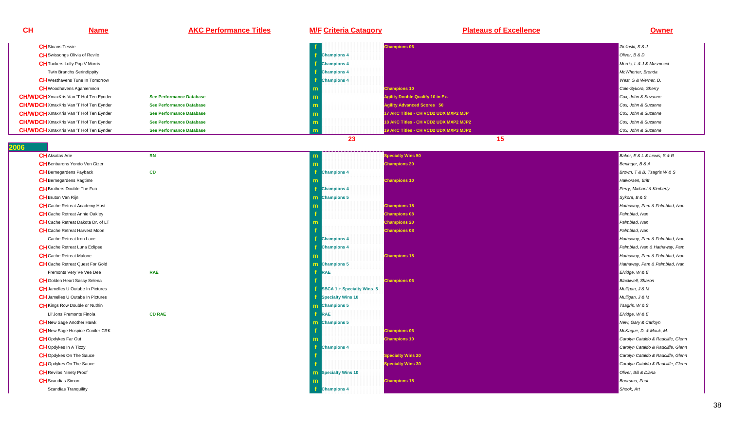| CH | Name | AKC Performance Titles | M/F | Criteria Catagory | Plateaus of Excellence | Owner |
|---|---|---|---|---|---|---|
| CH | Stoans Tessie | | f | | Champions 06 | Zielinski, S & J |
| CH | Swissongs Olivia of Revilo | | f | Champions 4 | | Oliver, B & D |
| CH | Tuckers Lolly Pop V Morris | | f | Champions 4 | | Morris, L & J & Musmecci |
| | Twin Branchs Serindippity | | f | Champions 4 | | McWhorter, Brenda |
| CH | Westhavens Tune In Tomorrow | | f | Champions 4 | | West, S & Werner, D. |
| CH | Woodhavens Agamemnon | | m | | Champions 10 | Cole-Sykora, Sherry |
| CH/WDCH | XmaxKris Van 'T Hof Ten Eynder | See Performance Database | m | | Agility Double Qualify 10 in Ex. | Cox, John & Suzanne |
| CH/WDCH | XmaxKris Van 'T Hof Ten Eynder | See Performance Database | m | | Agility Advanced Scores 50 | Cox, John & Suzanne |
| CH/WDCH | XmaxKris Van 'T Hof Ten Eynder | See Performance Database | m | | 17 AKC Titles - CH VCD2 UDX MXP2 MJP | Cox, John & Suzanne |
| CH/WDCH | XmaxKris Van 'T Hof Ten Eynder | See Performance Database | m | | 18 AKC Titles - CH VCD2 UDX MXP2 MJP2 | Cox, John & Suzanne |
| CH/WDCH | XmaxKris Van 'T Hof Ten Eynder | See Performance Database | m | | 19 AKC Titles - CH VCD2 UDX MXP3 MJP2 | Cox, John & Suzanne |
| | | | | 23 | 15 | |

## 2006

| CH | Name | AKC Performance Titles | M/F | Criteria Catagory | Plateaus of Excellence | Owner |
|---|---|---|---|---|---|---|
| CH | Aksalas Arie | RN | m | | Specialty Wins 50 | Baker, E & L & Lewis, S & R |
| CH | Benbarons Yondo Von Gizer | | m | | Champions 20 | Beninger, B & A |
| CH | Bernegardens Payback | CD | f | Champions 4 | | Brown, T & B, Tsagris W & S |
| CH | Bernegardens Ragtime | | m | | Champions 10 | Halvorsen, Britt |
| CH | Brothers Double The Fun | | f | Champions 4 | | Perry, Michael & Kimberly |
| CH | Bruton Van Rijn | | m | Champions 5 | | Sykora, B & S |
| CH | Cache Retreat Academy Host | | m | | Champions 15 | Hathaway, Pam & Palmblad, Ivan |
| CH | Cache Retreat Annie Oakley | | f | | Champions 08 | Palmblad, Ivan |
| CH | Cache Retreat Dakota Dr. of LT | | m | | Champions 20 | Palmblad, Ivan |
| CH | Cache Retreat Harvest Moon | | f | | Champions 08 | Palmblad, Ivan |
| | Cache Retreat Iron Lace | | f | Champions 4 | | Hathaway, Pam & Palmblad, Ivan |
| CH | Cache Retreat Luna Eclipse | | f | Champions 4 | | Palmblad, Ivan & Hathaway, Pam |
| CH | Cache Retreat Malone | | m | | Champions 15 | Hathaway, Pam & Palmblad, Ivan |
| CH | Cache Retreat Quest For Gold | | m | Champions 5 | | Hathaway, Pam & Palmblad, Ivan |
| | Fremonts Very Ve Vee Dee | RAE | f | RAE | | Elvidge, W & E |
| CH | Golden Heart Sassy Selena | | f | | Champions 06 | Blackwell, Sharon |
| CH | Jamelles U Outabe In Pictures | | f | SBCA 1 + Specialty Wins 5 | | Mulligan, J & M |
| CH | Jamelles U Outabe In Pictures | | f | Specialty Wins 10 | | Mulligan, J & M |
| CH | Kings Row Double or Nuthin | | m | Champions 5 | | Tsagris, W & S |
| | Lil'Jons Fremonts Finola | CD RAE | f | RAE | | Elvidge, W & E |
| CH | New Sage Another Hawk | | m | Champions 5 | | New, Gary & Carloyn |
| CH | New Sage Hospice Conifer CRK | | f | | Champions 06 | McKague, D. & Mauk, M. |
| CH | Opdykes Far Out | | m | | Champions 10 | Carolyn Cataldo & Radcliffe, Glenn |
| CH | Opdykes In A Tizzy | | f | Champions 4 | | Carolyn Cataldo & Radcliffe, Glenn |
| CH | Opdykes On The Sauce | | f | | Specialty Wins 20 | Carolyn Cataldo & Radcliffe, Glenn |
| CH | Opdykes On The Sauce | | f | | Specialty Wins 30 | Carolyn Cataldo & Radcliffe, Glenn |
| CH | Revilos Ninety Proof | | m | Specialty Wins 10 | | Oliver, Bill & Diana |
| CH | Scandias Simon | | m | | Champions 15 | Boorsma, Paul |
| | Scandias Tranquility | | f | Champions 4 | | Shook, Art |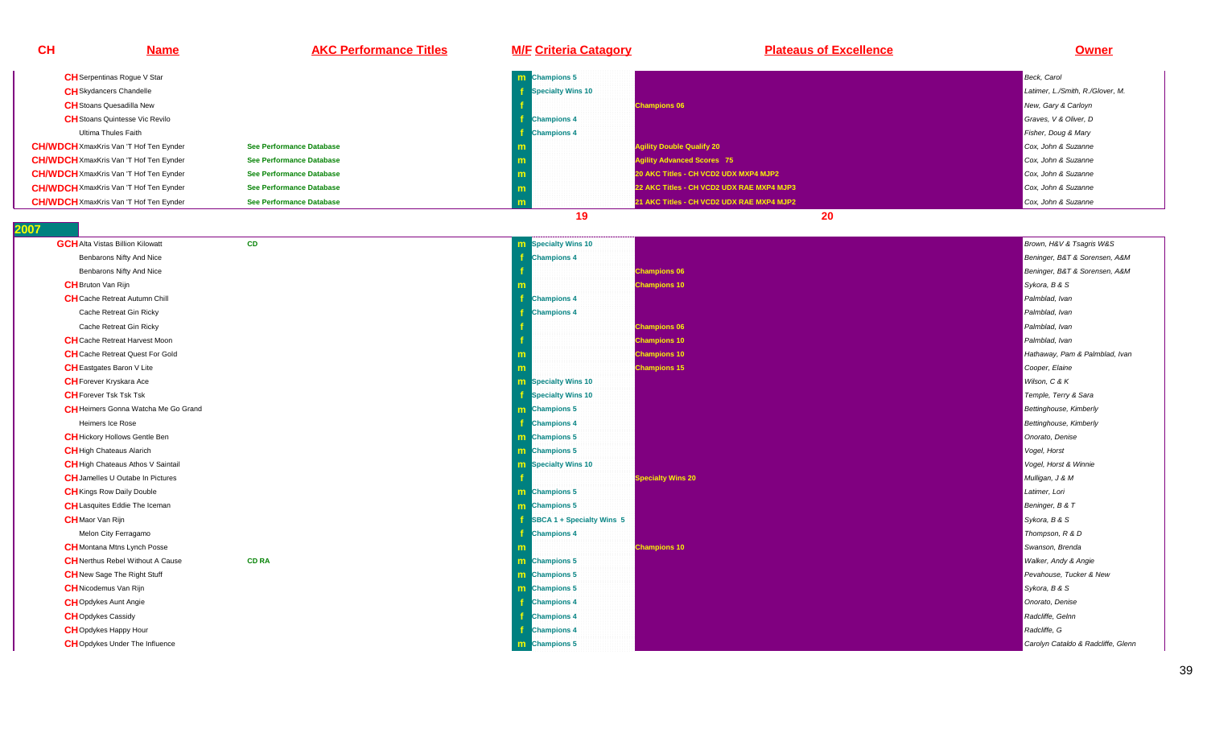| CH | Name | AKC Performance Titles | M/F | Criteria Catagory | Plateaus of Excellence | Owner |
|---|---|---|---|---|---|---|
| CH | Serpentinas Rogue V Star | | m | Champions 5 | | Beck, Carol |
| CH | Skydancers Chandelle | | f | Specialty Wins 10 | | Latimer, L./Smith, R./Glover, M. |
| CH | Stoans Quesadilla New | | f | | Champions 06 | New, Gary & Carloyn |
| CH | Stoans Quintesse Vic Revilo | | f | Champions 4 | | Graves, V & Oliver, D |
| | Ultima Thules Faith | | f | Champions 4 | | Fisher, Doug & Mary |
| CH/WDCH | XmaxKris Van 'T Hof Ten Eynder | See Performance Database | m | | Agility Double Qualify 20 | Cox, John & Suzanne |
| CH/WDCH | XmaxKris Van 'T Hof Ten Eynder | See Performance Database | m | | Agility Advanced Scores 75 | Cox, John & Suzanne |
| CH/WDCH | XmaxKris Van 'T Hof Ten Eynder | See Performance Database | m | | 20 AKC Titles - CH VCD2 UDX MXP4 MJP2 | Cox, John & Suzanne |
| CH/WDCH | XmaxKris Van 'T Hof Ten Eynder | See Performance Database | m | | 22 AKC Titles - CH VCD2 UDX RAE MXP4 MJP3 | Cox, John & Suzanne |
| CH/WDCH | XmaxKris Van 'T Hof Ten Eynder | See Performance Database | m | | 21 AKC Titles - CH VCD2 UDX RAE MXP4 MJP2 | Cox, John & Suzanne |
| | | | | 19 | 20 | |

## 2007

| CH | Name | AKC Performance Titles | M/F | Criteria Catagory | Plateaus of Excellence | Owner |
|---|---|---|---|---|---|---|
| GCH | Alta Vistas Billion Kilowatt | CD | m | Specialty Wins 10 | | Brown, H&V & Tsagris W&S |
| | Benbarons Nifty And Nice | | f | Champions 4 | | Beninger, B&T & Sorensen, A&M |
| | Benbarons Nifty And Nice | | f | | Champions 06 | Beninger, B&T & Sorensen, A&M |
| CH | Bruton Van Rijn | | m | | Champions 10 | Sykora, B & S |
| CH | Cache Retreat Autumn Chill | | f | Champions 4 | | Palmblad, Ivan |
| | Cache Retreat Gin Ricky | | f | Champions 4 | | Palmblad, Ivan |
| | Cache Retreat Gin Ricky | | f | | Champions 06 | Palmblad, Ivan |
| CH | Cache Retreat Harvest Moon | | f | | Champions 10 | Palmblad, Ivan |
| CH | Cache Retreat Quest For Gold | | m | | Champions 10 | Hathaway, Pam & Palmblad, Ivan |
| CH | Eastgates Baron V Lite | | m | | Champions 15 | Cooper, Elaine |
| CH | Forever Kryskara Ace | | m | Specialty Wins 10 | | Wilson, C & K |
| CH | Forever Tsk Tsk Tsk | | f | Specialty Wins 10 | | Temple, Terry & Sara |
| CH | Heimers Gonna Watcha Me Go Grand | | m | Champions 5 | | Bettinghouse, Kimberly |
| | Heimers Ice Rose | | f | Champions 4 | | Bettinghouse, Kimberly |
| CH | Hickory Hollows Gentle Ben | | m | Champions 5 | | Onorato, Denise |
| CH | High Chateaus Alarich | | m | Champions 5 | | Vogel, Horst |
| CH | High Chateaus Athos V Saintail | | m | Specialty Wins 10 | | Vogel, Horst & Winnie |
| CH | Jamelles U Outabe In Pictures | | f | | Specialty Wins 20 | Mulligan, J & M |
| CH | Kings Row Daily Double | | m | Champions 5 | | Latimer, Lori |
| CH | Lasquites Eddie The Iceman | | m | Champions 5 | | Beninger, B & T |
| CH | Maor Van Rijn | | f | SBCA 1 + Specialty Wins 5 | | Sykora, B & S |
| | Melon City Ferragamo | | f | Champions 4 | | Thompson, R & D |
| CH | Montana Mtns Lynch Posse | | m | | Champions 10 | Swanson, Brenda |
| CH | Nerthus Rebel Without A Cause | CD RA | m | Champions 5 | | Walker, Andy & Angie |
| CH | New Sage The Right Stuff | | m | Champions 5 | | Pevahouse, Tucker & New |
| CH | Nicodemus Van Rijn | | m | Champions 5 | | Sykora, B & S |
| CH | Opdykes Aunt Angie | | f | Champions 4 | | Onorato, Denise |
| CH | Opdykes Cassidy | | f | Champions 4 | | Radcliffe, Gelnn |
| CH | Opdykes Happy Hour | | f | Champions 4 | | Radcliffe, G |
| CH | Opdykes Under The Influence | | m | Champions 5 | | Carolyn Cataldo & Radcliffe, Glenn |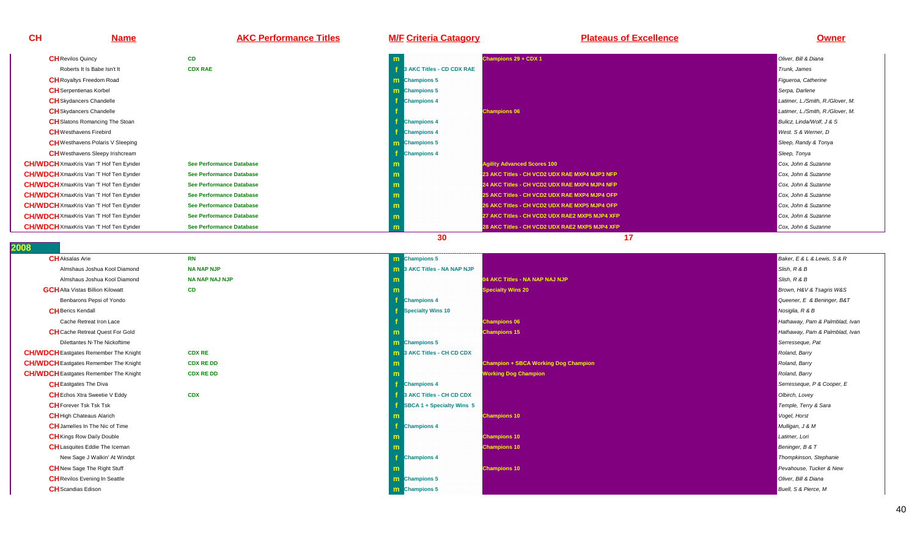| CH | Name | AKC Performance Titles | M/F | Criteria Catagory | Plateaus of Excellence | Owner |
|---|---|---|---|---|---|---|
| CH | Revilos Quincy | CD | m | | Champions 29 + CDX 1 | Oliver, Bill & Diana |
| | Roberts It Is Babe Isn't It | CDX RAE | f | 3 AKC Titles - CD CDX RAE | | Trunk, James |
| CH | Royaltys Freedom Road | | m | Champions 5 | | Figueroa, Catherine |
| CH | Serpentienas Korbel | | m | Champions 5 | | Serpa, Darlene |
| CH | Skydancers Chandelle | | f | Champions 4 | | Latimer, L./Smith, R./Glover, M. |
| CH | Skydancers Chandelle | | f | | Champions 06 | Latimer, L./Smith, R./Glover, M. |
| CH | Slatons Romancing The Stoan | | f | Champions 4 | | Bulicz, Linda/Wolf, J & S |
| CH | Westhavens Firebird | | f | Champions 4 | | West. S & Werner, D |
| CH | Westhavens Polaris V Sleeping | | m | Champions 5 | | Sleep, Randy & Tonya |
| CH | Westhavens Sleepy Irishcream | | f | Champions 4 | | Sleep, Tonya |
| CH/WDCH | XmaxKris Van 'T Hof Ten Eynder | See Performance Database | m | | Agility Advanced Scores 100 | Cox, John & Suzanne |
| CH/WDCH | XmaxKris Van 'T Hof Ten Eynder | See Performance Database | m | | 23 AKC Titles - CH VCD2 UDX RAE MXP4 MJP3 NFP | Cox, John & Suzanne |
| CH/WDCH | XmaxKris Van 'T Hof Ten Eynder | See Performance Database | m | | 24 AKC Titles - CH VCD2 UDX RAE MXP4 MJP4 NFP | Cox, John & Suzanne |
| CH/WDCH | XmaxKris Van 'T Hof Ten Eynder | See Performance Database | m | | 25 AKC Titles - CH VCD2 UDX RAE MXP4 MJP4 OFP | Cox, John & Suzanne |
| CH/WDCH | XmaxKris Van 'T Hof Ten Eynder | See Performance Database | m | | 26 AKC Titles - CH VCD2 UDX RAE MXP5 MJP4 OFP | Cox, John & Suzanne |
| CH/WDCH | XmaxKris Van 'T Hof Ten Eynder | See Performance Database | m | | 27 AKC Titles - CH VCD2 UDX RAE2 MXP5 MJP4 XFP | Cox, John & Suzanne |
| CH/WDCH | XmaxKris Van 'T Hof Ten Eynder | See Performance Database | m | | 28 AKC Titles - CH VCD2 UDX RAE2 MXP5 MJP4 XFP | Cox, John & Suzanne |
| | | | | 30 | 17 | |

## 2008

| CH | Name | AKC Performance Titles | M/F | Criteria Catagory | Plateaus of Excellence | Owner |
|---|---|---|---|---|---|---|
| CH | Aksalas Arie | RN | m | Champions 5 | | Baker, E & L & Lewis, S & R |
| | Almshaus Joshua Kool Diamond | NA NAP NJP | m | 3 AKC Titles - NA NAP NJP | | Slish, R & B |
| | Almshaus Joshua Kool Diamond | NA NAP NAJ NJP | m | | 04 AKC Titles - NA NAP NAJ NJP | Slish, R & B |
| GCH | Alta Vistas Billion Kilowatt | CD | m | | Specialty Wins 20 | Brown, H&V & Tsagris W&S |
| | Benbarons Pepsi of Yondo | | f | Champions 4 | | Queener, E & Beninger, B&T |
| CH | Berics Kendall | | f | Specialty Wins 10 | | Nosiglia, R & B |
| | Cache Retreat Iron Lace | | f | | Champions 06 | Hathaway, Pam & Palmblad, Ivan |
| CH | Cache Retreat Quest For Gold | | m | | Champions 15 | Hathaway, Pam & Palmblad, Ivan |
| | Dilettantes N-The Nickoftime | | m | Champions 5 | | Serresseque, Pat |
| CH/WDCH | Eastgates Remember The Knight | CDX RE | m | 3 AKC Titles - CH CD CDX | | Roland, Barry |
| CH/WDCH | Eastgates Remember The Knight | CDX RE DD | m | | Champion + SBCA Working Dog Champion | Roland, Barry |
| CH/WDCH | Eastgates Remember The Knight | CDX RE DD | m | | Working Dog Champion | Roland, Barry |
| CH | Eastgates The Diva | | f | Champions 4 | | Serresseque, P & Cooper, E |
| CH | Echos Xtra Sweetie V Eddy | CDX | f | 3 AKC Titles - CH CD CDX | | Olbirch, Lovey |
| CH | Forever Tsk Tsk Tsk | | f | SBCA 1 + Specialty Wins 5 | | Temple, Terry & Sara |
| CH | High Chateaus Alarich | | m | | Champions 10 | Vogel, Horst |
| CH | Jamelles In The Nic of Time | | f | Champions 4 | | Mulligan, J & M |
| CH | Kings Row Daily Double | | m | | Champions 10 | Latimer, Lori |
| CH | Lasquites Eddie The Iceman | | m | | Champions 10 | Beninger, B & T |
| | New Sage J Walkin' At Windpt | | f | Champions 4 | | Thompkinson, Stephanie |
| CH | New Sage The Right Stuff | | m | | Champions 10 | Pevahouse, Tucker & New |
| CH | Revilos Evening In Seattle | | m | Champions 5 | | Oliver, Bill & Diana |
| CH | Scandias Edison | | m | Champions 5 | | Buell, S & Pierce, M |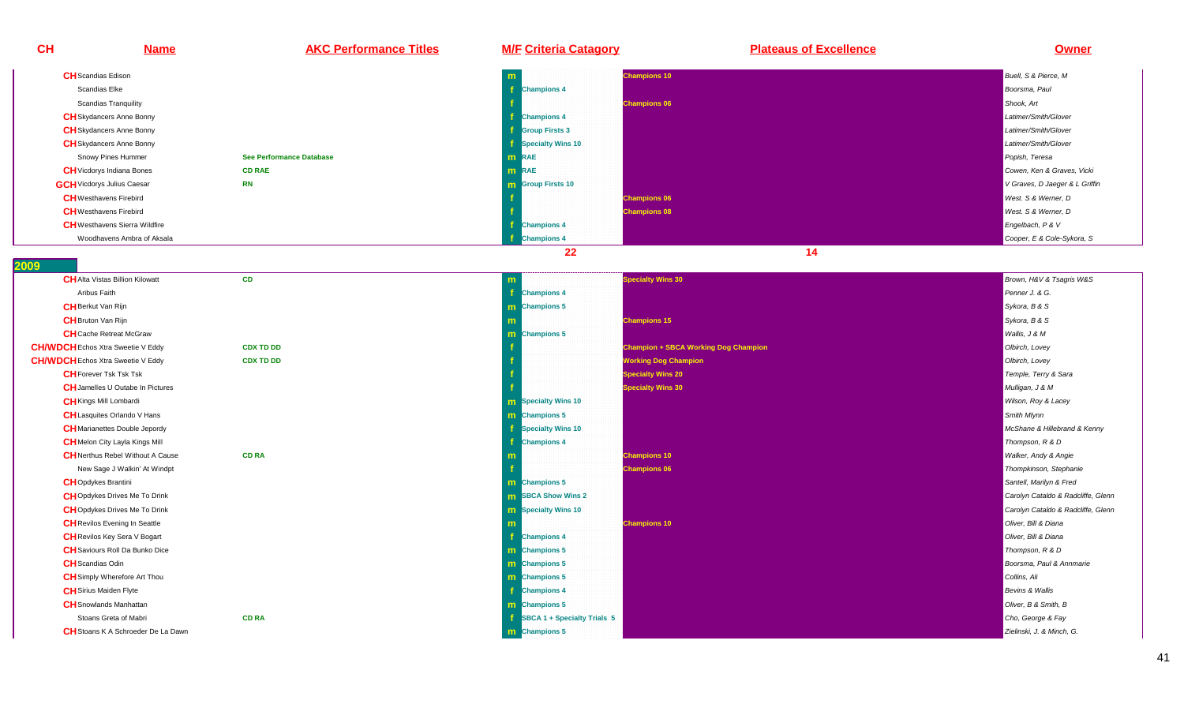| CH | Name | AKC Performance Titles | M/F | Criteria Catagory | Plateaus of Excellence | Owner |
|---|---|---|---|---|---|---|
| CH | Scandias Edison | | m | | Champions 10 | Buell, S & Pierce, M |
| | Scandias Elke | | f | Champions 4 | | Boorsma, Paul |
| | Scandias Tranquility | | f | | Champions 06 | Shook, Art |
| CH | Skydancers Anne Bonny | | f | Champions 4 | | Latimer/Smith/Glover |
| CH | Skydancers Anne Bonny | | f | Group Firsts 3 | | Latimer/Smith/Glover |
| CH | Skydancers Anne Bonny | | f | Specialty Wins 10 | | Latimer/Smith/Glover |
| | Snowy Pines Hummer | See Performance Database | m | RAE | | Popish, Teresa |
| CH | Vicdorys Indiana Bones | CD RAE | m | RAE | | Cowen, Ken & Graves, Vicki |
| GCH | Vicdorys Julius Caesar | RN | m | Group Firsts 10 | | V Graves, D Jaeger & L Griffin |
| CH | Westhavens Firebird | | f | | Champions 06 | West. S & Werner, D |
| CH | Westhavens Firebird | | f | | Champions 08 | West. S & Werner, D |
| CH | Westhavens Sierra Wildfire | | f | Champions 4 | | Engelbach, P & V |
| | Woodhavens Ambra of Aksala | | f | Champions 4 | | Cooper, E & Cole-Sykora, S |
| | | | | 22 | 14 | |

## 2009

| CH | Name | AKC Performance Titles | M/F | Criteria Catagory | Plateaus of Excellence | Owner |
|---|---|---|---|---|---|---|
| CH | Alta Vistas Billion Kilowatt | CD | m | | Specialty Wins 30 | Brown, H&V & Tsagris W&S |
| | Aribus Faith | | f | Champions 4 | | Penner J. & G. |
| CH | Berkut Van Rijn | | m | Champions 5 | | Sykora, B & S |
| CH | Bruton Van Rijn | | m | | Champions 15 | Sykora, B & S |
| CH | Cache Retreat McGraw | | m | Champions 5 | | Wallis, J & M |
| CH/WDCH | Echos Xtra Sweetie V Eddy | CDX TD DD | f | | Champion + SBCA Working Dog Champion | Olbirch, Lovey |
| CH/WDCH | Echos Xtra Sweetie V Eddy | CDX TD DD | f | | Working Dog Champion | Olbirch, Lovey |
| CH | Forever Tsk Tsk Tsk | | f | | Specialty Wins 20 | Temple, Terry & Sara |
| CH | Jamelles U Outabe In Pictures | | f | | Specialty Wins 30 | Mulligan, J & M |
| CH | Kings Mill Lombardi | | m | Specialty Wins 10 | | Wilson, Roy & Lacey |
| CH | Lasquites Orlando V Hans | | m | Champions 5 | | Smith Mlynn |
| CH | Marianettes Double Jepordy | | f | Specialty Wins 10 | | McShane & Hillebrand & Kenny |
| CH | Melon City Layla Kings Mill | | f | Champions 4 | | Thompson, R & D |
| CH | Nerthus Rebel Without A Cause | CD RA | m | | Champions 10 | Walker, Andy & Angie |
| | New Sage J Walkin' At Windpt | | f | | Champions 06 | Thompkinson, Stephanie |
| CH | Opdykes Brantini | | m | Champions 5 | | Santell, Marilyn & Fred |
| CH | Opdykes Drives Me To Drink | | m | SBCA Show Wins 2 | | Carolyn Cataldo & Radcliffe, Glenn |
| CH | Opdykes Drives Me To Drink | | m | Specialty Wins 10 | | Carolyn Cataldo & Radcliffe, Glenn |
| CH | Revilos Evening In Seattle | | m | | Champions 10 | Oliver, Bill & Diana |
| CH | Revilos Key Sera V Bogart | | f | Champions 4 | | Oliver, Bill & Diana |
| CH | Saviours Roll Da Bunko Dice | | m | Champions 5 | | Thompson, R & D |
| CH | Scandias Odin | | m | Champions 5 | | Boorsma, Paul & Annmarie |
| CH | Simply Wherefore Art Thou | | m | Champions 5 | | Collins, Ali |
| CH | Sirius Maiden Flyte | | f | Champions 4 | | Bevins & Wallis |
| CH | Snowlands Manhattan | | m | Champions 5 | | Oliver, B & Smith, B |
| | Stoans Greta of Mabri | CD RA | f | SBCA 1 + Specialty Trials 5 | | Cho, George & Fay |
| CH | Stoans K A Schroeder De La Dawn | | m | Champions 5 | | Zielinski, J. & Minch, G. |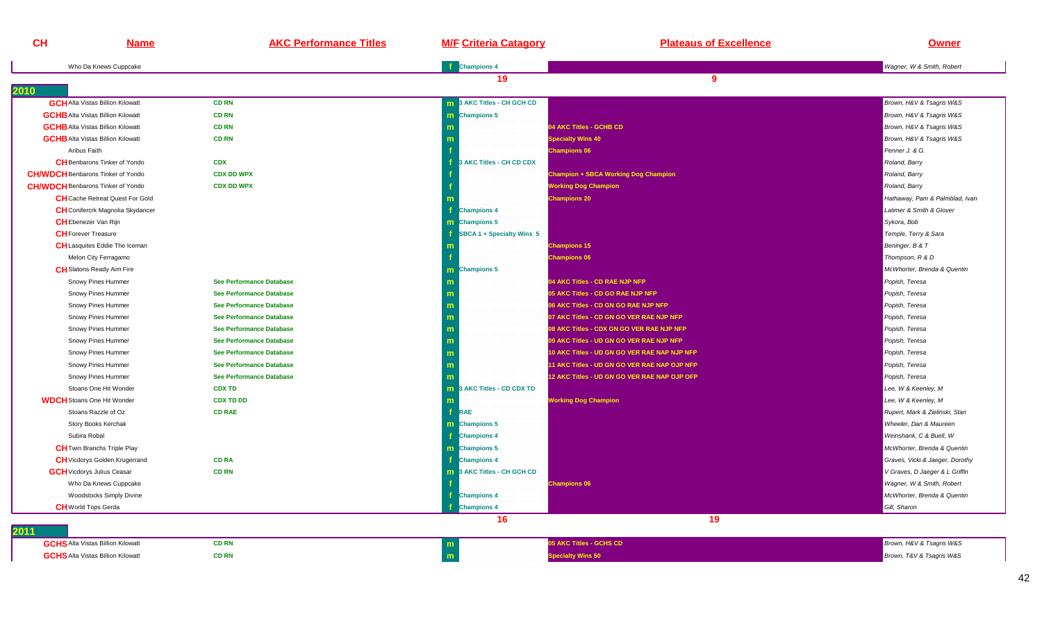| CH | Name | AKC Performance Titles | M/F | Criteria Catagory | Plateaus of Excellence | Owner |
|---|---|---|---|---|---|---|
| | Who Da Knews Cuppcake | | f | Champions 4 | | Wagner, W & Smith, Robert |
| | | | | 19 | 9 | |

## 2010

| CH | Name | AKC Performance Titles | M/F | Criteria Catagory | Plateaus of Excellence | Owner |
|---|---|---|---|---|---|---|
| GCH | Alta Vistas Billion Kilowatt | CD RN | m | 3 AKC Titles - CH GCH CD | | Brown, H&V & Tsagris W&S |
| GCHB | Alta Vistas Billion Kilowatt | CD RN | m | Champions 5 | | Brown, H&V & Tsagris W&S |
| GCHB | Alta Vistas Billion Kilowatt | CD RN | m | | 04 AKC Titles - GCHB CD | Brown, H&V & Tsagris W&S |
| GCHB | Alta Vistas Billion Kilowatt | CD RN | m | | Specialty Wins 40 | Brown, H&V & Tsagris W&S |
| | Aribus Faith | | f | | Champions 06 | Penner J. & G. |
| CH | Benbarons Tinker of Yondo | CDX | f | 3 AKC Titles - CH CD CDX | | Roland, Barry |
| CH/WDCH | Benbarons Tinker of Yondo | CDX DD WPX | f | | Champion + SBCA Working Dog Champion | Roland, Barry |
| CH/WDCH | Benbarons Tinker of Yondo | CDX DD WPX | f | | Working Dog Champion | Roland, Barry |
| CH | Cache Retreat Quest For Gold | | m | | Champions 20 | Hathaway, Pam & Palmblad, Ivan |
| CH | Conifercrk Magnolia Skydancer | | f | Champions 4 | | Latimer & Smith & Glover |
| CH | Ebenezer Van Rijn | | m | Champions 5 | | Sykora, Bob |
| CH | Forever Treasure | | f | SBCA 1 + Specialty Wins 5 | | Temple, Terry & Sara |
| CH | Lasquites Eddie The Iceman | | m | | Champions 15 | Beninger, B & T |
| | Melon City Ferragamo | | f | | Champions 06 | Thompson, R & D |
| CH | Slatons Ready Aim Fire | | m | Champions 5 | | McWhorter, Brenda & Quentin |
| | Snowy Pines Hummer | See Performance Database | m | | 04 AKC Titles - CD RAE NJP NFP | Popish, Teresa |
| | Snowy Pines Hummer | See Performance Database | m | | 05 AKC Titles - CD GO RAE NJP NFP | Popish, Teresa |
| | Snowy Pines Hummer | See Performance Database | m | | 06 AKC Titles - CD GN GO RAE NJP NFP | Popish, Teresa |
| | Snowy Pines Hummer | See Performance Database | m | | 07 AKC Titles - CD GN GO VER RAE NJP NFP | Popish, Teresa |
| | Snowy Pines Hummer | See Performance Database | m | | 08 AKC Titles - CDX GN GO VER RAE NJP NFP | Popish, Teresa |
| | Snowy Pines Hummer | See Performance Database | m | | 09 AKC Titles - UD GN GO VER RAE NJP NFP | Popish, Teresa |
| | Snowy Pines Hummer | See Performance Database | m | | 10 AKC Titles - UD GN GO VER RAE NAP NJP NFP | Popish, Teresa |
| | Snowy Pines Hummer | See Performance Database | m | | 11 AKC Titles - UD GN GO VER RAE NAP OJP NFP | Popish, Teresa |
| | Snowy Pines Hummer | See Performance Database | m | | 12 AKC Titles - UD GN GO VER RAE NAP OJP OFP | Popish, Teresa |
| | Stoans One Hit Wonder | CDX TD | m | 3 AKC Titles - CD CDX TD | | Lee, W & Keenley, M |
| WDCH | Stoans One Hit Wonder | CDX TD DD | m | | Working Dog Champion | Lee, W & Keenley, M |
| | Stoans Razzle of Oz | CD RAE | f | RAE | | Rupert, Mark & Zielinski, Stan |
| | Story Books Kerchak | | m | Champions 5 | | Wheeler, Dan & Maureen |
| | Subira Robal | | f | Champions 4 | | Weinshank, C & Buell, W |
| CH | Twin Branchs Triple Play | | m | Champions 5 | | McWhorter, Brenda & Quentin |
| CH | Vicdorys Golden Krugerrand | CD RA | f | Champions 4 | | Graves, Vicki & Jaeger, Dorothy |
| GCH | Vicdorys Julius Ceasar | CD RN | m | 3 AKC Titles - CH GCH CD | | V Graves, D Jaeger & L Griffin |
| | Who Da Knews Cuppcake | | f | | Champions 06 | Wagner, W & Smith, Robert |
| | Woodstocks Simply Divine | | f | Champions 4 | | McWhorter, Brenda & Quentin |
| CH | World Tops Gerda | | f | Champions 4 | | Gill, Sharon |
| | | | | 16 | 19 | |

## 2011

| CH | Name | AKC Performance Titles | M/F | Criteria Catagory | Plateaus of Excellence | Owner |
|---|---|---|---|---|---|---|
| GCHS | Alta Vistas Billion Kilowatt | CD RN | m | | 05 AKC Titles - GCHS CD | Brown, H&V & Tsagris W&S |
| GCHS | Alta Vistas Billion Kilowatt | CD RN | m | | Specialty Wins 50 | Brown, T&V & Tsagris W&S |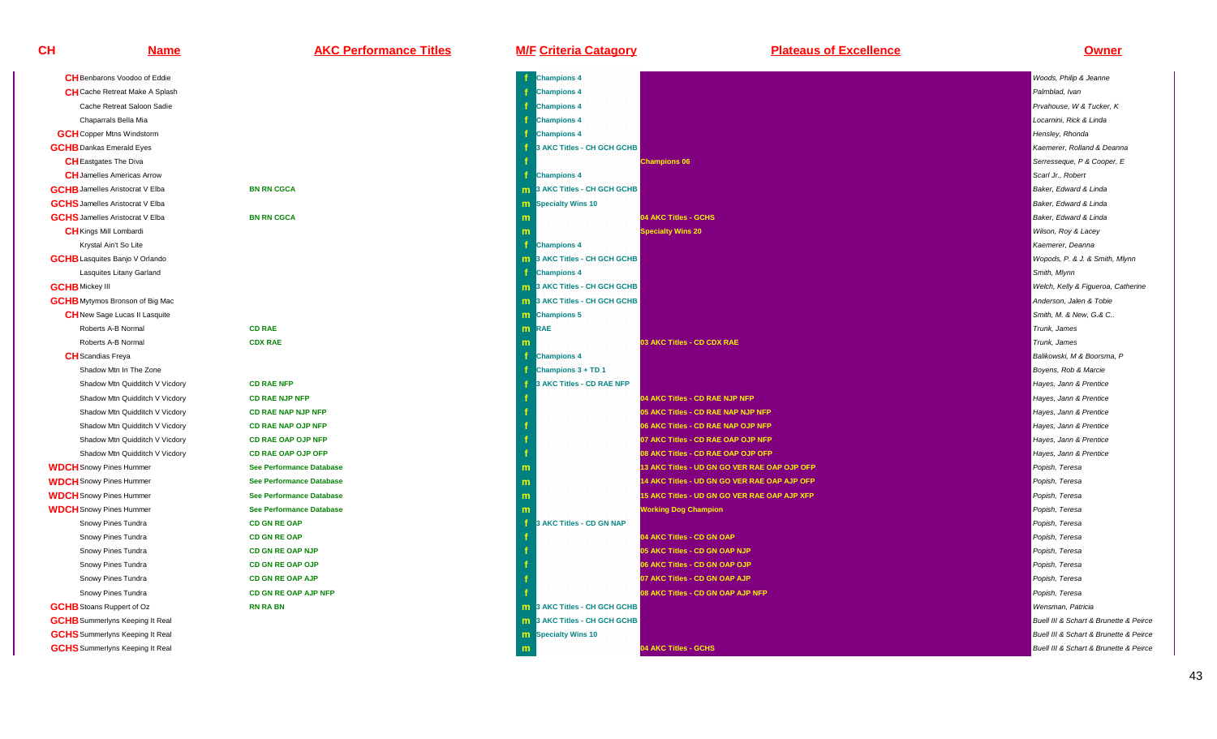| CH | Name | AKC Performance Titles | M/F | Criteria Catagory | Plateaus of Excellence | Owner |
|---|---|---|---|---|---|---|
| CH | Benbarons Voodoo of Eddie | | f | Champions 4 | | Woods, Philip & Jeanne |
| CH | Cache Retreat Make A Splash | | f | Champions 4 | | Palmblad, Ivan |
| | Cache Retreat Saloon Sadie | | f | Champions 4 | | Prvahouse, W & Tucker, K |
| | Chaparrals Bella Mia | | f | Champions 4 | | Locarnini, Rick & Linda |
| GCH | Copper Mtns Windstorm | | f | Champions 4 | | Hensley, Rhonda |
| GCHB | Dankas Emerald Eyes | | f | 3 AKC Titles - CH GCH GCHB | | Kaemerer, Rolland & Deanna |
| CH | Eastgates The Diva | | f | | Champions 06 | Serresseque, P & Cooper, E |
| CH | Jamelles Americas Arrow | | f | Champions 4 | | Scarl Jr., Robert |
| GCHB | Jamelles Aristocrat V Elba | BN RN CGCA | m | 3 AKC Titles - CH GCH GCHB | | Baker, Edward & Linda |
| GCHS | Jamelles Aristocrat V Elba | | m | Specialty Wins 10 | | Baker, Edward & Linda |
| GCHS | Jamelles Aristocrat V Elba | BN RN CGCA | m | | 04 AKC Titles - GCHS | Baker, Edward & Linda |
| CH | Kings Mill Lombardi | | m | | Specialty Wins 20 | Wilson, Roy & Lacey |
| | Krystal Ain't So Lite | | f | Champions 4 | | Kaemerer, Deanna |
| GCHB | Lasquites Banjo V Orlando | | m | 3 AKC Titles - CH GCH GCHB | | Wopods, P. & J. & Smith, Mlynn |
| | Lasquites Litany Garland | | f | Champions 4 | | Smith, Mlynn |
| GCHB | Mickey III | | m | 3 AKC Titles - CH GCH GCHB | | Welch, Kelly & Figueroa, Catherine |
| GCHB | Mytymos Bronson of Big Mac | | m | 3 AKC Titles - CH GCH GCHB | | Anderson, Jalen & Tobie |
| CH | New Sage Lucas II Lasquite | | m | Champions 5 | | Smith, M. & New, G.& C.. |
| | Roberts A-B Normal | CD RAE | m | RAE | | Trunk, James |
| | Roberts A-B Normal | CDX RAE | m | | 03 AKC Titles - CD CDX RAE | Trunk, James |
| CH | Scandias Freya | | f | Champions 4 | | Balikowski, M & Boorsma, P |
| | Shadow Mtn In The Zone | | f | Champions 3 + TD 1 | | Boyens, Rob & Marcie |
| | Shadow Mtn Quidditch V Vicdory | CD RAE NFP | f | 3 AKC Titles - CD RAE NFP | | Hayes, Jann & Prentice |
| | Shadow Mtn Quidditch V Vicdory | CD RAE NJP NFP | f | | 04 AKC Titles - CD RAE NJP NFP | Hayes, Jann & Prentice |
| | Shadow Mtn Quidditch V Vicdory | CD RAE NAP NJP NFP | f | | 05 AKC Titles - CD RAE NAP NJP NFP | Hayes, Jann & Prentice |
| | Shadow Mtn Quidditch V Vicdory | CD RAE NAP OJP NFP | f | | 06 AKC Titles - CD RAE NAP OJP NFP | Hayes, Jann & Prentice |
| | Shadow Mtn Quidditch V Vicdory | CD RAE OAP OJP NFP | f | | 07 AKC Titles - CD RAE OAP OJP NFP | Hayes, Jann & Prentice |
| | Shadow Mtn Quidditch V Vicdory | CD RAE OAP OJP OFP | f | | 08 AKC Titles - CD RAE OAP OJP OFP | Hayes, Jann & Prentice |
| WDCH | Snowy Pines Hummer | See Performance Database | m | | 13 AKC Titles - UD GN GO VER RAE OAP OJP OFP | Popish, Teresa |
| WDCH | Snowy Pines Hummer | See Performance Database | m | | 14 AKC Titles - UD GN GO VER RAE OAP AJP OFP | Popish, Teresa |
| WDCH | Snowy Pines Hummer | See Performance Database | m | | 15 AKC Titles - UD GN GO VER RAE OAP AJP XFP | Popish, Teresa |
| WDCH | Snowy Pines Hummer | See Performance Database | m | | Working Dog Champion | Popish, Teresa |
| | Snowy Pines Tundra | CD GN RE OAP | f | 3 AKC Titles - CD GN NAP | | Popish, Teresa |
| | Snowy Pines Tundra | CD GN RE OAP | f | | 04 AKC Titles - CD GN OAP | Popish, Teresa |
| | Snowy Pines Tundra | CD GN RE OAP NJP | f | | 05 AKC Titles - CD GN OAP NJP | Popish, Teresa |
| | Snowy Pines Tundra | CD GN RE OAP OJP | f | | 06 AKC Titles - CD GN OAP OJP | Popish, Teresa |
| | Snowy Pines Tundra | CD GN RE OAP AJP | f | | 07 AKC Titles - CD GN OAP AJP | Popish, Teresa |
| | Snowy Pines Tundra | CD GN RE OAP AJP NFP | f | | 08 AKC Titles - CD GN OAP AJP NFP | Popish, Teresa |
| GCHB | Stoans Ruppert of Oz | RN RA BN | m | 3 AKC Titles - CH GCH GCHB | | Wensman, Patricia |
| GCHB | Summerlyns Keeping It Real | | m | 3 AKC Titles - CH GCH GCHB | | Buell III & Schart & Brunette & Peirce |
| GCHS | Summerlyns Keeping It Real | | m | Specialty Wins 10 | | Buell III & Schart & Brunette & Peirce |
| GCHS | Summerlyns Keeping It Real | | m | | 04 AKC Titles - GCHS | Buell III & Schart & Brunette & Peirce |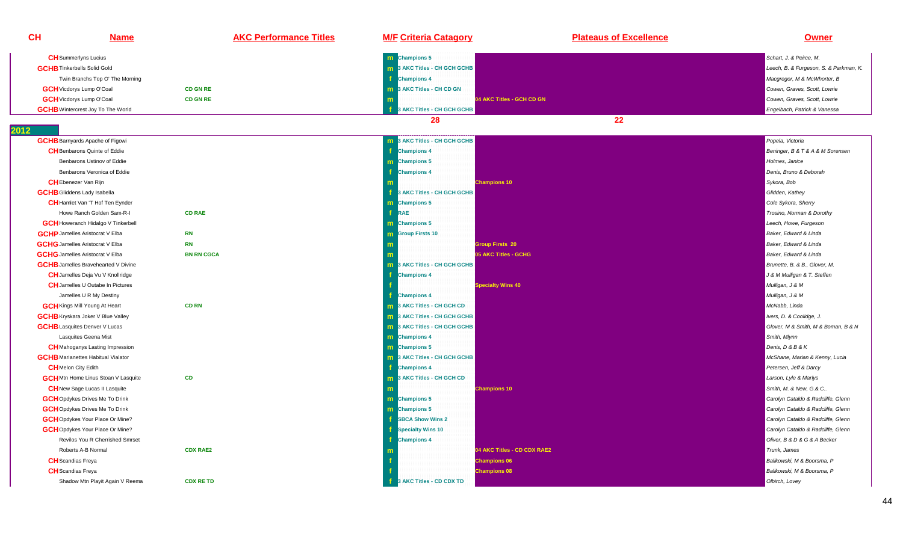| CH | Name | AKC Performance Titles | M/F | Criteria Catagory | Plateaus of Excellence | Owner |
|---|---|---|---|---|---|---|
| CH | Summerlyns Lucius | | m | Champions 5 | | Schart, J. & Peirce, M. |
| GCHB | Tinkerbells Solid Gold | | m | 3 AKC Titles - CH GCH GCHB | | Leech, B. & Furgeson, S. & Parkman, K. |
| | Twin Branchs Top O' The Morning | | f | Champions 4 | | Macgregor, M & McWhorter, B |
| GCH | Vicdorys Lump O'Coal | CD GN RE | m | 3 AKC Titles - CH CD GN | | Cowen, Graves, Scott, Lowrie |
| GCH | Vicdorys Lump O'Coal | CD GN RE | m | | 04 AKC Titles - GCH CD GN | Cowen, Graves, Scott, Lowrie |
| GCHB | Wintercrest Joy To The World | | f | 3 AKC Titles - CH GCH GCHB | | Engelbach, Patrick & Vanessa |
| | | | | 28 | 22 | |
| **2012** | | | | | | |
| GCHB | Barnyards Apache of Figowi | | m | 3 AKC Titles - CH GCH GCHB | | Popela, Victoria |
| CH | Benbarons Quinte of Eddie | | f | Champions 4 | | Beninger, B & T & A & M Sorensen |
| | Benbarons Ustinov of Eddie | | m | Champions 5 | | Holmes, Janice |
| | Benbarons Veronica of Eddie | | f | Champions 4 | | Denis, Bruno & Deborah |
| CH | Ebenezer Van Rijn | | m | | Champions 10 | Sykora, Bob |
| GCHB | Gliddens Lady Isabella | | f | 3 AKC Titles - CH GCH GCHB | | Glidden, Kathey |
| CH | Hamlet Van 'T Hof Ten Eynder | | m | Champions 5 | | Cole Sykora, Sherry |
| | Howe Ranch Golden Sam-R-I | CD RAE | f | RAE | | Trosino, Norman & Dorothy |
| GCH | Howeranch Hidalgo V Tinkerbell | | m | Champions 5 | | Leech, Howe, Furgeson |
| GCHP | Jamelles Aristocrat V Elba | RN | m | Group Firsts 10 | | Baker, Edward & Linda |
| GCHG | Jamelles Aristocrat V Elba | RN | m | | Group Firsts 20 | Baker, Edward & Linda |
| GCHG | Jamelles Aristocrat V Elba | BN RN CGCA | m | | 05 AKC Titles - GCHG | Baker, Edward & Linda |
| GCHB | Jamelles Bravehearted V Divine | | m | 3 AKC Titles - CH GCH GCHB | | Brunette, B. & B., Glover, M. |
| CH | Jamelles Deja Vu V Knollridge | | f | Champions 4 | | J & M Mulligan & T. Steffen |
| CH | Jamelles U Outabe In Pictures | | f | | Specialty Wins 40 | Mulligan, J & M |
| | Jamelles U R My Destiny | | f | Champions 4 | | Mulligan, J & M |
| GCH | Kings Mill Young At Heart | CD RN | m | 3 AKC Titles - CH GCH CD | | McNabb, Linda |
| GCHB | Kryskara Joker V Blue Valley | | m | 3 AKC Titles - CH GCH GCHB | | Ivers, D. & Coolidge, J. |
| GCHB | Lasquites Denver V Lucas | | m | 3 AKC Titles - CH GCH GCHB | | Glover, M & Smith, M & Boman, B & N |
| | Lasquites Geena Mist | | m | Champions 4 | | Smith, Mlynn |
| CH | Mahoganys Lasting Impression | | m | Champions 5 | | Denis, D & B & K |
| GCHB | Marianettes Habitual Vialator | | m | 3 AKC Titles - CH GCH GCHB | | McShane, Marian & Kenny, Lucia |
| CH | Melon City Edith | | f | Champions 4 | | Petersen, Jeff & Darcy |
| GCH | Mtn Home Linus Stoan V Lasquite | CD | m | 3 AKC Titles - CH GCH CD | | Larson, Lyle & Marlys |
| CH | New Sage Lucas II Lasquite | | m | | Champions 10 | Smith, M. & New, G.& C.. |
| GCH | Opdykes Drives Me To Drink | | m | Champions 5 | | Carolyn Cataldo & Radcliffe, Glenn |
| GCH | Opdykes Drives Me To Drink | | m | Champions 5 | | Carolyn Cataldo & Radcliffe, Glenn |
| GCH | Opdykes Your Place Or Mine? | | f | SBCA Show Wins 2 | | Carolyn Cataldo & Radcliffe, Glenn |
| GCH | Opdykes Your Place Or Mine? | | f | Specialty Wins 10 | | Carolyn Cataldo & Radcliffe, Glenn |
| | Revilos You R Cherrished Smrset | | f | Champions 4 | | Oliver, B & D & G & A Becker |
| | Roberts A-B Normal | CDX RAE2 | m | | 04 AKC Titles - CD CDX RAE2 | Trunk, James |
| CH | Scandias Freya | | f | | Champions 06 | Balikowski, M & Boorsma, P |
| CH | Scandias Freya | | f | | Champions 08 | Balikowski, M & Boorsma, P |
| | Shadow Mtn Playit Again V Reema | CDX RE TD | f | 3 AKC Titles - CD CDX TD | | Olbirch, Lovey |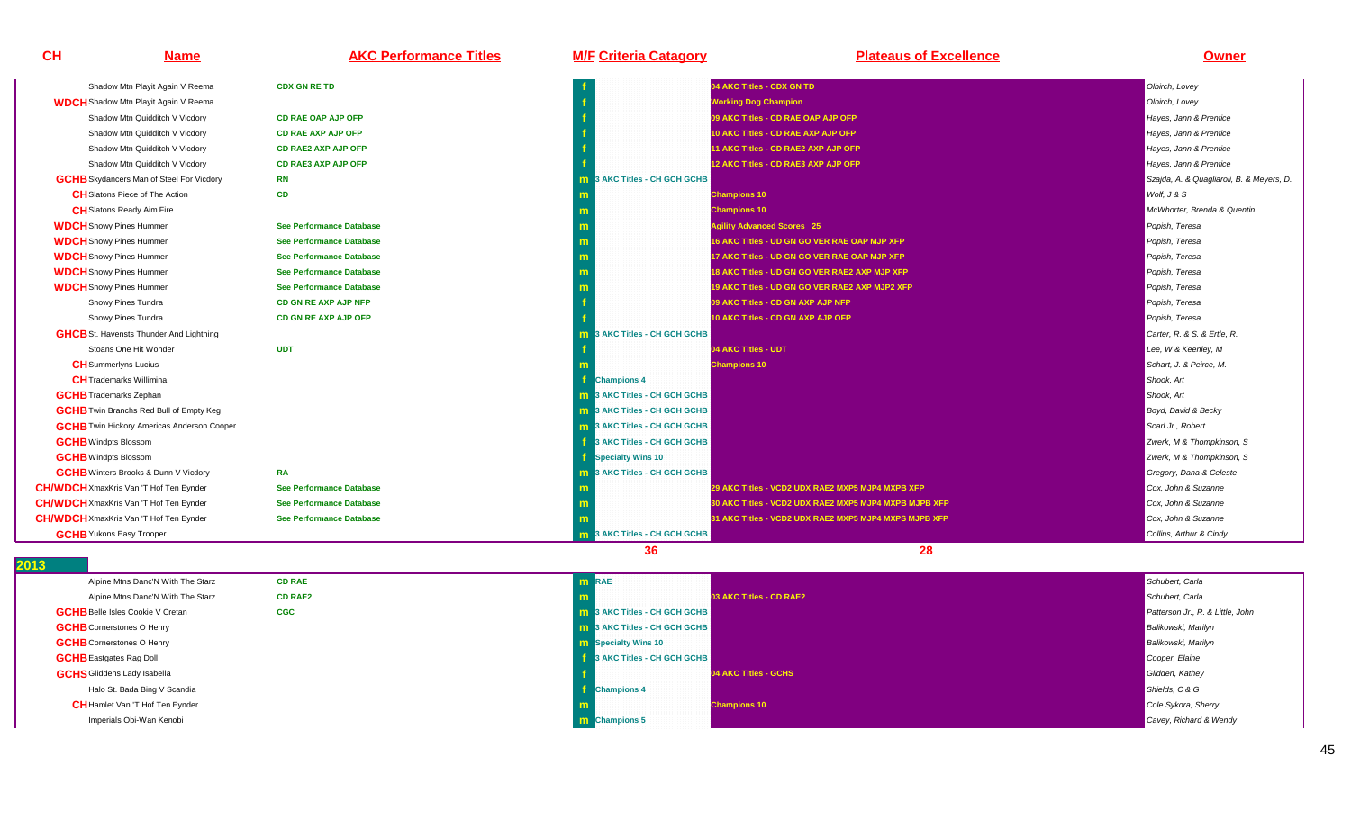| CH | Name | AKC Performance Titles | M/F | Criteria Catagory | Plateaus of Excellence | Owner |
|---|---|---|---|---|---|---|
| | Shadow Mtn Playit Again V Reema | CDX GN RE TD | f | | 04 AKC Titles - CDX GN TD | Olbirch, Lovey |
| WDCH | Shadow Mtn Playit Again V Reema | | f | | Working Dog Champion | Olbirch, Lovey |
| | Shadow Mtn Quidditch V Vicdory | CD RAE OAP AJP OFP | f | | 09 AKC Titles - CD RAE OAP AJP OFP | Hayes, Jann & Prentice |
| | Shadow Mtn Quidditch V Vicdory | CD RAE AXP AJP OFP | f | | 10 AKC Titles - CD RAE AXP AJP OFP | Hayes, Jann & Prentice |
| | Shadow Mtn Quidditch V Vicdory | CD RAE2 AXP AJP OFP | f | | 11 AKC Titles - CD RAE2 AXP AJP OFP | Hayes, Jann & Prentice |
| | Shadow Mtn Quidditch V Vicdory | CD RAE3 AXP AJP OFP | f | | 12 AKC Titles - CD RAE3 AXP AJP OFP | Hayes, Jann & Prentice |
| GCHB | Skydancers Man of Steel For Vicdory | RN | m | 3 AKC Titles - CH GCH GCHB | | Szajda, A. & Quagliaroli, B. & Meyers, D. |
| CH | Slatons Piece of The Action | CD | m | | Champions 10 | Wolf, J & S |
| CH | Slatons Ready Aim Fire | | m | | Champions 10 | McWhorter, Brenda & Quentin |
| WDCH | Snowy Pines Hummer | See Performance Database | m | | Agility Advanced Scores 25 | Popish, Teresa |
| WDCH | Snowy Pines Hummer | See Performance Database | m | | 16 AKC Titles - UD GN GO VER RAE OAP MJP XFP | Popish, Teresa |
| WDCH | Snowy Pines Hummer | See Performance Database | m | | 17 AKC Titles - UD GN GO VER RAE OAP MJP XFP | Popish, Teresa |
| WDCH | Snowy Pines Hummer | See Performance Database | m | | 18 AKC Titles - UD GN GO VER RAE2 AXP MJP XFP | Popish, Teresa |
| WDCH | Snowy Pines Hummer | See Performance Database | m | | 19 AKC Titles - UD GN GO VER RAE2 AXP MJP2 XFP | Popish, Teresa |
| | Snowy Pines Tundra | CD GN RE AXP AJP NFP | f | | 09 AKC Titles - CD GN AXP AJP NFP | Popish, Teresa |
| | Snowy Pines Tundra | CD GN RE AXP AJP OFP | f | | 10 AKC Titles - CD GN AXP AJP OFP | Popish, Teresa |
| GHCB | St. Havensts Thunder And Lightning | | m | 3 AKC Titles - CH GCH GCHB | | Carter, R. & S. & Ertle, R. |
| | Stoans One Hit Wonder | UDT | f | | 04 AKC Titles - UDT | Lee, W & Keenley, M |
| CH | Summerlyns Lucius | | m | | Champions 10 | Schart, J. & Peirce, M. |
| CH | Trademarks Willimina | | f | Champions 4 | | Shook, Art |
| GCHB | Trademarks Zephan | | m | 3 AKC Titles - CH GCH GCHB | | Shook, Art |
| GCHB | Twin Branchs Red Bull of Empty Keg | | m | 3 AKC Titles - CH GCH GCHB | | Boyd, David & Becky |
| GCHB | Twin Hickory Americas Anderson Cooper | | m | 3 AKC Titles - CH GCH GCHB | | Scarl Jr., Robert |
| GCHB | Windpts Blossom | | f | 3 AKC Titles - CH GCH GCHB | | Zwerk, M & Thompkinson, S |
| GCHB | Windpts Blossom | | f | Specialty Wins 10 | | Zwerk, M & Thompkinson, S |
| GCHB | Winters Brooks & Dunn V Vicdory | RA | m | 3 AKC Titles - CH GCH GCHB | | Gregory, Dana & Celeste |
| CH/WDCH | XmaxKris Van 'T Hof Ten Eynder | See Performance Database | m | | 29 AKC Titles - VCD2 UDX RAE2 MXP5 MJP4 MXPB XFP | Cox, John & Suzanne |
| CH/WDCH | XmaxKris Van 'T Hof Ten Eynder | See Performance Database | m | | 30 AKC Titles - VCD2 UDX RAE2 MXP5 MJP4 MXPB MJPB XFP | Cox, John & Suzanne |
| CH/WDCH | XmaxKris Van 'T Hof Ten Eynder | See Performance Database | m | | 31 AKC Titles - VCD2 UDX RAE2 MXP5 MJP4 MXPS MJPB XFP | Cox, John & Suzanne |
| GCHB | Yukons Easy Trooper | | m | 3 AKC Titles - CH GCH GCHB | | Collins, Arthur & Cindy |
| | | | | 36 | 28 | |

## 2013

| CH | Name | AKC Performance Titles | M/F | Criteria Catagory | Plateaus of Excellence | Owner |
|---|---|---|---|---|---|---|
| | Alpine Mtns Danc'N With The Starz | CD RAE | m | RAE | | Schubert, Carla |
| | Alpine Mtns Danc'N With The Starz | CD RAE2 | m | | 03 AKC Titles - CD RAE2 | Schubert, Carla |
| GCHB | Belle Isles Cookie V Cretan | CGC | m | 3 AKC Titles - CH GCH GCHB | | Patterson Jr., R. & Little, John |
| GCHB | Cornerstones O Henry | | m | 3 AKC Titles - CH GCH GCHB | | Balikowski, Marilyn |
| GCHB | Cornerstones O Henry | | m | Specialty Wins 10 | | Balikowski, Marilyn |
| GCHB | Eastgates Rag Doll | | f | 3 AKC Titles - CH GCH GCHB | | Cooper, Elaine |
| GCHS | Gliddens Lady Isabella | | f | | 04 AKC Titles - GCHS | Glidden, Kathey |
| | Halo St. Bada Bing V Scandia | | f | Champions 4 | | Shields, C & G |
| CH | Hamlet Van 'T Hof Ten Eynder | | m | | Champions 10 | Cole Sykora, Sherry |
| | Imperials Obi-Wan Kenobi | | m | Champions 5 | | Cavey, Richard & Wendy |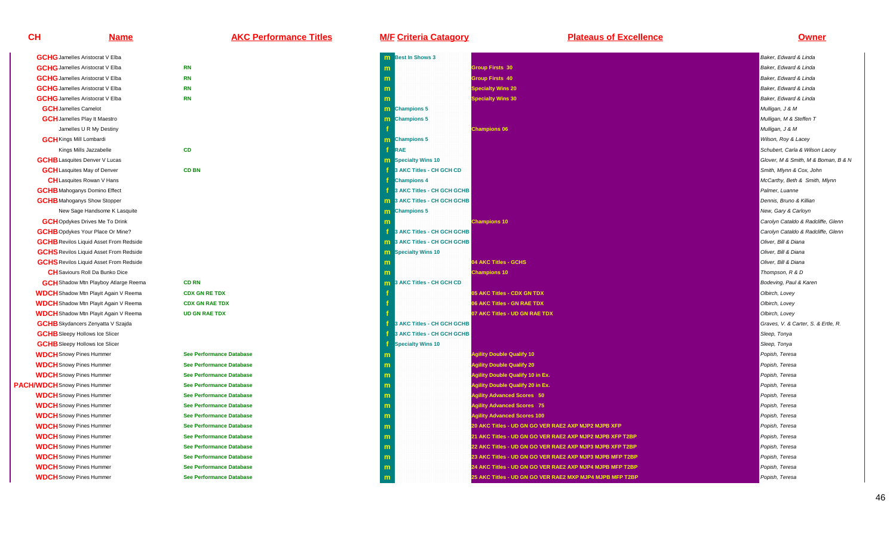| CH | Name | AKC Performance Titles | M/F | Criteria Catagory | Plateaus of Excellence | Owner |
|---|---|---|---|---|---|---|
| GCHG | Jamelles Aristocrat V Elba | | m | Best In Shows 3 | | Baker, Edward & Linda |
| GCHG | Jamelles Aristocrat V Elba | RN | m | | Group Firsts 30 | Baker, Edward & Linda |
| GCHG | Jamelles Aristocrat V Elba | RN | m | | Group Firsts 40 | Baker, Edward & Linda |
| GCHG | Jamelles Aristocrat V Elba | RN | m | | Specialty Wins 20 | Baker, Edward & Linda |
| GCHG | Jamelles Aristocrat V Elba | RN | m | | Specialty Wins 30 | Baker, Edward & Linda |
| GCH | Jamelles Camelot | | m | Champions 5 | | Mulligan, J & M |
| GCH | Jamelles Play It Maestro | | m | Champions 5 | | Mulligan, M & Steffen T |
| | Jamelles U R My Destiny | | f | | Champions 06 | Mulligan, J & M |
| GCH | Kings Mill Lombardi | | m | Champions 5 | | Wilson, Roy & Lacey |
| | Kings Mills Jazzabelle | CD | f | RAE | | Schubert, Carla & Wilson Lacey |
| GCHB | Lasquites Denver V Lucas | | m | Specialty Wins 10 | | Glover, M & Smith, M & Boman, B & N |
| GCH | Lasquites May of Denver | CD BN | f | 3 AKC Titles - CH GCH CD | | Smith, Mlynn & Cox, John |
| CH | Lasquites Rowan V Hans | | f | Champions 4 | | McCarthy, Beth & Smith, Mlynn |
| GCHB | Mahoganys Domino Effect | | f | 3 AKC Titles - CH GCH GCHB | | Palmer, Luanne |
| GCHB | Mahoganys Show Stopper | | m | 3 AKC Titles - CH GCH GCHB | | Dennis, Bruno & Killian |
| | New Sage Handsome K Lasquite | | m | Champions 5 | | New, Gary & Carloyn |
| GCH | Opdykes Drives Me To Drink | | m | | Champions 10 | Carolyn Cataldo & Radcliffe, Glenn |
| GCHB | Opdykes Your Place Or Mine? | | f | 3 AKC Titles - CH GCH GCHB | | Carolyn Cataldo & Radcliffe, Glenn |
| GCHB | Revilos Liquid Asset From Redside | | m | 3 AKC Titles - CH GCH GCHB | | Oliver, Bill & Diana |
| GCHS | Revilos Liquid Asset From Redside | | m | Specialty Wins 10 | | Oliver, Bill & Diana |
| GCHS | Revilos Liquid Asset From Redside | | m | | 04 AKC Titles - GCHS | Oliver, Bill & Diana |
| CH | Saviours Roll Da Bunko Dice | | m | | Champions 10 | Thompson, R & D |
| GCH | Shadow Mtn Playboy Atlarge Reema | CD RN | m | 3 AKC Titles - CH GCH CD | | Bodeving, Paul & Karen |
| WDCH | Shadow Mtn Playit Again V Reema | CDX GN RE TDX | f | | 05 AKC Titles - CDX GN TDX | Olbirch, Lovey |
| WDCH | Shadow Mtn Playit Again V Reema | CDX GN RAE TDX | f | | 06 AKC Titles - GN RAE TDX | Olbirch, Lovey |
| WDCH | Shadow Mtn Playit Again V Reema | UD GN RAE TDX | f | | 07 AKC Titles - UD GN RAE TDX | Olbirch, Lovey |
| GCHB | Skydancers Zenyatta V Szajda | | f | 3 AKC Titles - CH GCH GCHB | | Graves, V. & Carter, S. & Ertle, R. |
| GCHB | Sleepy Hollows Ice Slicer | | f | 3 AKC Titles - CH GCH GCHB | | Sleep, Tonya |
| GCHB | Sleepy Hollows Ice Slicer | | f | Specialty Wins 10 | | Sleep, Tonya |
| WDCH | Snowy Pines Hummer | See Performance Database | m | | Agility Double Qualify 10 | Popish, Teresa |
| WDCH | Snowy Pines Hummer | See Performance Database | m | | Agility Double Qualify 20 | Popish, Teresa |
| WDCH | Snowy Pines Hummer | See Performance Database | m | | Agility Double Qualify 10 in Ex. | Popish, Teresa |
| PACH/WDCH | Snowy Pines Hummer | See Performance Database | m | | Agility Double Qualify 20 in Ex. | Popish, Teresa |
| WDCH | Snowy Pines Hummer | See Performance Database | m | | Agility Advanced Scores 50 | Popish, Teresa |
| WDCH | Snowy Pines Hummer | See Performance Database | m | | Agility Advanced Scores 75 | Popish, Teresa |
| WDCH | Snowy Pines Hummer | See Performance Database | m | | Agility Advanced Scores 100 | Popish, Teresa |
| WDCH | Snowy Pines Hummer | See Performance Database | m | | 20 AKC Titles - UD GN GO VER RAE2 AXP MJP2 MJPB XFP | Popish, Teresa |
| WDCH | Snowy Pines Hummer | See Performance Database | m | | 21 AKC Titles - UD GN GO VER RAE2 AXP MJP2 MJPB XFP T2BP | Popish, Teresa |
| WDCH | Snowy Pines Hummer | See Performance Database | m | | 22 AKC Titles - UD GN GO VER RAE2 AXP MJP3 MJPB XFP T2BP | Popish, Teresa |
| WDCH | Snowy Pines Hummer | See Performance Database | m | | 23 AKC Titles - UD GN GO VER RAE2 AXP MJP3 MJPB MFP T2BP | Popish, Teresa |
| WDCH | Snowy Pines Hummer | See Performance Database | m | | 24 AKC Titles - UD GN GO VER RAE2 AXP MJP4 MJPB MFP T2BP | Popish, Teresa |
| WDCH | Snowy Pines Hummer | See Performance Database | m | | 25 AKC Titles - UD GN GO VER RAE2 MXP MJP4 MJPB MFP T2BP | Popish, Teresa |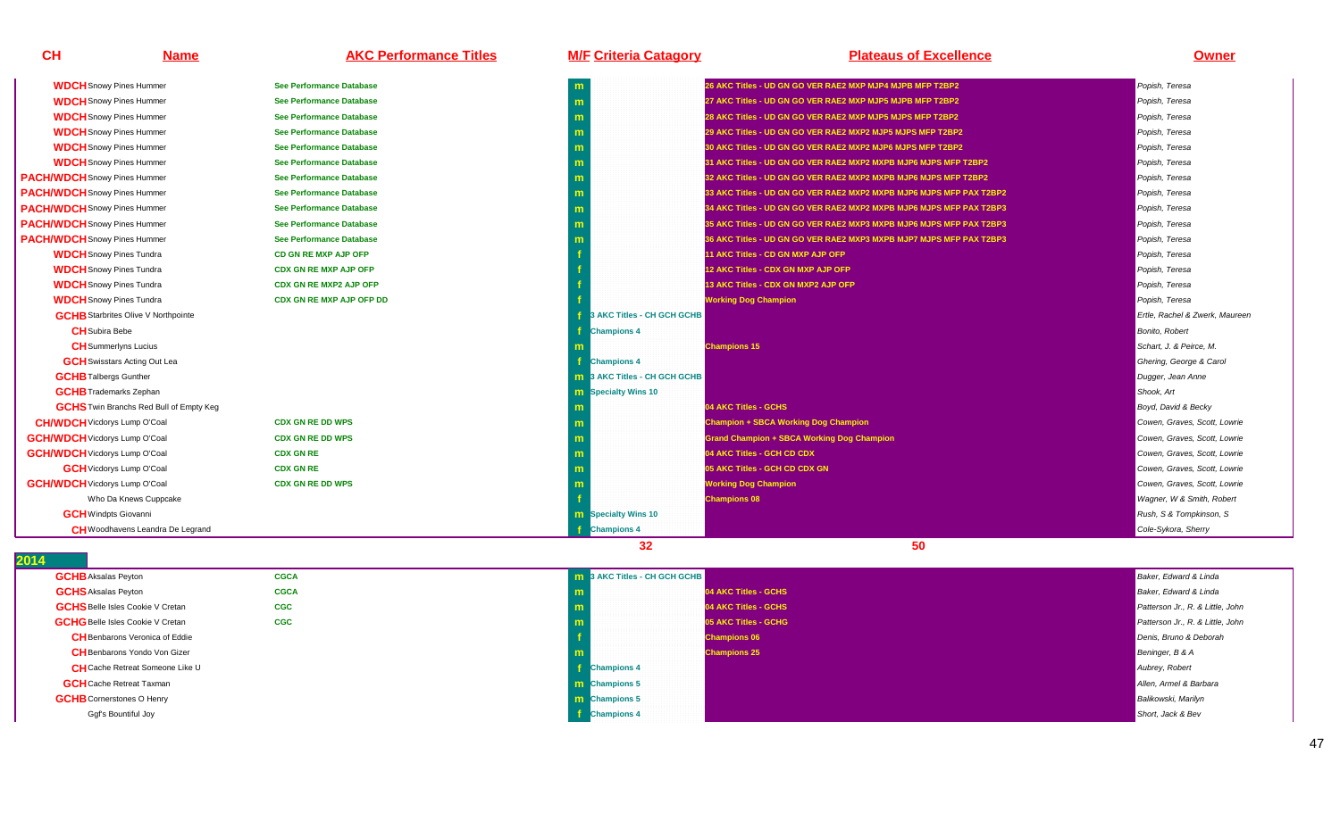| CH | Name | AKC Performance Titles | M/F | Criteria Catagory | Plateaus of Excellence | Owner |
|---|---|---|---|---|---|---|
| WDCH | Snowy Pines Hummer | See Performance Database | m | | 26 AKC Titles - UD GN GO VER RAE2 MXP MJP4 MJPB MFP T2BP2 | Popish, Teresa |
| WDCH | Snowy Pines Hummer | See Performance Database | m | | 27 AKC Titles - UD GN GO VER RAE2 MXP MJP5 MJPB MFP T2BP2 | Popish, Teresa |
| WDCH | Snowy Pines Hummer | See Performance Database | m | | 28 AKC Titles - UD GN GO VER RAE2 MXP MJP5 MJPS MFP T2BP2 | Popish, Teresa |
| WDCH | Snowy Pines Hummer | See Performance Database | m | | 29 AKC Titles - UD GN GO VER RAE2 MXP2 MJP5 MJPS MFP T2BP2 | Popish, Teresa |
| WDCH | Snowy Pines Hummer | See Performance Database | m | | 30 AKC Titles - UD GN GO VER RAE2 MXP2 MJP6 MJPS MFP T2BP2 | Popish, Teresa |
| WDCH | Snowy Pines Hummer | See Performance Database | m | | 31 AKC Titles - UD GN GO VER RAE2 MXP2 MXPB MJP6 MJPS MFP T2BP2 | Popish, Teresa |
| PACH/WDCH | Snowy Pines Hummer | See Performance Database | m | | 32 AKC Titles - UD GN GO VER RAE2 MXP2 MXPB MJP6 MJPS MFP T2BP2 | Popish, Teresa |
| PACH/WDCH | Snowy Pines Hummer | See Performance Database | m | | 33 AKC Titles - UD GN GO VER RAE2 MXP2 MXPB MJP6 MJPS MFP PAX T2BP2 | Popish, Teresa |
| PACH/WDCH | Snowy Pines Hummer | See Performance Database | m | | 34 AKC Titles - UD GN GO VER RAE2 MXP2 MXPB MJP6 MJPS MFP PAX T2BP3 | Popish, Teresa |
| PACH/WDCH | Snowy Pines Hummer | See Performance Database | m | | 35 AKC Titles - UD GN GO VER RAE2 MXP3 MXPB MJP6 MJPS MFP PAX T2BP3 | Popish, Teresa |
| PACH/WDCH | Snowy Pines Hummer | See Performance Database | m | | 36 AKC Titles - UD GN GO VER RAE2 MXP3 MXPB MJP7 MJPS MFP PAX T2BP3 | Popish, Teresa |
| WDCH | Snowy Pines Tundra | CD GN RE MXP AJP OFP | f | | 11 AKC Titles - CD GN MXP AJP OFP | Popish, Teresa |
| WDCH | Snowy Pines Tundra | CDX GN RE MXP AJP OFP | f | | 12 AKC Titles - CDX GN MXP AJP OFP | Popish, Teresa |
| WDCH | Snowy Pines Tundra | CDX GN RE MXP2 AJP OFP | f | | 13 AKC Titles - CDX GN MXP2 AJP OFP | Popish, Teresa |
| WDCH | Snowy Pines Tundra | CDX GN RE MXP AJP OFP DD | f | | Working Dog Champion | Popish, Teresa |
| GCHB | Starbrites Olive V Northpointe | | f | 3 AKC Titles - CH GCH GCHB | | Ertle, Rachel & Zwerk, Maureen |
| CH | Subira Bebe | | f | Champions 4 | | Bonito, Robert |
| CH | Summerlyns Lucius | | m | | Champions 15 | Schart, J. & Peirce, M. |
| GCH | Swisstars Acting Out Lea | | f | Champions 4 | | Ghering, George & Carol |
| GCHB | Talbergs Gunther | | m | 3 AKC Titles - CH GCH GCHB | | Dugger, Jean Anne |
| GCHB | Trademarks Zephan | | m | Specialty Wins 10 | | Shook, Art |
| GCHS | Twin Branchs Red Bull of Empty Keg | | m | | 04 AKC Titles - GCHS | Boyd, David & Becky |
| CH/WDCH | Vicdorys Lump O'Coal | CDX GN RE DD WPS | m | | Champion + SBCA Working Dog Champion | Cowen, Graves, Scott, Lowrie |
| GCH/WDCH | Vicdorys Lump O'Coal | CDX GN RE DD WPS | m | | Grand Champion + SBCA Working Dog Champion | Cowen, Graves, Scott, Lowrie |
| GCH/WDCH | Vicdorys Lump O'Coal | CDX GN RE | m | | 04 AKC Titles - GCH CD CDX | Cowen, Graves, Scott, Lowrie |
| GCH | Vicdorys Lump O'Coal | CDX GN RE | m | | 05 AKC Titles - GCH CD CDX GN | Cowen, Graves, Scott, Lowrie |
| GCH/WDCH | Vicdorys Lump O'Coal | CDX GN RE DD WPS | m | | Working Dog Champion | Cowen, Graves, Scott, Lowrie |
| | Who Da Knews Cuppcake | | f | | Champions 08 | Wagner, W & Smith, Robert |
| GCH | Windpts Giovanni | | m | Specialty Wins 10 | | Rush, S & Tompkinson, S |
| CH | Woodhavens Leandra De Legrand | | f | Champions 4 | | Cole-Sykora, Sherry |
| | | | | 32 | 50 | |

## 2014

| CH | Name | AKC Performance Titles | M/F | Criteria Catagory | Plateaus of Excellence | Owner |
|---|---|---|---|---|---|---|
| GCHB | Aksalas Peyton | CGCA | m | 3 AKC Titles - CH GCH GCHB | | Baker, Edward & Linda |
| GCHS | Aksalas Peyton | CGCA | m | | 04 AKC Titles - GCHS | Baker, Edward & Linda |
| GCHS | Belle Isles Cookie V Cretan | CGC | m | | 04 AKC Titles - GCHS | Patterson Jr., R. & Little, John |
| GCHG | Belle Isles Cookie V Cretan | CGC | m | | 05 AKC Titles - GCHG | Patterson Jr., R. & Little, John |
| CH | Benbarons Veronica of Eddie | | f | | Champions 06 | Denis, Bruno & Deborah |
| CH | Benbarons Yondo Von Gizer | | m | | Champions 25 | Beninger, B & A |
| CH | Cache Retreat Someone Like U | | f | Champions 4 | | Aubrey, Robert |
| GCH | Cache Retreat Taxman | | m | Champions 5 | | Allen, Armel & Barbara |
| GCHB | Cornerstones O Henry | | m | Champions 5 | | Balikowski, Marilyn |
| | Ggf's Bountiful Joy | | f | Champions 4 | | Short, Jack & Bev |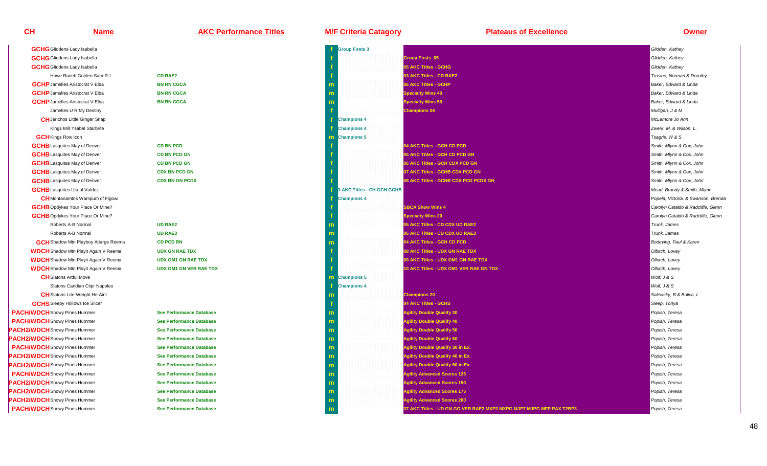| CH | Name | AKC Performance Titles | M/F | Criteria Catagory | Plateaus of Excellence | Owner |
|---|---|---|---|---|---|---|
| GCHG | Gliddens Lady Isabella | | f | Group Firsts 3 | | Glidden, Kathey |
| GCHG | Gliddens Lady Isabella | | f | | Group Firsts 05 | Glidden, Kathey |
| GCHG | Gliddens Lady Isabella | | f | | 05 AKC Titles - GCHG | Glidden, Kathey |
| | Howe Ranch Golden Sam-R-I | CD RAE2 | f | | 03 AKC Titles - CD RAE2 | Trosino, Norman & Dorothy |
| GCHP | Jamelles Aristocrat V Elba | BN RN CGCA | m | | 06 AKC Titles - GCHP | Baker, Edward & Linda |
| GCHP | Jamelles Aristocrat V Elba | BN RN CGCA | m | | Specialty Wins 40 | Baker, Edward & Linda |
| GCHP | Jamelles Aristocrat V Elba | BN RN CGCA | m | | Specialty Wins 50 | Baker, Edward & Linda |
| | Jamelles U R My Destiny | | f | | Champions 08 | Mulligan, J & M |
| CH | Jerichos Little Ginger Snap | | f | Champions 4 | | McLemore Jo Ann |
| | Kings Mill Ysabel Starbrite | | f | Champions 4 | | Zwerk, M. & Wilson. L. |
| GCH | Kings Row Icon | | m | Champions 5 | | Tsagris, W & S |
| GCHB | Lasquites May of Denver | CD BN PCD | f | | 04 AKC Titles - GCH CD PCD | Smith, Mlynn & Cox, John |
| GCHB | Lasquites May of Denver | CD BN PCD GN | f | | 05 AKC Titles - GCH CD PCD GN | Smith, Mlynn & Cox, John |
| GCHB | Lasquites May of Denver | CD BN PCD GN | f | | 06 AKC Titles - GCH CDX PCD GN | Smith, Mlynn & Cox, John |
| GCHB | Lasquites May of Denver | CDX BN PCD GN | f | | 07 AKC Titles - GCHB CDX PCD GN | Smith, Mlynn & Cox, John |
| GCHB | Lasquites May of Denver | CDX BN GN PCDX | f | | 08 AKC Titles - GCHB CDX PCD PCDX GN | Smith, Mlynn & Cox, John |
| GCHB | Lasquites Ula of Valdez | | f | 3 AKC Titles - CH GCH GCHB | | Mead, Brandy & Smith, Mlynn |
| CH | Montanamtns Wampum of Figowi | | f | Champions 4 | | Popela, Victoria. & Swanson, Brenda |
| GCHB | Opdykes Your Place Or Mine? | | f | | SBCA Show Wins 4 | Carolyn Cataldo & Radcliffe, Glenn |
| GCHB | Opdykes Your Place Or Mine? | | f | | Specialty Wins 20 | Carolyn Cataldo & Radcliffe, Glenn |
| | Roberts A-B Normal | UD RAE2 | m | | 05 AKC Titles - CD CDX UD RAE2 | Trunk, James |
| | Roberts A-B Normal | UD RAE3 | m | | 06 AKC Titles - CD CDX UD RAE3 | Trunk, James |
| GCH | Shadow Mtn Playboy Atlarge Reema | CD PCD RN | m | | 04 AKC Titles - GCH CD PCD | Bodeving, Paul & Karen |
| WDCH | Shadow Mtn Playit Again V Reema | UDX GN RAE TDX | f | | 08 AKC Titles - UDX GN RAE TDX | Olbirch, Lovey |
| WDCH | Shadow Mtn Playit Again V Reema | UDX OM1 GN RAE TDX | f | | 09 AKC Titles - UDX OM1 GN RAE TDX | Olbirch, Lovey |
| WDCH | Shadow Mtn Playit Again V Reema | UDX OM1 GN VER RAE TDX | f | | 10 AKC Titles - UDX OM1 VER RAE GN TDX | Olbirch, Lovey |
| CH | Slatons Artful Move | | m | Champions 5 | | Wolf, J & S |
| | Slatons Candian Clipr Napoleo | | f | Champions 4 | | Wolf, J & S |
| CH | Slatons Lite-Weight He Aint | | m | | Champions 20 | Salewsky, B & Bulica, L |
| GCHS | Sleepy Hollows Ice Slicer | | f | | 04 AKC Titles - GCHS | Sleep, Tonya |
| PACH/WDCH | Snowy Pines Hummer | See Performance Database | m | | Agility Double Qualify 30 | Popish, Teresa |
| PACH/WDCH | Snowy Pines Hummer | See Performance Database | m | | Agility Double Qualify 40 | Popish, Teresa |
| PACH2/WDCH | Snowy Pines Hummer | See Performance Database | m | | Agility Double Qualify 50 | Popish, Teresa |
| PACH2/WDCH | Snowy Pines Hummer | See Performance Database | m | | Agility Double Qualify 60 | Popish, Teresa |
| PACH/WDCH | Snowy Pines Hummer | See Performance Database | m | | Agility Double Qualify 30 in Ex. | Popish, Teresa |
| PACH2/WDCH | Snowy Pines Hummer | See Performance Database | m | | Agility Double Qualify 40 in Ex. | Popish, Teresa |
| PACH2/WDCH | Snowy Pines Hummer | See Performance Database | m | | Agility Double Qualify 50 in Ex. | Popish, Teresa |
| PACH/WDCH | Snowy Pines Hummer | See Performance Database | m | | Agility Advanced Scores 125 | Popish, Teresa |
| PACH2/WDCH | Snowy Pines Hummer | See Performance Database | m | | Agility Advanced Scores 150 | Popish, Teresa |
| PACH2/WDCH | Snowy Pines Hummer | See Performance Database | m | | Agility Advanced Scores 175 | Popish, Teresa |
| PACH2/WDCH | Snowy Pines Hummer | See Performance Database | m | | Agility Advanced Scores 200 | Popish, Teresa |
| PACH/WDCH | Snowy Pines Hummer | See Performance Database | m | | 37 AKC Titles - UD GN GO VER RAE2 MXP3 MXPG MJP7 MJPG MFP PAX T2BP3 | Popish, Teresa |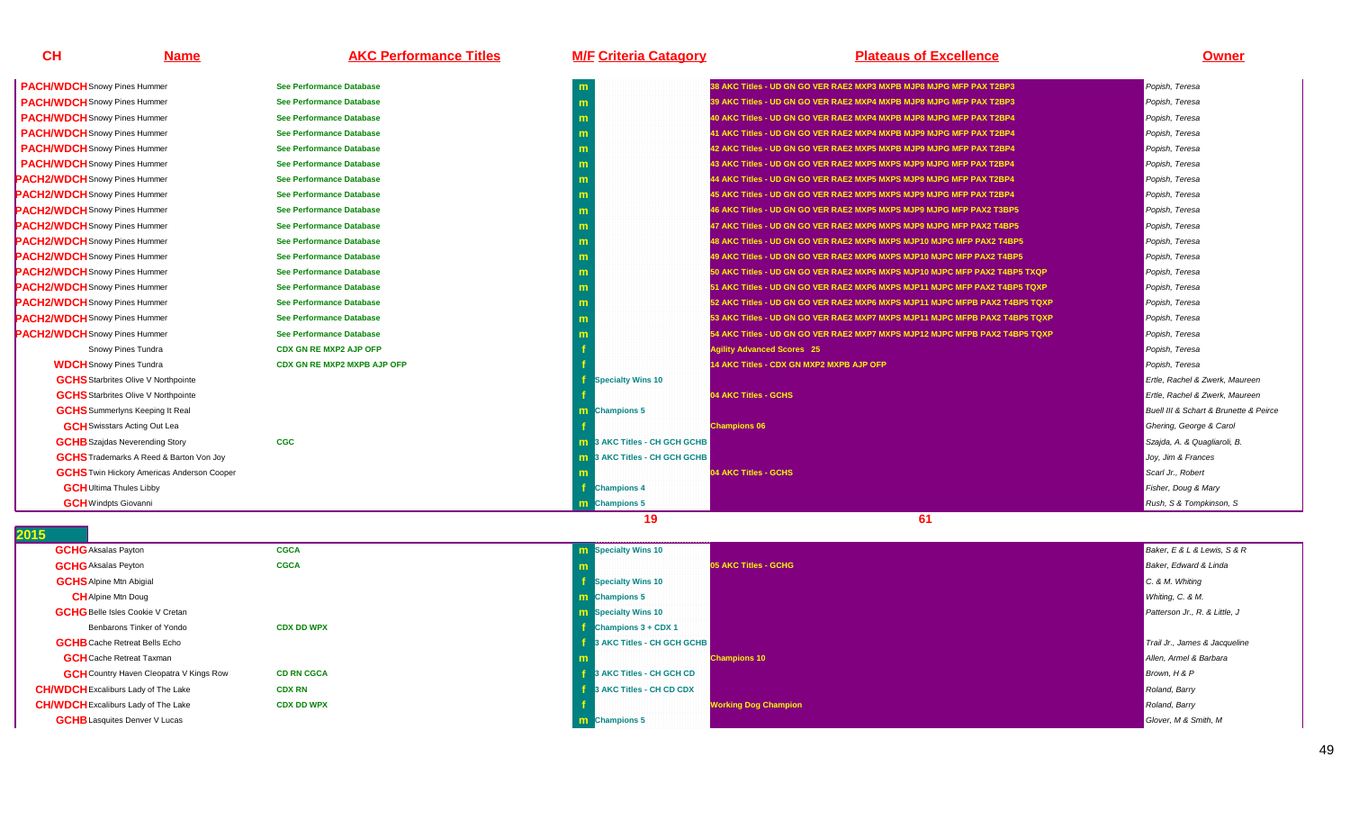| CH | Name | AKC Performance Titles | M/F | Criteria Catagory | Plateaus of Excellence | Owner |
|---|---|---|---|---|---|---|
| PACH/WDCH | Snowy Pines Hummer | See Performance Database | m | | 38 AKC Titles - UD GN GO VER RAE2 MXP3 MXPB MJP8 MJPG MFP PAX T2BP3 | Popish, Teresa |
| PACH/WDCH | Snowy Pines Hummer | See Performance Database | m | | 39 AKC Titles - UD GN GO VER RAE2 MXP4 MXPB MJP8 MJPG MFP PAX T2BP3 | Popish, Teresa |
| PACH/WDCH | Snowy Pines Hummer | See Performance Database | m | | 40 AKC Titles - UD GN GO VER RAE2 MXP4 MXPB MJP8 MJPG MFP PAX T2BP4 | Popish, Teresa |
| PACH/WDCH | Snowy Pines Hummer | See Performance Database | m | | 41 AKC Titles - UD GN GO VER RAE2 MXP4 MXPB MJP9 MJPG MFP PAX T2BP4 | Popish, Teresa |
| PACH/WDCH | Snowy Pines Hummer | See Performance Database | m | | 42 AKC Titles - UD GN GO VER RAE2 MXP5 MXPB MJP9 MJPG MFP PAX T2BP4 | Popish, Teresa |
| PACH/WDCH | Snowy Pines Hummer | See Performance Database | m | | 43 AKC Titles - UD GN GO VER RAE2 MXP5 MXPS MJP9 MJPG MFP PAX T2BP4 | Popish, Teresa |
| PACH2/WDCH | Snowy Pines Hummer | See Performance Database | m | | 44 AKC Titles - UD GN GO VER RAE2 MXP5 MXPS MJP9 MJPG MFP PAX T2BP4 | Popish, Teresa |
| PACH2/WDCH | Snowy Pines Hummer | See Performance Database | m | | 45 AKC Titles - UD GN GO VER RAE2 MXP5 MXPS MJP9 MJPG MFP PAX T2BP4 | Popish, Teresa |
| PACH2/WDCH | Snowy Pines Hummer | See Performance Database | m | | 46 AKC Titles - UD GN GO VER RAE2 MXP5 MXPS MJP9 MJPG MFP PAX2 T3BP5 | Popish, Teresa |
| PACH2/WDCH | Snowy Pines Hummer | See Performance Database | m | | 47 AKC Titles - UD GN GO VER RAE2 MXP6 MXPS MJP9 MJPG MFP PAX2 T4BP5 | Popish, Teresa |
| PACH2/WDCH | Snowy Pines Hummer | See Performance Database | m | | 48 AKC Titles - UD GN GO VER RAE2 MXP6 MXPS MJP10 MJPG MFP PAX2 T4BP5 | Popish, Teresa |
| PACH2/WDCH | Snowy Pines Hummer | See Performance Database | m | | 49 AKC Titles - UD GN GO VER RAE2 MXP6 MXPS MJP10 MJPC MFP PAX2 T4BP5 | Popish, Teresa |
| PACH2/WDCH | Snowy Pines Hummer | See Performance Database | m | | 50 AKC Titles - UD GN GO VER RAE2 MXP6 MXPS MJP10 MJPC MFP PAX2 T4BP5 TXQP | Popish, Teresa |
| PACH2/WDCH | Snowy Pines Hummer | See Performance Database | m | | 51 AKC Titles - UD GN GO VER RAE2 MXP6 MXPS MJP11 MJPC MFP PAX2 T4BP5 TQXP | Popish, Teresa |
| PACH2/WDCH | Snowy Pines Hummer | See Performance Database | m | | 52 AKC Titles - UD GN GO VER RAE2 MXP6 MXPS MJP11 MJPC MFPB PAX2 T4BP5 TQXP | Popish, Teresa |
| PACH2/WDCH | Snowy Pines Hummer | See Performance Database | m | | 53 AKC Titles - UD GN GO VER RAE2 MXP7 MXPS MJP11 MJPC MFPB PAX2 T4BP5 TQXP | Popish, Teresa |
| PACH2/WDCH | Snowy Pines Hummer | See Performance Database | m | | 54 AKC Titles - UD GN GO VER RAE2 MXP7 MXPS MJP12 MJPC MFPB PAX2 T4BP5 TQXP | Popish, Teresa |
| | Snowy Pines Tundra | CDX GN RE MXP2 AJP OFP | f | | Agility Advanced Scores 25 | Popish, Teresa |
| WDCH | Snowy Pines Tundra | CDX GN RE MXP2 MXPB AJP OFP | f | | 14 AKC Titles - CDX GN MXP2 MXPB AJP OFP | Popish, Teresa |
| GCHS | Starbrites Olive V Northpointe | | f | Specialty Wins 10 | | Ertle, Rachel & Zwerk, Maureen |
| GCHS | Starbrites Olive V Northpointe | | f | | 04 AKC Titles - GCHS | Ertle, Rachel & Zwerk, Maureen |
| GCHS | Summerlyns Keeping It Real | | m | Champions 5 | | Buell III & Schart & Brunette & Peirce |
| GCH | Swisstars Acting Out Lea | | f | | Champions 06 | Ghering, George & Carol |
| GCHB | Szajdas Neverending Story | CGC | m | 3 AKC Titles - CH GCH GCHB | | Szajda, A. & Quagliaroli, B. |
| GCHS | Trademarks A Reed & Barton Von Joy | | m | 3 AKC Titles - CH GCH GCHB | | Joy, Jim & Frances |
| GCHS | Twin Hickory Americas Anderson Cooper | | m | | 04 AKC Titles - GCHS | Scarl Jr., Robert |
| GCH | Ultima Thules Libby | | f | Champions 4 | | Fisher, Doug & Mary |
| GCH | Windpts Giovanni | | m | Champions 5 | | Rush, S & Tompkinson, S |
| | | | | 19 | 61 | |

## 2015

| CH | Name | AKC Performance Titles | M/F | Criteria Catagory | Plateaus of Excellence | Owner |
|---|---|---|---|---|---|---|
| GCHG | Aksalas Payton | CGCA | m | Specialty Wins 10 | | Baker, E & L & Lewis, S & R |
| GCHG | Aksalas Peyton | CGCA | m | | 05 AKC Titles - GCHG | Baker, Edward & Linda |
| GCHS | Alpine Mtn Abigial | | f | Specialty Wins 10 | | C. & M. Whiting |
| CH | Alpine Mtn Doug | | m | Champions 5 | | Whiting, C. & M. |
| GCHG | Belle Isles Cookie V Cretan | | m | Specialty Wins 10 | | Patterson Jr., R. & Little, J |
| | Benbarons Tinker of Yondo | CDX DD WPX | f | Champions 3 + CDX 1 | | |
| GCHB | Cache Retreat Bells Echo | | f | 3 AKC Titles - CH GCH GCHB | | Trail Jr., James & Jacqueline |
| GCH | Cache Retreat Taxman | | m | | Champions 10 | Allen, Armel & Barbara |
| GCH | Country Haven Cleopatra V Kings Row | CD RN CGCA | f | 3 AKC Titles - CH GCH CD | | Brown, H & P |
| CH/WDCH | Excaliburs Lady of The Lake | CDX RN | f | 3 AKC Titles - CH CD CDX | | Roland, Barry |
| CH/WDCH | Excaliburs Lady of The Lake | CDX DD WPX | f | | Working Dog Champion | Roland, Barry |
| GCHB | Lasquites Denver V Lucas | | m | Champions 5 | | Glover, M & Smith, M |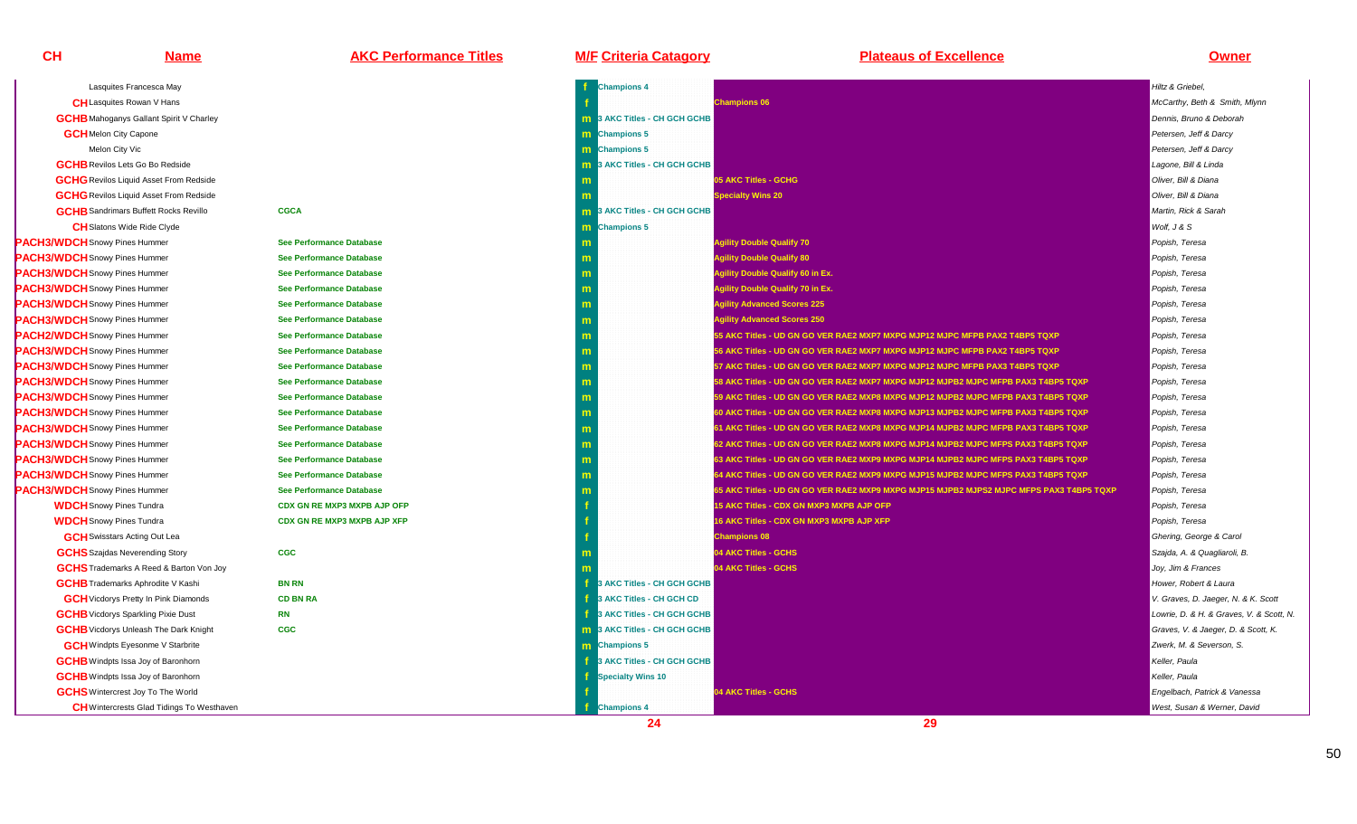| CH | Name | AKC Performance Titles | M/F | Criteria Catagory | Plateaus of Excellence | Owner |
|---|---|---|---|---|---|---|
| | Lasquites Francesca May | | f | Champions 4 | | Hiltz & Griebel, |
| CH | Lasquites Rowan V Hans | | f | | Champions 06 | McCarthy, Beth & Smith, Mlynn |
| GCHB | Mahoganys Gallant Spirit V Charley | | m | 3 AKC Titles - CH GCH GCHB | | Dennis, Bruno & Deborah |
| GCH | Melon City Capone | | m | Champions 5 | | Petersen, Jeff & Darcy |
| | Melon City Vic | | m | Champions 5 | | Petersen, Jeff & Darcy |
| GCHB | Revilos Lets Go Bo Redside | | m | 3 AKC Titles - CH GCH GCHB | | Lagone, Bill & Linda |
| GCHG | Revilos Liquid Asset From Redside | | m | | 05 AKC Titles - GCHG | Oliver, Bill & Diana |
| GCHG | Revilos Liquid Asset From Redside | | m | | Specialty Wins 20 | Oliver, Bill & Diana |
| GCHB | Sandrimars Buffett Rocks Revillo | CGCA | m | 3 AKC Titles - CH GCH GCHB | | Martin, Rick & Sarah |
| CH | Slatons Wide Ride Clyde | | m | Champions 5 | | Wolf, J & S |
| PACH3/WDCH | Snowy Pines Hummer | See Performance Database | m | | Agility Double Qualify 70 | Popish, Teresa |
| PACH3/WDCH | Snowy Pines Hummer | See Performance Database | m | | Agility Double Qualify 80 | Popish, Teresa |
| PACH3/WDCH | Snowy Pines Hummer | See Performance Database | m | | Agility Double Qualify 60 in Ex. | Popish, Teresa |
| PACH3/WDCH | Snowy Pines Hummer | See Performance Database | m | | Agility Double Qualify 70 in Ex. | Popish, Teresa |
| PACH3/WDCH | Snowy Pines Hummer | See Performance Database | m | | Agility Advanced Scores 225 | Popish, Teresa |
| PACH3/WDCH | Snowy Pines Hummer | See Performance Database | m | | Agility Advanced Scores 250 | Popish, Teresa |
| PACH2/WDCH | Snowy Pines Hummer | See Performance Database | m | | 55 AKC Titles - UD GN GO VER RAE2 MXP7 MXPG MJP12 MJPC MFPB PAX2 T4BP5 TQXP | Popish, Teresa |
| PACH3/WDCH | Snowy Pines Hummer | See Performance Database | m | | 56 AKC Titles - UD GN GO VER RAE2 MXP7 MXPG MJP12 MJPC MFPB PAX2 T4BP5 TQXP | Popish, Teresa |
| PACH3/WDCH | Snowy Pines Hummer | See Performance Database | m | | 57 AKC Titles - UD GN GO VER RAE2 MXP7 MXPG MJP12 MJPC MFPB PAX3 T4BP5 TQXP | Popish, Teresa |
| PACH3/WDCH | Snowy Pines Hummer | See Performance Database | m | | 58 AKC Titles - UD GN GO VER RAE2 MXP7 MXPG MJP12 MJPB2 MJPC MFPB PAX3 T4BP5 TQXP | Popish, Teresa |
| PACH3/WDCH | Snowy Pines Hummer | See Performance Database | m | | 59 AKC Titles - UD GN GO VER RAE2 MXP8 MXPG MJP12 MJPB2 MJPC MFPB PAX3 T4BP5 TQXP | Popish, Teresa |
| PACH3/WDCH | Snowy Pines Hummer | See Performance Database | m | | 60 AKC Titles - UD GN GO VER RAE2 MXP8 MXPG MJP13 MJPB2 MJPC MFPB PAX3 T4BP5 TQXP | Popish, Teresa |
| PACH3/WDCH | Snowy Pines Hummer | See Performance Database | m | | 61 AKC Titles - UD GN GO VER RAE2 MXP8 MXPG MJP14 MJPB2 MJPC MFPB PAX3 T4BP5 TQXP | Popish, Teresa |
| PACH3/WDCH | Snowy Pines Hummer | See Performance Database | m | | 62 AKC Titles - UD GN GO VER RAE2 MXP8 MXPG MJP14 MJPB2 MJPC MFPS PAX3 T4BP5 TQXP | Popish, Teresa |
| PACH3/WDCH | Snowy Pines Hummer | See Performance Database | m | | 63 AKC Titles - UD GN GO VER RAE2 MXP9 MXPG MJP14 MJPB2 MJPC MFPS PAX3 T4BP5 TQXP | Popish, Teresa |
| PACH3/WDCH | Snowy Pines Hummer | See Performance Database | m | | 64 AKC Titles - UD GN GO VER RAE2 MXP9 MXPG MJP15 MJPB2 MJPC MFPS PAX3 T4BP5 TQXP | Popish, Teresa |
| PACH3/WDCH | Snowy Pines Hummer | See Performance Database | m | | 65 AKC Titles - UD GN GO VER RAE2 MXP9 MXPG MJP15 MJPB2 MJPS2 MJPC MFPS PAX3 T4BP5 TQXP | Popish, Teresa |
| WDCH | Snowy Pines Tundra | CDX GN RE MXP3 MXPB AJP OFP | f | | 15 AKC Titles - CDX GN MXP3 MXPB AJP OFP | Popish, Teresa |
| WDCH | Snowy Pines Tundra | CDX GN RE MXP3 MXPB AJP XFP | f | | 16 AKC Titles - CDX GN MXP3 MXPB AJP XFP | Popish, Teresa |
| GCH | Swisstars Acting Out Lea | | f | | Champions 08 | Ghering, George & Carol |
| GCHS | Szajdas Neverending Story | CGC | m | | 04 AKC Titles - GCHS | Szajda, A. & Quagliaroli, B. |
| GCHS | Trademarks A Reed & Barton Von Joy | | m | | 04 AKC Titles - GCHS | Joy, Jim & Frances |
| GCHB | Trademarks Aphrodite V Kashi | BN RN | f | 3 AKC Titles - CH GCH GCHB | | Hower, Robert & Laura |
| GCH | Vicdorys Pretty In Pink Diamonds | CD BN RA | f | 3 AKC Titles - CH GCH CD | | V. Graves, D. Jaeger, N. & K. Scott |
| GCHB | Vicdorys Sparkling Pixie Dust | RN | f | 3 AKC Titles - CH GCH GCHB | | Lowrie, D. & H. & Graves, V. & Scott, N. |
| GCHB | Vicdorys Unleash The Dark Knight | CGC | m | 3 AKC Titles - CH GCH GCHB | | Graves, V. & Jaeger, D. & Scott, K. |
| GCH | Windpts Eyesonme V Starbrite | | m | Champions 5 | | Zwerk, M. & Severson, S. |
| GCHB | Windpts Issa Joy of Baronhorn | | f | 3 AKC Titles - CH GCH GCHB | | Keller, Paula |
| GCHB | Windpts Issa Joy of Baronhorn | | f | Specialty Wins 10 | | Keller, Paula |
| GCHS | Wintercrest Joy To The World | | f | | 04 AKC Titles - GCHS | Engelbach, Patrick & Vanessa |
| CH | Wintercrests Glad Tidings To Westhaven | | f | Champions 4 | | West, Susan & Werner, David |
| | | | | 24 | 29 | |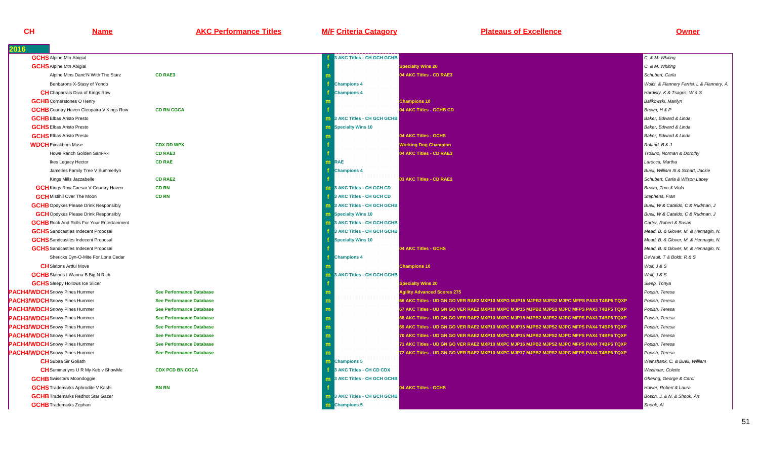| CH | Name | AKC Performance Titles | M/F | Criteria Catagory | Plateaus of Excellence | Owner |
|---|---|---|---|---|---|---|
| **2016** | | | | | | |
| GCHS | Alpine Mtn Abigial | | f | 3 AKC Titles - CH GCH GCHB | | C. & M. Whiting |
| GCHS | Alpine Mtn Abigial | | f | | Specialty Wins 20 | C. & M. Whiting |
| | Alpine Mtns Danc'N With The Starz | CD RAE3 | m | | 04 AKC Titles - CD RAE3 | Schubert, Carla |
| | Benbarons X-Stasy of Yondo | | f | Champions 4 | | Wolfs, & Flannery Farrisi, L & Flannery, A. |
| CH | Chaparrals Diva of Kings Row | | f | Champions 4 | | Hardisty, K & Tsagris, W & S |
| GCHB | Cornerstones O Henry | | m | | Champions 10 | Balikowski, Marilyn |
| GCHB | Country Haven Cleopatra V Kings Row | CD RN CGCA | f | | 04 AKC Titles - GCHB CD | Brown, H & P |
| GCHB | Elbas Aristo Presto | | m | 3 AKC Titles - CH GCH GCHB | | Baker, Edward & Linda |
| GCHS | Elbas Aristo Presto | | m | Specialty Wins 10 | | Baker, Edward & Linda |
| GCHS | Elbas Aristo Presto | | m | | 04 AKC Titles - GCHS | Baker, Edward & Linda |
| WDCH | Excaliburs Muse | CDX DD WPX | f | | Working Dog Champion | Roland, B & J |
| | Howe Ranch Golden Sam-R-I | CD RAE3 | f | | 04 AKC Titles - CD RAE3 | Trosino, Norman & Dorothy |
| | Ikes Legacy Hector | CD RAE | m | RAE | | Larocca, Martha |
| | Jamelles Family Tree V Summerlyn | | f | Champions 4 | | Buell, William III & Schart, Jackie |
| | Kings Mills Jazzabelle | CD RAE2 | f | | 03 AKC Titles - CD RAE2 | Schubert, Carla & Wilson Lacey |
| GCH | Kings Row Caesar V Country Haven | CD RN | m | 3 AKC Titles - CH GCH CD | | Brown, Tom & Viola |
| GCH | Mistihil Over The Moon | CD RN | f | 3 AKC Titles - CH GCH CD | | Stephens, Fran |
| GCHB | Opdykes Please Drink Responsibly | | m | 3 AKC Titles - CH GCH GCHB | | Buell, W & Cataldo, C & Rudman, J |
| GCH | Opdykes Please Drink Responsibly | | m | Specialty Wins 10 | | Buell, W & Cataldo, C & Rudman, J |
| GCHB | Rock And Rolls For Your Entertainment | | m | 3 AKC Titles - CH GCH GCHB | | Carter, Robert & Susan |
| GCHS | Sandcastles Indecent Proposal | | f | 3 AKC Titles - CH GCH GCHB | | Mead, B. & Glover, M. & Hennagin, N. |
| GCHS | Sandcastles Indecent Proposal | | f | Specialty Wins 10 | | Mead, B. & Glover, M. & Hennagin, N. |
| GCHS | Sandcastles Indecent Proposal | | f | | 04 AKC Titles - GCHS | Mead, B. & Glover, M. & Hennagin, N. |
| | Shericks Dyn-O-Mite For Lone Cedar | | f | Champions 4 | | DeVault, T & Boldt, R & S |
| CH | Slatons Artful Move | | m | | Champions 10 | Wolf, J & S |
| GCHB | Slatons I Wanna B Big N Rich | | m | 3 AKC Titles - CH GCH GCHB | | Wolf, J & S |
| GCHS | Sleepy Hollows Ice Slicer | | f | | Specialty Wins 20 | Sleep, Tonya |
| PACH4/WDCH | Snowy Pines Hummer | See Performance Database | m | | Agility Advanced Scores 275 | Popish, Teresa |
| PACH3/WDCH | Snowy Pines Hummer | See Performance Database | m | | 66 AKC Titles - UD GN GO VER RAE2 MXP10 MXPG MJP15 MJPB2 MJPS2 MJPC MFPS PAX3 T4BP5 TQXP | Popish, Teresa |
| PACH3/WDCH | Snowy Pines Hummer | See Performance Database | m | | 67 AKC Titles - UD GN GO VER RAE2 MXP10 MXPC MJP15 MJPB2 MJPS2 MJPC MFPS PAX3 T4BP5 TQXP | Popish, Teresa |
| PACH3/WDCH | Snowy Pines Hummer | See Performance Database | m | | 68 AKC Titles - UD GN GO VER RAE2 MXP10 MXPC MJP15 MJPB2 MJPS2 MJPC MFPS PAX3 T4BP6 TQXP | Popish, Teresa |
| PACH3/WDCH | Snowy Pines Hummer | See Performance Database | m | | 69 AKC Titles - UD GN GO VER RAE2 MXP10 MXPC MJP15 MJPB2 MJPS2 MJPC MFPS PAX4 T4BP6 TQXP | Popish, Teresa |
| PACH4/WDCH | Snowy Pines Hummer | See Performance Database | m | | 70 AKC Titles - UD GN GO VER RAE2 MXP10 MXPC MJP15 MJPB2 MJPS2 MJPC MFPS PAX4 T4BP6 TQXP | Popish, Teresa |
| PACH4/WDCH | Snowy Pines Hummer | See Performance Database | m | | 71 AKC Titles - UD GN GO VER RAE2 MXP10 MXPC MJP16 MJPB2 MJPS2 MJPC MFPS PAX4 T4BP6 TQXP | Popish, Teresa |
| PACH4/WDCH | Snowy Pines Hummer | See Performance Database | m | | 72 AKC Titles - UD GN GO VER RAE2 MXP10 MXPC MJP17 MJPB2 MJPS2 MJPC MFPS PAX4 T4BP6 TQXP | Popish, Teresa |
| CH | Subira Sir Goliath | | m | Champions 5 | | Weinshank, C. & Buell, William |
| CH | Summerlyns U R My Keb v ShowMe | CDX PCD BN CGCA | f | 3 AKC Titles - CH CD CDX | | Weishaar, Colette |
| GCHB | Swisstars Moondoggie | | m | 3 AKC Titles - CH GCH GCHB | | Ghering, George & Carol |
| GCHS | Trademarks Aphrodite V Kashi | BN RN | f | | 04 AKC Titles - GCHS | Hower, Robert & Laura |
| GCHB | Trademarks Redhot Star Gazer | | m | 3 AKC Titles - CH GCH GCHB | | Bosch, J. & N. & Shook, Art |
| GCHB | Trademarks Zephan | | m | Champions 5 | | Shook, Al |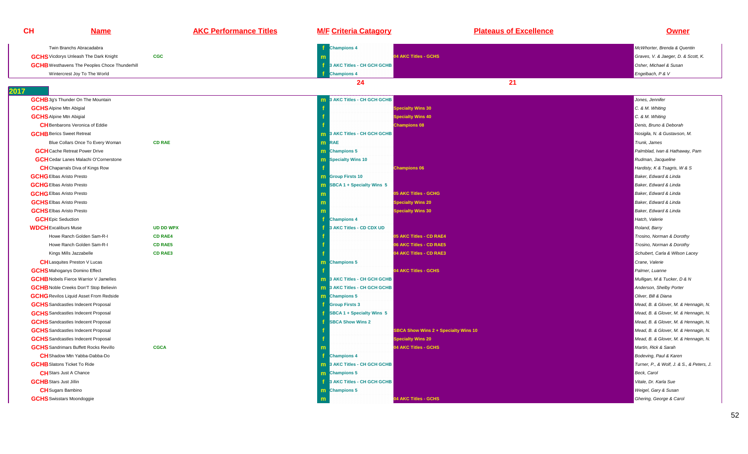| CH | Name | AKC Performance Titles | M/F | Criteria Catagory | Plateaus of Excellence | Owner |
|---|---|---|---|---|---|---|
| | Twin Branchs Abracadabra | | f | Champions 4 | | McWhorter, Brenda & Quentin |
| GCHS | Vicdorys Unleash The Dark Knight | CGC | m | | 04 AKC Titles - GCHS | Graves, V. & Jaeger, D. & Scott, K. |
| GCHB | Westhavens The Peoples Choce Thunderhill | | f | 3 AKC Titles - CH GCH GCHB | | Osher, Michael & Susan |
| | Wintercrest Joy To The World | | f | Champions 4 | | Engelbach, P & V |
| | | | | 24 | 21 | |
| **2017** | | | | | | |
| GCHB | 3g's Thunder On The Mountain | | m | 3 AKC Titles - CH GCH GCHB | | Jones, Jennifer |
| GCHS | Alpine Mtn Abigial | | f | | Specialty Wins 30 | C. & M. Whiting |
| GCHS | Alpine Mtn Abigial | | f | | Specialty Wins 40 | C. & M. Whiting |
| CH | Benbarons Veronica of Eddie | | f | | Champions 08 | Denis, Bruno & Deborah |
| GCHB | Berics Sweet Retreat | | m | 3 AKC Titles - CH GCH GCHB | | Nosigila, N. & Gustavson, M. |
| | Blue Collars Once To Every Woman | CD RAE | m | RAE | | Trunk, James |
| GCH | Cache Retreat Power Drive | | m | Champions 5 | | Palmblad, Ivan & Hathaway, Pam |
| GCH | Cedar Lanes Malachi O'Cornerstone | | m | Specialty Wins 10 | | Rudman, Jacqueline |
| CH | Chaparrals Diva of Kings Row | | f | | Champions 06 | Hardisty, K & Tsagris, W & S |
| GCHG | Elbas Aristo Presto | | m | Group Firsts 10 | | Baker, Edward & Linda |
| GCHG | Elbas Aristo Presto | | m | SBCA 1 + Specialty Wins 5 | | Baker, Edward & Linda |
| GCHG | Elbas Aristo Presto | | m | | 05 AKC Titles - GCHG | Baker, Edward & Linda |
| GCHS | Elbas Aristo Presto | | m | | Specialty Wins 20 | Baker, Edward & Linda |
| GCHS | Elbas Aristo Presto | | m | | Specialty Wins 30 | Baker, Edward & Linda |
| GCH | Epic Seduction | | f | Champions 4 | | Hatch, Valerie |
| WDCH | Excaliburs Muse | UD DD WPX | f | 3 AKC Titles - CD CDX UD | | Roland, Barry |
| | Howe Ranch Golden Sam-R-I | CD RAE4 | f | | 05 AKC Titles - CD RAE4 | Trosino, Norman & Dorothy |
| | Howe Ranch Golden Sam-R-I | CD RAE5 | f | | 06 AKC Titles - CD RAE5 | Trosino, Norman & Dorothy |
| | Kings Mills Jazzabelle | CD RAE3 | f | | 04 AKC Titles - CD RAE3 | Schubert, Carla & Wilson Lacey |
| CH | Lasquites Preston V Lucas | | m | Champions 5 | | Crane, Valerie |
| GCHS | Mahoganys Domino Effect | | f | | 04 AKC Titles - GCHS | Palmer, Luanne |
| GCHB | Nobels Fierce Warrior V Jamelles | | m | 3 AKC Titles - CH GCH GCHB | | Mulligan, M & Tucker, D & N |
| GCHB | Noble Creeks Don'T Stop Believin | | m | 3 AKC Titles - CH GCH GCHB | | Anderson, Shelby Porter |
| GCHG | Revilos Liquid Asset From Redside | | m | Champions 5 | | Oliver, Bill & Diana |
| GCHS | Sandcastles Indecent Proposal | | f | Group Firsts 3 | | Mead, B. & Glover, M. & Hennagin, N. |
| GCHS | Sandcastles Indecent Proposal | | f | SBCA 1 + Specialty Wins 5 | | Mead, B. & Glover, M. & Hennagin, N. |
| GCHS | Sandcastles Indecent Proposal | | f | SBCA Show Wins 2 | | Mead, B. & Glover, M. & Hennagin, N. |
| GCHS | Sandcastles Indecent Proposal | | f | | SBCA Show Wins 2 + Specialty Wins 10 | Mead, B. & Glover, M. & Hennagin, N. |
| GCHS | Sandcastles Indecent Proposal | | f | | Specialty Wins 20 | Mead, B. & Glover, M. & Hennagin, N. |
| GCHS | Sandrimars Buffett Rocks Revillo | CGCA | m | | 04 AKC Titles - GCHS | Martin, Rick & Sarah |
| CH | Shadow Mtn Yabba-Dabba-Do | | f | Champions 4 | | Bodeving, Paul & Karen |
| GCHB | Slatons Ticket To Ride | | m | 3 AKC Titles - CH GCH GCHB | | Turner, P., & Wolf, J. & S., & Peters, J. |
| CH | Stars Just A Chance | | m | Champions 5 | | Beck, Carol |
| GCHB | Stars Just Jillin | | f | 3 AKC Titles - CH GCH GCHB | | Vitale, Dr. Karla Sue |
| CH | Sugars Bambino | | m | Champions 5 | | Weigel, Gary & Susan |
| GCHS | Swisstars Moondoggie | | m | | 04 AKC Titles - GCHS | Ghering, George & Carol |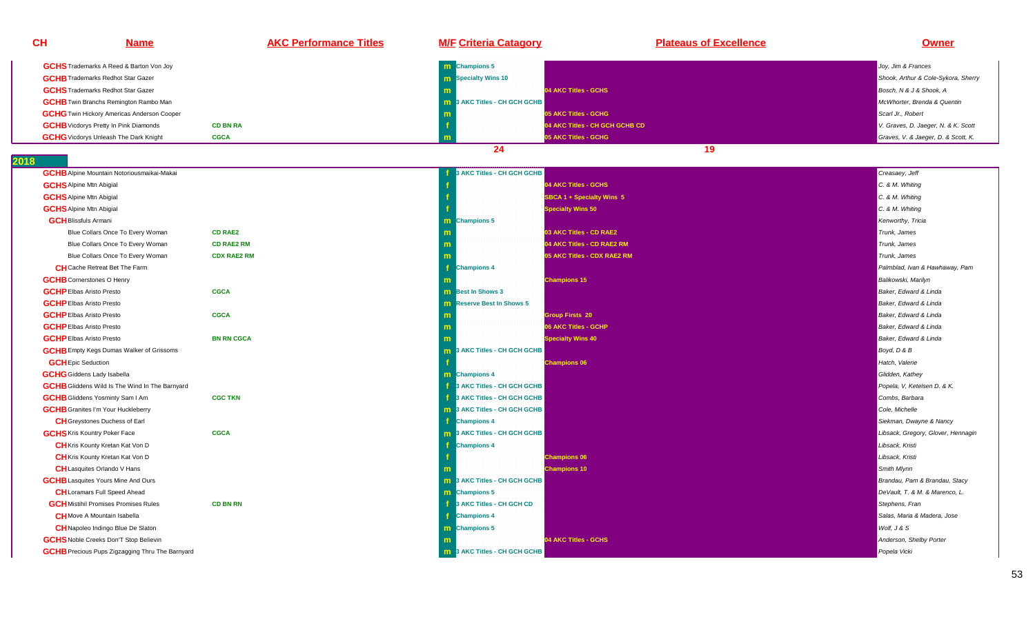| CH | Name | AKC Performance Titles | M/F | Criteria Catagory | Plateaus of Excellence | Owner |
|---|---|---|---|---|---|---|
| GCHS | Trademarks A Reed & Barton Von Joy | | m | Champions 5 | | Joy, Jim & Frances |
| GCHB | Trademarks Redhot Star Gazer | | m | Specialty Wins 10 | | Shook, Arthur & Cole-Sykora, Sherry |
| GCHS | Trademarks Redhot Star Gazer | | m | | 04 AKC Titles - GCHS | Bosch, N & J & Shook, A |
| GCHB | Twin Branchs Remington Rambo Man | | m | 3 AKC Titles - CH GCH GCHB | | McWhorter, Brenda & Quentin |
| GCHG | Twin Hickory Americas Anderson Cooper | | m | | 05 AKC Titles - GCHG | Scarl Jr., Robert |
| GCHB | Vicdorys Pretty In Pink Diamonds | CD BN RA | f | | 04 AKC Titles - CH GCH GCHB CD | V. Graves, D. Jaeger, N. & K. Scott |
| GCHG | Vicdorys Unleash The Dark Knight | CGCA | m | | 05 AKC Titles - GCHG | Graves, V. & Jaeger, D. & Scott, K. |
| | | | | 24 | 19 | |
| **2018** | | | | | | |
| GCHB | Alpine Mountain Notoriousmaikai-Makai | | f | 3 AKC Titles - CH GCH GCHB | | Creasaey, Jeff |
| GCHS | Alpine Mtn Abigial | | f | | 04 AKC Titles - GCHS | C. & M. Whiting |
| GCHS | Alpine Mtn Abigial | | f | | SBCA 1 + Specialty Wins 5 | C. & M. Whiting |
| GCHS | Alpine Mtn Abigial | | f | | Specialty Wins 50 | C. & M. Whiting |
| GCH | Blissfuls Armani | | m | Champions 5 | | Kenworthy, Tricia |
| | Blue Collars Once To Every Woman | CD RAE2 | m | | 03 AKC Titles - CD RAE2 | Trunk, James |
| | Blue Collars Once To Every Woman | CD RAE2 RM | m | | 04 AKC Titles - CD RAE2 RM | Trunk, James |
| | Blue Collars Once To Every Woman | CDX RAE2 RM | m | | 05 AKC Titles - CDX RAE2 RM | Trunk, James |
| CH | Cache Retreat Bet The Farm | | f | Champions 4 | | Palmblad, Ivan & Hawhaway, Pam |
| GCHB | Cornerstones O Henry | | m | | Champions 15 | Balikowski, Marilyn |
| GCHP | Elbas Aristo Presto | CGCA | m | Best In Shows 3 | | Baker, Edward & Linda |
| GCHP | Elbas Aristo Presto | | m | Reserve Best In Shows 5 | | Baker, Edward & Linda |
| GCHP | Elbas Aristo Presto | CGCA | m | | Group Firsts 20 | Baker, Edward & Linda |
| GCHP | Elbas Aristo Presto | | m | | 06 AKC Titles - GCHP | Baker, Edward & Linda |
| GCHP | Elbas Aristo Presto | BN RN CGCA | m | | Specialty Wins 40 | Baker, Edward & Linda |
| GCHB | Empty Kegs Dumas Walker of Grissoms | | m | 3 AKC Titles - CH GCH GCHB | | Boyd, D & B |
| GCH | Epic Seduction | | f | | Champions 06 | Hatch, Valerie |
| GCHG | Giddens Lady Isabella | | m | Champions 4 | | Glidden, Kathey |
| GCHB | Gliddens Wild Is The Wind In The Barnyard | | f | 3 AKC Titles - CH GCH GCHB | | Popela, V, Ketelsen D. & K. |
| GCHB | Gliddens Yosminty Sam I Am | CGC TKN | f | 3 AKC Titles - CH GCH GCHB | | Combs, Barbara |
| GCHB | Granites I'm Your Huckleberry | | m | 3 AKC Titles - CH GCH GCHB | | Cole, Michelle |
| CH | Greystones Duchess of Earl | | f | Champions 4 | | Siekman, Dwayne & Nancy |
| GCHS | Kris Kountry Poker Face | CGCA | m | 3 AKC Titles - CH GCH GCHB | | Libsack, Gregory, Glover, Hennagin |
| CH | Kris Kounty Kretan Kat Von D | | f | Champions 4 | | Libsack, Kristi |
| CH | Kris Kounty Kretan Kat Von D | | f | | Champions 06 | Libsack, Kristi |
| CH | Lasquites Orlando V Hans | | m | | Champions 10 | Smith Mlynn |
| GCHB | Lasquites Yours Mine And Ours | | m | 3 AKC Titles - CH GCH GCHB | | Brandau, Pam & Brandau, Stacy |
| CH | Loramars Full Speed Ahead | | m | Champions 5 | | DeVault, T. & M. & Marenco, L. |
| GCH | Mistihil Promises Promises Rules | CD BN RN | f | 3 AKC Titles - CH GCH CD | | Stephens, Fran |
| CH | Move A Mountain Isabella | | f | Champions 4 | | Salas, Maria & Madera, Jose |
| CH | Napoleo Indingo Blue De Slaton | | m | Champions 5 | | Wolf, J & S |
| GCHS | Noble Creeks Don'T Stop Believin | | m | | 04 AKC Titles - GCHS | Anderson, Shelby Porter |
| GCHB | Precious Pups Zigzagging Thru The Barnyard | | m | 3 AKC Titles - CH GCH GCHB | | Popela Vicki |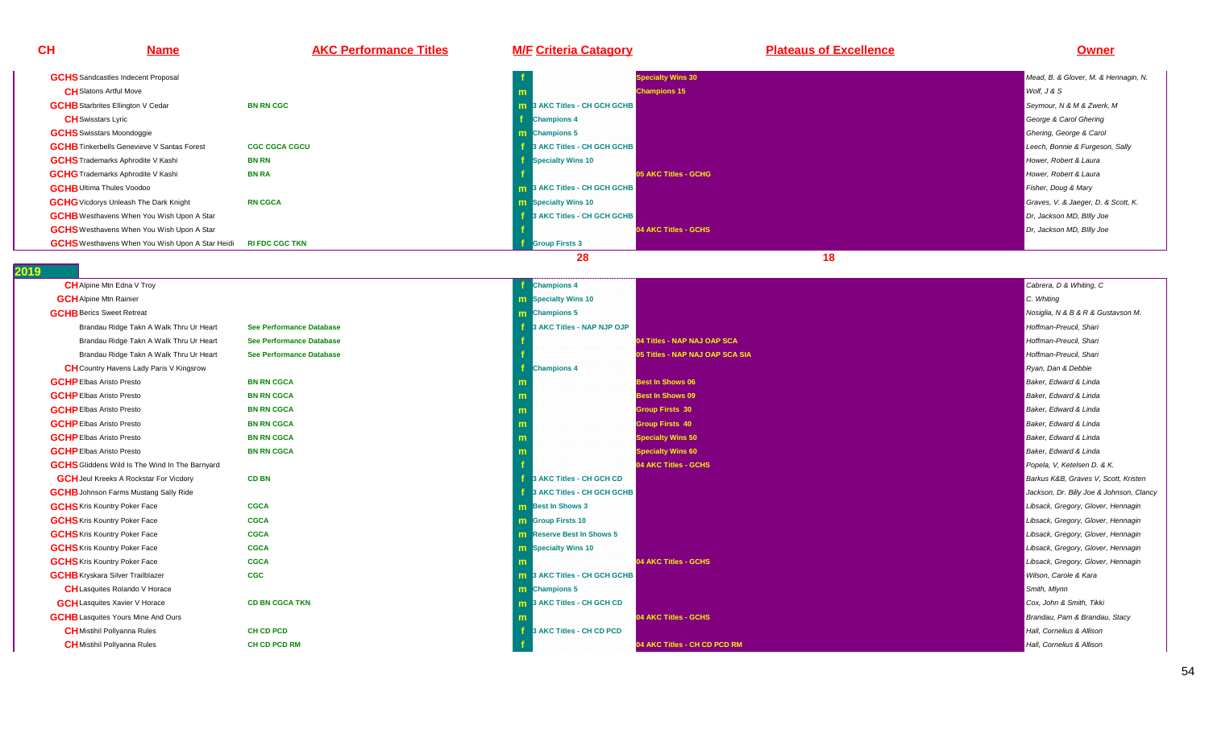| CH | Name | AKC Performance Titles | M/F | Criteria Catagory | Plateaus of Excellence | Owner |
|---|---|---|---|---|---|---|
| GCHS | Sandcastles Indecent Proposal | | f | | Specialty Wins 30 | Mead, B. & Glover, M. & Hennagin, N. |
| CH | Slatons Artful Move | | m | | Champions 15 | Wolf, J & S |
| GCHB | Starbrites Ellington V Cedar | BN RN CGC | m | 3 AKC Titles - CH GCH GCHB | | Seymour, N & M & Zwerk, M |
| CH | Swisstars Lyric | | f | Champions 4 | | George & Carol Ghering |
| GCHS | Swisstars Moondoggie | | m | Champions 5 | | Ghering, George & Carol |
| GCHB | Tinkerbells Genevieve V Santas Forest | CGC CGCA CGCU | f | 3 AKC Titles - CH GCH GCHB | | Leech, Bonnie & Furgeson, Sally |
| GCHS | Trademarks Aphrodite V Kashi | BN RN | f | Specialty Wins 10 | | Hower, Robert & Laura |
| GCHG | Trademarks Aphrodite V Kashi | BN RA | f | | 05 AKC Titles - GCHG | Hower, Robert & Laura |
| GCHB | Ultima Thules Voodoo | | m | 3 AKC Titles - CH GCH GCHB | | Fisher, Doug & Mary |
| GCHG | Vicdorys Unleash The Dark Knight | RN CGCA | m | Specialty Wins 10 | | Graves, V. & Jaeger, D. & Scott, K. |
| GCHB | Westhavens When You Wish Upon A Star | | f | 3 AKC Titles - CH GCH GCHB | | Dr, Jackson MD, BIlly Joe |
| GCHS | Westhavens When You Wish Upon A Star | | f | | 04 AKC Titles - GCHS | Dr, Jackson MD, BIlly Joe |
| GCHS | Westhavens When You Wish Upon A Star Heidi | RI FDC CGC TKN | f | Group Firsts 3 | | |
| | | | | 28 | 18 | |

## 2019

| CH | Name | AKC Performance Titles | M/F | Criteria Catagory | Plateaus of Excellence | Owner |
|---|---|---|---|---|---|---|
| CH | Alpine Mtn Edna V Troy | | f | Champions 4 | | Cabrera, D & Whiting, C |
| GCH | Alpine Mtn Rainier | | m | Specialty Wins 10 | | C. Whiting |
| GCHB | Berics Sweet Retreat | | m | Champions 5 | | Nosiglia, N & B & R & Gustavson M. |
| | Brandau Ridge Takn A Walk Thru Ur Heart | See Performance Database | f | 3 AKC Titles - NAP NJP OJP | | Hoffman-Preucil, Shari |
| | Brandau Ridge Takn A Walk Thru Ur Heart | See Performance Database | f | | 04 Titles - NAP NAJ OAP SCA | Hoffman-Preucil, Shari |
| | Brandau Ridge Takn A Walk Thru Ur Heart | See Performance Database | f | | 05 Titles - NAP NAJ OAP SCA SIA | Hoffman-Preucil, Shari |
| CH | Country Havens Lady Paris V Kingsrow | | f | Champions 4 | | Ryan, Dan & Debbie |
| GCHP | Elbas Aristo Presto | BN RN CGCA | m | | Best In Shows 06 | Baker, Edward & Linda |
| GCHP | Elbas Aristo Presto | BN RN CGCA | m | | Best In Shows 09 | Baker, Edward & Linda |
| GCHP | Elbas Aristo Presto | BN RN CGCA | m | | Group Firsts 30 | Baker, Edward & Linda |
| GCHP | Elbas Aristo Presto | BN RN CGCA | m | | Group Firsts 40 | Baker, Edward & Linda |
| GCHP | Elbas Aristo Presto | BN RN CGCA | m | | Specialty Wins 50 | Baker, Edward & Linda |
| GCHP | Elbas Aristo Presto | BN RN CGCA | m | | Specialty Wins 60 | Baker, Edward & Linda |
| GCHS | Gliddens Wild Is The Wind In The Barnyard | | f | | 04 AKC Titles - GCHS | Popela, V, Ketelsen D. & K. |
| GCH | Jeul Kreeks A Rockstar For Vicdory | CD BN | f | 3 AKC Titles - CH GCH CD | | Barkus K&B, Graves V, Scott, Kristen |
| GCHB | Johnson Farms Mustang Sally Ride | | f | 3 AKC Titles - CH GCH GCHB | | Jackson, Dr. Billy Joe & Johnson, Clancy |
| GCHS | Kris Kountry Poker Face | CGCA | m | Best In Shows 3 | | Libsack, Gregory, Glover, Hennagin |
| GCHS | Kris Kountry Poker Face | CGCA | m | Group Firsts 10 | | Libsack, Gregory, Glover, Hennagin |
| GCHS | Kris Kountry Poker Face | CGCA | m | Reserve Best In Shows 5 | | Libsack, Gregory, Glover, Hennagin |
| GCHS | Kris Kountry Poker Face | CGCA | m | Specialty Wins 10 | | Libsack, Gregory, Glover, Hennagin |
| GCHS | Kris Kountry Poker Face | CGCA | m | | 04 AKC Titles - GCHS | Libsack, Gregory, Glover, Hennagin |
| GCHB | Kryskara Silver Trailblazer | CGC | m | 3 AKC Titles - CH GCH GCHB | | Wilson, Carole & Kara |
| CH | Lasquites Rolando V Horace | | m | Champions 5 | | Smith, Mlynn |
| GCH | Lasquites Xavier V Horace | CD BN CGCA TKN | m | 3 AKC Titles - CH GCH CD | | Cox, John & Smith, Tikki |
| GCHB | Lasquites Yours Mine And Ours | | m | | 04 AKC Titles - GCHS | Brandau, Pam & Brandau, Stacy |
| CH | Mistihil Pollyanna Rules | CH CD PCD | f | 3 AKC Titles - CH CD PCD | | Hall, Cornelius & Allison |
| CH | Mistihil Pollyanna Rules | CH CD PCD RM | f | | 04 AKC Titles - CH CD PCD RM | Hall, Cornelius & Allison |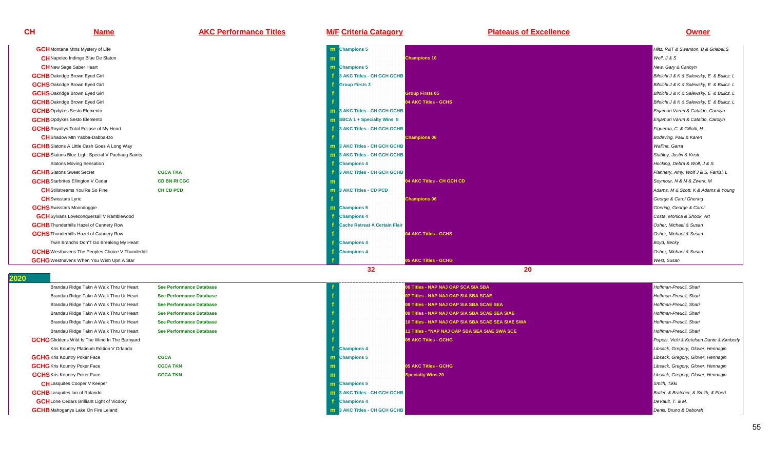| CH | Name | AKC Performance Titles | M/F | Criteria Catagory | Plateaus of Excellence | Owner |
|---|---|---|---|---|---|---|
| GCH | Montana Mtns Mystery of Life | | m | Champions 5 | | Hiltz, R&T & Swanson, B & Griebel,S |
| CH | Napoleo Indingo Blue De Slaton | | m | | Champions 10 | Wolf, J & S |
| CH | New Sage Saber Heart | | m | Champions 5 | | New, Gary & Carloyn |
| GCHB | Oakridge Brown Eyed Girl | | f | 3 AKC Titles - CH GCH GCHB | | Bifolchi J & K & Salewsky, E & Bulicz. L |
| GCHS | Oakridge Brown Eyed Girl | | f | Group Firsts 3 | | Bifolchi J & K & Salewsky, E & Bulicz. L |
| GCHS | Oakridge Brown Eyed Girl | | f | | Group Firsts 05 | Bifolchi J & K & Salewsky, E & Bulicz. L |
| GCHB | Oakridge Brown Eyed Girl | | f | | 04 AKC Titles - GCHS | Bifolchi J & K & Salewsky, E & Bulicz. L |
| GCHB | Opdykes Sesto Elemento | | m | 3 AKC Titles - CH GCH GCHB | | Enjamuri Varun & Cataldo, Carolyn |
| GCHB | Opdykes Sesto Elemento | | m | SBCA 1 + Specialty Wins 5 | | Enjamuri Varun & Cataldo, Carolyn |
| GCHB | Royaltys Total Eclipse of My Heart | | f | 3 AKC Titles - CH GCH GCHB | | Figueroa, C. & Gillotti, H. |
| CH | Shadow Mtn Yabba-Dabba-Do | | f | | Champions 06 | Bodeving, Paul & Karen |
| GCHB | Slatons A Little Cash Goes A Long Way | | m | 3 AKC Titles - CH GCH GCHB | | Walline, Garra |
| GCHB | Slatons Blue Light Special V Pachaug Saints | | m | 3 AKC Titles - CH GCH GCHB | | Stabley, Justin & Kristi |
| | Slatons Moving Sensation | | f | Champions 4 | | Hocking, Debra & Wolf, J & S. |
| GCHB | Slatons Sweet Secret | CGCA TKA | f | 3 AKC Titles - CH GCH GCHB | | Flannery, Amy, Wolf J & S, Farrisi, L |
| GCHB | Starbrites Ellington V Cedar | CD BN RI CGC | m | | 04 AKC Titles - CH GCH CD | Seymour, N & M & Zwerk, M |
| CH | Stillstreams You'Re So Fine | CH CD PCD | m | 3 AKC Titles - CD PCD | | Adams, M & Scott, K & Adams & Young |
| CH | Swisstars Lyric | | f | | Champions 06 | George & Carol Ghering |
| GCHS | Swisstars Moondoggie | | m | Champions 5 | | Ghering, George & Carol |
| GCH | Sylvans Loveconquersall V Ramblewood | | f | Champions 4 | | Costa, Monica & Shook, Art |
| GCHB | Thunderhills Hazel of Cannery Row | | f | Cache Retreat A Certain Flair | | Osher, Michael & Susan |
| GCHS | Thunderhills Hazel of Cannery Row | | f | | 04 AKC Titles - GCHS | Osher, Michael & Susan |
| | Twin Branchs Don'T Go Breaking My Heart | | f | Champions 4 | | Boyd, Becky |
| GCHB | Westhavens The Peoples Choice V Thunderhill | | f | Champions 4 | | Osher, Michael & Susan |
| GCHG | Westhavens When You Wish Upn A Star | | f | | 05 AKC Titles - GCHG | West, Susan |
| | | | | 32 | 20 | |

## 2020

| CH | Name | AKC Performance Titles | M/F | Criteria Catagory | Plateaus of Excellence | Owner |
|---|---|---|---|---|---|---|
| | Brandau Ridge Takn A Walk Thru Ur Heart | See Performance Database | f | | 06 Titles - NAP NAJ OAP SCA SIA SBA | Hoffman-Preucil, Shari |
| | Brandau Ridge Takn A Walk Thru Ur Heart | See Performance Database | f | | 07 Titles - NAP NAJ OAP SIA SBA SCAE | Hoffman-Preucil, Shari |
| | Brandau Ridge Takn A Walk Thru Ur Heart | See Performance Database | f | | 08 Titles - NAP NAJ OAP SIA SBA SCAE SEA | Hoffman-Preucil, Shari |
| | Brandau Ridge Takn A Walk Thru Ur Heart | See Performance Database | f | | 09 Titles - NAP NAJ OAP SIA SBA SCAE SEA SIAE | Hoffman-Preucil, Shari |
| | Brandau Ridge Takn A Walk Thru Ur Heart | See Performance Database | f | | 10 Titles - NAP NAJ OAP SIA SBA SCAE SEA SIAE SWA | Hoffman-Preucil, Shari |
| | Brandau Ridge Takn A Walk Thru Ur Heart | See Performance Database | f | | 11 Titles - "NAP NAJ OAP SBA SEA SIAE SWA SCE | Hoffman-Preucil, Shari |
| GCHG | Gliddens Wild Is The Wind In The Barnyard | | f | | 05 AKC Titles - GCHG | Popels, Vicki & Ketelsen Dante & Kimberly |
| | Kris Kountry Platinum Edition V Orlando | | f | Champions 4 | | Libsack, Gregory, Glover, Hennagin |
| GCHG | Kris Kountry Poker Face | CGCA | m | Champions 5 | | Libsack, Gregory, Glover, Hennagin |
| GCHG | Kris Kountry Poker Face | CGCA TKN | m | | 05 AKC Titles - GCHG | Libsack, Gregory, Glover, Hennagin |
| GCHS | Kris Kountry Poker Face | CGCA TKN | m | | Specialty Wins 20 | Libsack, Gregory, Glover, Hennagin |
| CH | Lasquites Cooper V Keeper | | m | Champions 5 | | Smith, Tikki |
| GCHB | Lasquites Ian of Rolando | | m | 3 AKC Titles - CH GCH GCHB | | Butler, & Bratcher, & Smith, & Ebert |
| GCH | Lone Cedars Brilliant Light of Vicdory | | f | Champions 4 | | DeVault, T. & M. |
| GCHB | Mahoganys Lake On Fire Leland | | m | 3 AKC Titles - CH GCH GCHB | | Denis, Bruno & Deborah |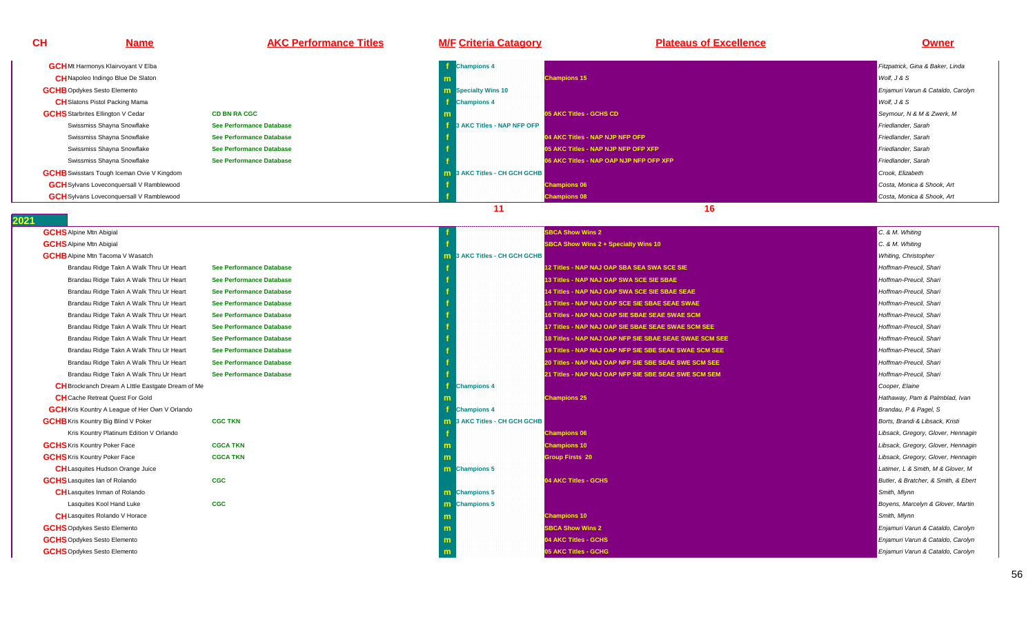| CH | Name | AKC Performance Titles | M/F | Criteria Catagory | Plateaus of Excellence | Owner |
|---|---|---|---|---|---|---|
| GCH | Mt Harmonys Klairvoyant V Elba | | f | Champions 4 | | Fitzpatrick, Gina & Baker, Linda |
| CH | Napoleo Indingo Blue De Slaton | | m | | Champions 15 | Wolf, J & S |
| GCHB | Opdykes Sesto Elemento | | m | Specialty Wins 10 | | Enjamuri Varun & Cataldo, Carolyn |
| CH | Slatons Pistol Packing Mama | | f | Champions 4 | | Wolf, J & S |
| GCHS | Starbrites Ellington V Cedar | CD BN RA CGC | m | | 05 AKC Titles - GCHS CD | Seymour, N & M & Zwerk, M |
| | Swissmiss Shayna Snowflake | See Performance Database | f | 3 AKC Titles - NAP NFP OFP | | Friedlander, Sarah |
| | Swissmiss Shayna Snowflake | See Performance Database | f | | 04 AKC Titles - NAP NJP NFP OFP | Friedlander, Sarah |
| | Swissmiss Shayna Snowflake | See Performance Database | f | | 05 AKC Titles - NAP NJP NFP OFP XFP | Friedlander, Sarah |
| | Swissmiss Shayna Snowflake | See Performance Database | f | | 06 AKC Titles - NAP OAP NJP NFP OFP XFP | Friedlander, Sarah |
| GCHB | Swisstars Tough Iceman Ovie V Kingdom | | m | 3 AKC Titles - CH GCH GCHB | | Crook, Elizabeth |
| GCH | Sylvans Loveconquersall V Ramblewood | | f | | Champions 06 | Costa, Monica & Shook, Art |
| GCH | Sylvans Loveconquersall V Ramblewood | | f | | Champions 08 | Costa, Monica & Shook, Art |
| | | | | 11 | 16 | |

## 2021

| CH | Name | AKC Performance Titles | M/F | Criteria Catagory | Plateaus of Excellence | Owner |
|---|---|---|---|---|---|---|
| GCHS | Alpine Mtn Abigial | | f | | SBCA Show Wins 2 | C. & M. Whiting |
| GCHS | Alpine Mtn Abigial | | f | | SBCA Show Wins 2 + Specialty Wins 10 | C. & M. Whiting |
| GCHB | Alpine Mtn Tacoma V Wasatch | | m | 3 AKC Titles - CH GCH GCHB | | Whiting, Christopher |
| | Brandau Ridge Takn A Walk Thru Ur Heart | See Performance Database | f | | 12 Titles - NAP NAJ OAP SBA SEA SWA SCE SIE | Hoffman-Preucil, Shari |
| | Brandau Ridge Takn A Walk Thru Ur Heart | See Performance Database | f | | 13 Titles - NAP NAJ OAP SWA SCE SIE SBAE | Hoffman-Preucil, Shari |
| | Brandau Ridge Takn A Walk Thru Ur Heart | See Performance Database | f | | 14 Titles - NAP NAJ OAP SWA SCE SIE SBAE SEAE | Hoffman-Preucil, Shari |
| | Brandau Ridge Takn A Walk Thru Ur Heart | See Performance Database | f | | 15 Titles - NAP NAJ OAP SCE SIE SBAE SEAE SWAE | Hoffman-Preucil, Shari |
| | Brandau Ridge Takn A Walk Thru Ur Heart | See Performance Database | f | | 16 Titles - NAP NAJ OAP SIE SBAE SEAE SWAE SCM | Hoffman-Preucil, Shari |
| | Brandau Ridge Takn A Walk Thru Ur Heart | See Performance Database | f | | 17 Titles - NAP NAJ OAP SIE SBAE SEAE SWAE SCM SEE | Hoffman-Preucil, Shari |
| | Brandau Ridge Takn A Walk Thru Ur Heart | See Performance Database | f | | 18 Titles - NAP NAJ OAP NFP SIE SBAE SEAE SWAE SCM SEE | Hoffman-Preucil, Shari |
| | Brandau Ridge Takn A Walk Thru Ur Heart | See Performance Database | f | | 19 Titles - NAP NAJ OAP NFP SIE SBE SEAE SWAE SCM SEE | Hoffman-Preucil, Shari |
| | Brandau Ridge Takn A Walk Thru Ur Heart | See Performance Database | f | | 20 Titles - NAP NAJ OAP NFP SIE SBE SEAE SWE SCM SEE | Hoffman-Preucil, Shari |
| | Brandau Ridge Takn A Walk Thru Ur Heart | See Performance Database | f | | 21 Titles - NAP NAJ OAP NFP SIE SBE SEAE SWE SCM SEM | Hoffman-Preucil, Shari |
| CH | Brockranch Dream A LIttle Eastgate Dream of Me | | f | Champions 4 | | Cooper, Elaine |
| CH | Cache Retreat Quest For Gold | | m | | Champions 25 | Hathaway, Pam & Palmblad, Ivan |
| GCH | Kris Kountry A League of Her Own V Orlando | | f | Champions 4 | | Brandau, P & Pagel, S |
| GCHB | Kris Kountry Big Blind V Poker | CGC TKN | m | 3 AKC Titles - CH GCH GCHB | | Borts, Brandi & Libsack, Kristi |
| | Kris Kountry Platinum Edition V Orlando | | f | | Champions 06 | Libsack, Gregory, Glover, Hennagin |
| GCHS | Kris Kountry Poker Face | CGCA TKN | m | | Champions 10 | Libsack, Gregory, Glover, Hennagin |
| GCHS | Kris Kountry Poker Face | CGCA TKN | m | | Group Firsts 20 | Libsack, Gregory, Glover, Hennagin |
| CH | Lasquites Hudson Orange Juice | | m | Champions 5 | | Latimer, L & Smith, M & Glover, M |
| GCHS | Lasquites Ian of Rolando | CGC | m | | 04 AKC Titles - GCHS | Butler, & Bratcher, & Smith, & Ebert |
| CH | Lasquites Inman of Rolando | | m | Champions 5 | | Smith, Mlynn |
| | Lasquites Kool Hand Luke | CGC | m | Champions 5 | | Boyens, Marcelyn & Glover, Martin |
| CH | Lasquites Rolando V Horace | | m | | Champions 10 | Smith, Mlynn |
| GCHS | Opdykes Sesto Elemento | | m | | SBCA Show Wins 2 | Enjamuri Varun & Cataldo, Carolyn |
| GCHS | Opdykes Sesto Elemento | | m | | 04 AKC Titles - GCHS | Enjamuri Varun & Cataldo, Carolyn |
| GCHS | Opdykes Sesto Elemento | | m | | 05 AKC Titles - GCHG | Enjamuri Varun & Cataldo, Carolyn |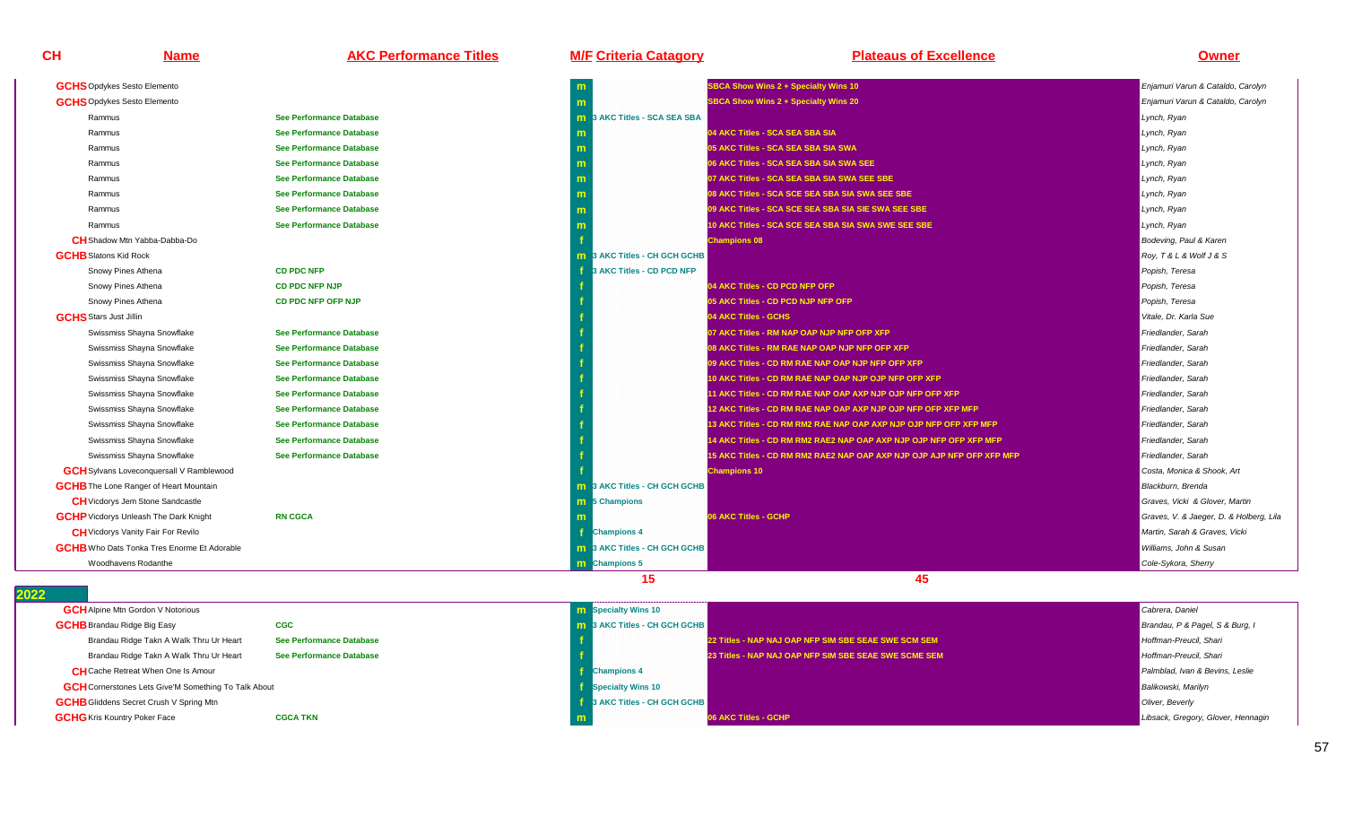| CH | Name | AKC Performance Titles | M/F | Criteria Catagory | Plateaus of Excellence | Owner |
|---|---|---|---|---|---|---|
| GCHS | Opdykes Sesto Elemento | | m | | SBCA Show Wins 2 + Specialty Wins 10 | Enjamuri Varun & Cataldo, Carolyn |
| GCHS | Opdykes Sesto Elemento | | m | | SBCA Show Wins 2 + Specialty Wins 20 | Enjamuri Varun & Cataldo, Carolyn |
| | Rammus | See Performance Database | m | 3 AKC Titles - SCA SEA SBA | | Lynch, Ryan |
| | Rammus | See Performance Database | m | | 04 AKC Titles - SCA SEA SBA SIA | Lynch, Ryan |
| | Rammus | See Performance Database | m | | 05 AKC Titles - SCA SEA SBA SIA SWA | Lynch, Ryan |
| | Rammus | See Performance Database | m | | 06 AKC Titles - SCA SEA SBA SIA SWA SEE | Lynch, Ryan |
| | Rammus | See Performance Database | m | | 07 AKC Titles - SCA SEA SBA SIA SWA SEE SBE | Lynch, Ryan |
| | Rammus | See Performance Database | m | | 08 AKC Titles - SCA SCE SEA SBA SIA SWA SEE SBE | Lynch, Ryan |
| | Rammus | See Performance Database | m | | 09 AKC Titles - SCA SCE SEA SBA SIA SIE SWA SEE SBE | Lynch, Ryan |
| | Rammus | See Performance Database | m | | 10 AKC Titles - SCA SCE SEA SBA SIA SWA SWE SEE SBE | Lynch, Ryan |
| CH | Shadow Mtn Yabba-Dabba-Do | | f | | Champions 08 | Bodeving, Paul & Karen |
| GCHB | Slatons Kid Rock | | m | 3 AKC Titles - CH GCH GCHB | | Roy, T & L & Wolf J & S |
| | Snowy Pines Athena | CD PDC NFP | f | 3 AKC Titles - CD PCD NFP | | Popish, Teresa |
| | Snowy Pines Athena | CD PDC NFP NJP | f | | 04 AKC Titles - CD PCD NFP OFP | Popish, Teresa |
| | Snowy Pines Athena | CD PDC NFP OFP NJP | f | | 05 AKC Titles - CD PCD NJP NFP OFP | Popish, Teresa |
| GCHS | Stars Just Jillin | | f | | 04 AKC Titles - GCHS | Vitale, Dr. Karla Sue |
| | Swissmiss Shayna Snowflake | See Performance Database | f | | 07 AKC Titles - RM NAP OAP NJP NFP OFP XFP | Friedlander, Sarah |
| | Swissmiss Shayna Snowflake | See Performance Database | f | | 08 AKC Titles - RM RAE NAP OAP NJP NFP OFP XFP | Friedlander, Sarah |
| | Swissmiss Shayna Snowflake | See Performance Database | f | | 09 AKC Titles - CD RM RAE NAP OAP NJP NFP OFP XFP | Friedlander, Sarah |
| | Swissmiss Shayna Snowflake | See Performance Database | f | | 10 AKC Titles - CD RM RAE NAP OAP NJP OJP NFP OFP XFP | Friedlander, Sarah |
| | Swissmiss Shayna Snowflake | See Performance Database | f | | 11 AKC Titles - CD RM RAE NAP OAP AXP NJP OJP NFP OFP XFP | Friedlander, Sarah |
| | Swissmiss Shayna Snowflake | See Performance Database | f | | 12 AKC Titles - CD RM RAE NAP OAP AXP NJP OJP NFP OFP XFP MFP | Friedlander, Sarah |
| | Swissmiss Shayna Snowflake | See Performance Database | f | | 13 AKC Titles - CD RM RM2 RAE NAP OAP AXP NJP OJP NFP OFP XFP MFP | Friedlander, Sarah |
| | Swissmiss Shayna Snowflake | See Performance Database | f | | 14 AKC Titles - CD RM RM2 RAE2 NAP OAP AXP NJP OJP NFP OFP XFP MFP | Friedlander, Sarah |
| | Swissmiss Shayna Snowflake | See Performance Database | f | | 15 AKC Titles - CD RM RM2 RAE2 NAP OAP AXP NJP OJP AJP NFP OFP XFP MFP | Friedlander, Sarah |
| GCH | Sylvans Loveconquersall V Ramblewood | | f | | Champions 10 | Costa, Monica & Shook, Art |
| GCHB | The Lone Ranger of Heart Mountain | | m | 3 AKC Titles - CH GCH GCHB | | Blackburn, Brenda |
| CH | Vicdorys Jem Stone Sandcastle | | m | 5 Champions | | Graves, Vicki & Glover, Martin |
| GCHP | Vicdorys Unleash The Dark Knight | RN CGCA | m | | 06 AKC Titles - GCHP | Graves, V. & Jaeger, D. & Holberg, Lila |
| CH | Vicdorys Vanity Fair For Revilo | | f | Champions 4 | | Martin, Sarah & Graves, Vicki |
| GCHB | Who Dats Tonka Tres Enorme Et Adorable | | m | 3 AKC Titles - CH GCH GCHB | | Williams, John & Susan |
| | Woodhavens Rodanthe | | m | Champions 5 | | Cole-Sykora, Sherry |
| | | | | 15 | 45 | |

## 2022

| CH | Name | AKC Performance Titles | M/F | Criteria Catagory | Plateaus of Excellence | Owner |
|---|---|---|---|---|---|---|
| GCH | Alpine Mtn Gordon V Notorious | | m | Specialty Wins 10 | | Cabrera, Daniel |
| GCHB | Brandau Ridge Big Easy | CGC | m | 3 AKC Titles - CH GCH GCHB | | Brandau, P & Pagel, S & Burg, I |
| | Brandau Ridge Takn A Walk Thru Ur Heart | See Performance Database | f | | 22 Titles - NAP NAJ OAP NFP SIM SBE SEAE SWE SCM SEM | Hoffman-Preucil, Shari |
| | Brandau Ridge Takn A Walk Thru Ur Heart | See Performance Database | f | | 23 Titles - NAP NAJ OAP NFP SIM SBE SEAE SWE SCME SEM | Hoffman-Preucil, Shari |
| CH | Cache Retreat When One Is Amour | | f | Champions 4 | | Palmblad, Ivan & Bevins, Leslie |
| GCH | Cornerstones Lets Give'M Something To Talk About | | f | Specialty Wins 10 | | Balikowski, Marilyn |
| GCHB | Gliddens Secret Crush V Spring Mtn | | f | 3 AKC Titles - CH GCH GCHB | | Oliver, Beverly |
| GCHG | Kris Kountry Poker Face | CGCA TKN | m | | 06 AKC Titles - GCHP | Libsack, Gregory, Glover, Hennagin |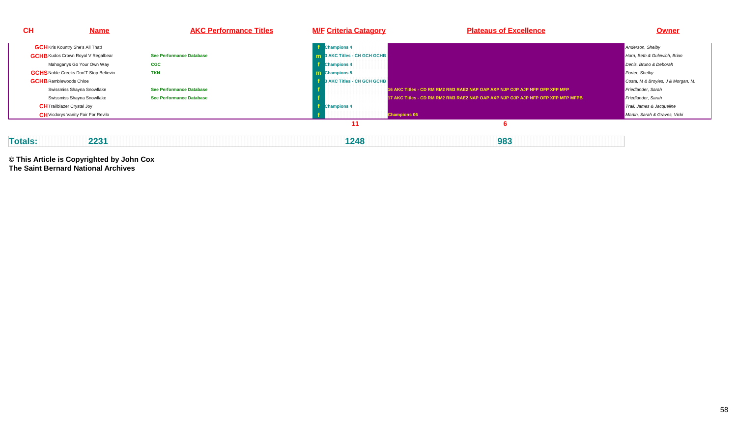| CH | Name | AKC Performance Titles | M/F | Criteria Catagory | Plateaus of Excellence | Owner |
|---|---|---|---|---|---|---|
| GCH | Kris Kountry She's All That! | | f | Champions 4 | | Anderson, Shelby |
| GCHB | Kudos Crown Royal V Regalbear | See Performance Database | m | 3 AKC Titles - CH GCH GCHB | | Horn, Beth & Gulewich, Brian |
| | Mahoganys Go Your Own Way | CGC | f | Champions 4 | | Denis, Bruno & Deborah |
| GCHS | Noble Creeks Don'T Stop Believin | TKN | m | Champions 5 | | Porter, Shelby |
| GCHB | Ramblewoods Chloe | | f | 3 AKC Titles - CH GCH GCHB | | Costa, M & Broyles, J & Morgan, M. |
| | Swissmiss Shayna Snowflake | See Performance Database | f | | 16 AKC Titles - CD RM RM2 RM3 RAE2 NAP OAP AXP NJP OJP AJP NFP OFP XFP MFP | Friedlander, Sarah |
| | Swissmiss Shayna Snowflake | See Performance Database | f | | 17 AKC Titles - CD RM RM2 RM3 RAE2 NAP OAP AXP NJP OJP AJP NFP OFP XFP MFP MFPB | Friedlander, Sarah |
| CH | Trailblazer Crystal Joy | | f | Champions 4 | | Trail, James & Jacqueline |
| CH | Vicdorys Vanity Fair For Revilo | | f | | Champions 06 | Martin, Sarah & Graves, Vicki |
| | | | | 11 | 6 | |
| **Totals:** | 2231 | | | 1248 | 983 | |

**© This Article is Copyrighted by John Cox**
**The Saint Bernard National Archives**